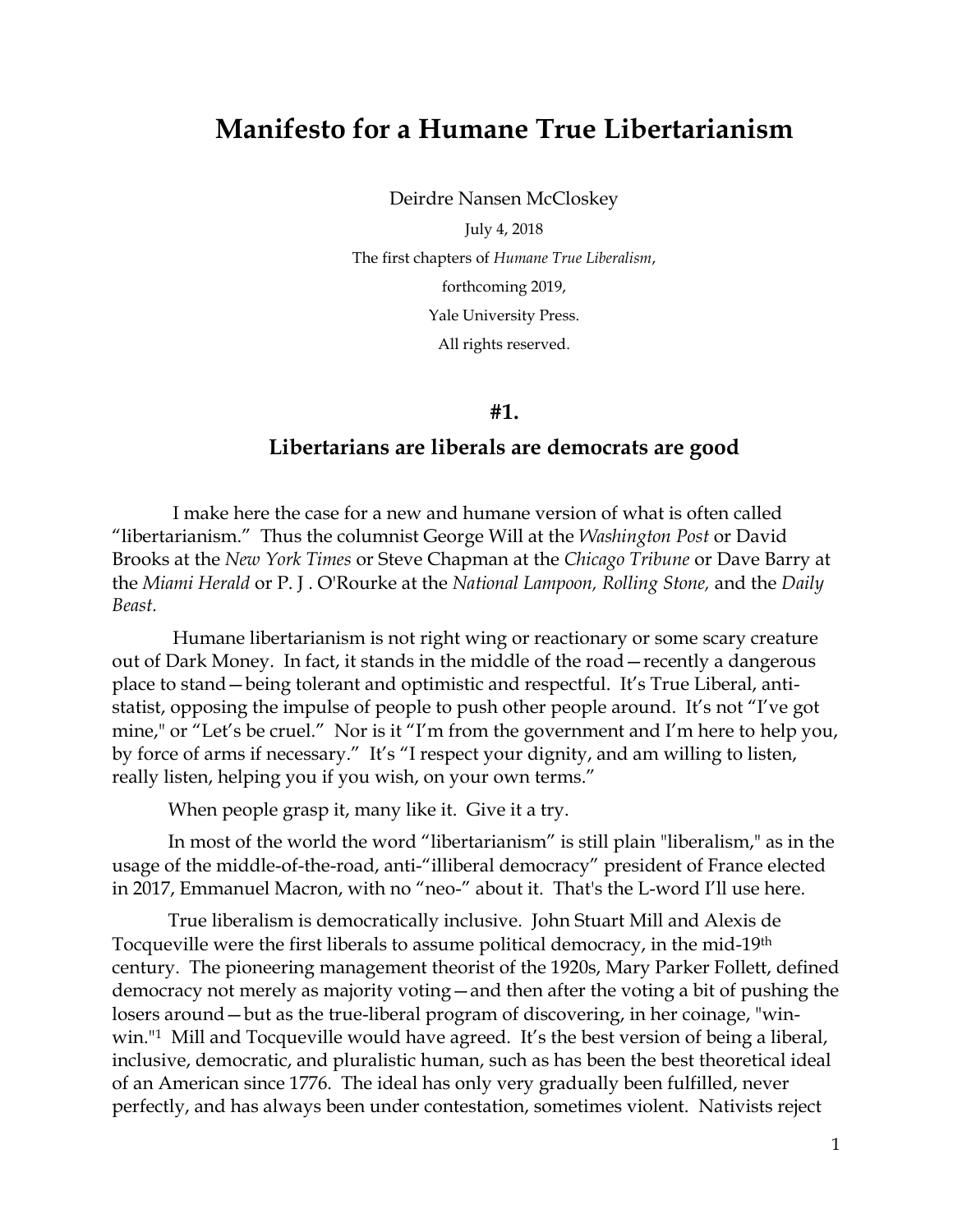# Manifesto for a Humane True Libertarianism

Deirdre Nansen McCloskey

July 4, 2018

The first chapters of *Humane True Liberalism*,

forthcoming 2019,

Yale University Press.

All rights reserved.

## #1.

## Libertarians are liberals are democrats are good

I make here the case for a new and humane version of what is often called "libertarianism." Thus the columnist George Will at the *Washington Post* or David Brooks at the *New York Times* or Steve Chapman at the *Chicago Tribune* or Dave Barry at the *Miami Herald* or P. J . O'Rourke at the *National Lampoon, Rolling Stone,* and the *Daily Beast.*

Humane libertarianism is not right wing or reactionary or some scary creature out of Dark Money. In fact, it stands in the middle of the road—recently a dangerous place to stand—being tolerant and optimistic and respectful. It's True Liberal, anti-statist, opposing the impulse of people to push other people around. It's not "I've got mine," or "Let's be cruel." Nor is it "I'm from the government and I'm here to help you, by force of arms if necessary." It's "I respect your dignity, and am willing to listen, really listen, helping you if you wish, on your own terms."

When people grasp it, many like it. Give it a try.

In most of the world the word "libertarianism" is still plain "liberalism," as in the usage of the middle-of-the-road, anti-"illiberal democracy" president of France elected in 2017, Emmanuel Macron, with no "neo-" about it. That's the L-word I'll use here.

True liberalism is democratically inclusive. John Stuart Mill and Alexis de Tocqueville were the first liberals to assume political democracy, in the mid-19th century. The pioneering management theorist of the 1920s, Mary Parker Follett, defined democracy not merely as majority voting—and then after the voting a bit of pushing the losers around—but as the true-liberal program of discovering, in her coinage, "win-win."[1] Mill and Tocqueville would have agreed. It's the best version of being a liberal, inclusive, democratic, and pluralistic human, such as has been the best theoretical ideal of an American since 1776. The ideal has only very gradually been fulfilled, never perfectly, and has always been under contestation, sometimes violent. Nativists reject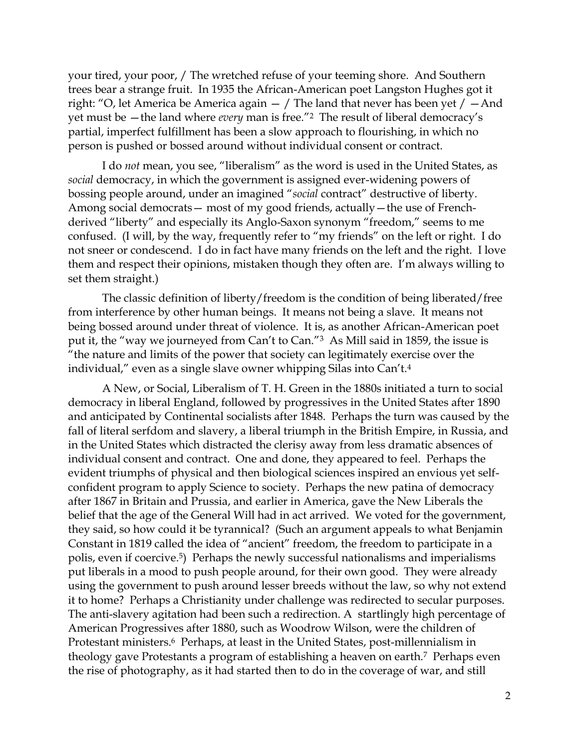your tired, your poor, / The wretched refuse of your teeming shore. And Southern trees bear a strange fruit. In 1935 the African-American poet Langston Hughes got it right: "O, let America be America again — / The land that never has been yet / —And yet must be —the land where *every* man is free."[2] The result of liberal democracy's partial, imperfect fulfillment has been a slow approach to flourishing, in which no person is pushed or bossed around without individual consent or contract.

I do *not* mean, you see, "liberalism" as the word is used in the United States, as *social* democracy, in which the government is assigned ever-widening powers of bossing people around, under an imagined "*social* contract" destructive of liberty. Among social democrats— most of my good friends, actually—the use of French-derived "liberty" and especially its Anglo-Saxon synonym "freedom," seems to me confused. (I will, by the way, frequently refer to "my friends" on the left or right. I do not sneer or condescend. I do in fact have many friends on the left and the right. I love them and respect their opinions, mistaken though they often are. I'm always willing to set them straight.)

The classic definition of liberty/freedom is the condition of being liberated/free from interference by other human beings. It means not being a slave. It means not being bossed around under threat of violence. It is, as another African-American poet put it, the "way we journeyed from Can't to Can."[3] As Mill said in 1859, the issue is "the nature and limits of the power that society can legitimately exercise over the individual," even as a single slave owner whipping Silas into Can't.[4]

A New, or Social, Liberalism of T. H. Green in the 1880s initiated a turn to social democracy in liberal England, followed by progressives in the United States after 1890 and anticipated by Continental socialists after 1848. Perhaps the turn was caused by the fall of literal serfdom and slavery, a liberal triumph in the British Empire, in Russia, and in the United States which distracted the clerisy away from less dramatic absences of individual consent and contract. One and done, they appeared to feel. Perhaps the evident triumphs of physical and then biological sciences inspired an envious yet self-confident program to apply Science to society. Perhaps the new patina of democracy after 1867 in Britain and Prussia, and earlier in America, gave the New Liberals the belief that the age of the General Will had in act arrived. We voted for the government, they said, so how could it be tyrannical? (Such an argument appeals to what Benjamin Constant in 1819 called the idea of "ancient" freedom, the freedom to participate in a polis, even if coercive.[5]) Perhaps the newly successful nationalisms and imperialisms put liberals in a mood to push people around, for their own good. They were already using the government to push around lesser breeds without the law, so why not extend it to home? Perhaps a Christianity under challenge was redirected to secular purposes. The anti-slavery agitation had been such a redirection. A startlingly high percentage of American Progressives after 1880, such as Woodrow Wilson, were the children of Protestant ministers.[6] Perhaps, at least in the United States, post-millennialism in theology gave Protestants a program of establishing a heaven on earth.[7] Perhaps even the rise of photography, as it had started then to do in the coverage of war, and still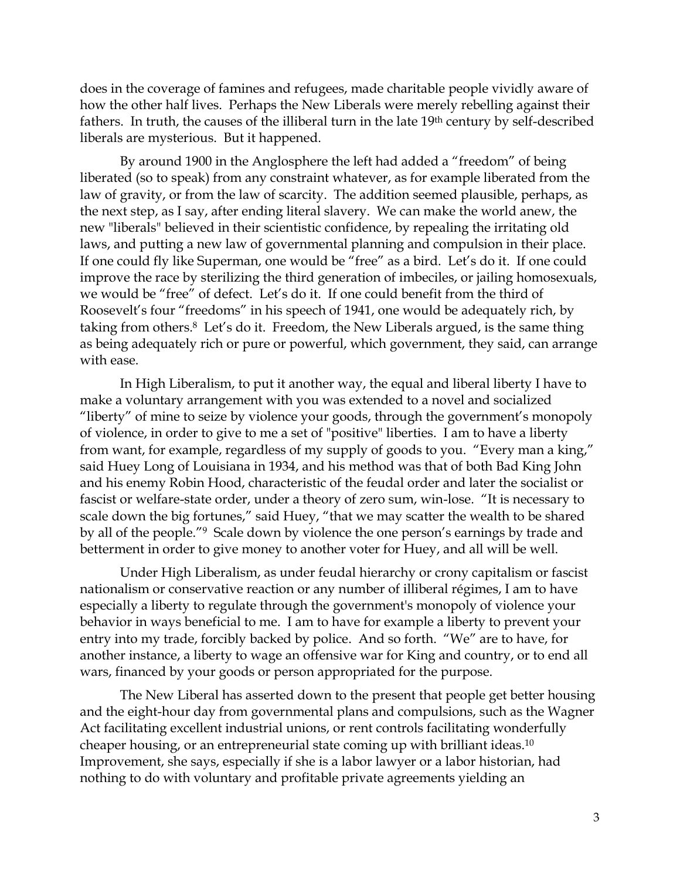does in the coverage of famines and refugees, made charitable people vividly aware of how the other half lives. Perhaps the New Liberals were merely rebelling against their fathers. In truth, the causes of the illiberal turn in the late 19th century by self-described liberals are mysterious. But it happened.

By around 1900 in the Anglosphere the left had added a "freedom" of being liberated (so to speak) from any constraint whatever, as for example liberated from the law of gravity, or from the law of scarcity. The addition seemed plausible, perhaps, as the next step, as I say, after ending literal slavery. We can make the world anew, the new "liberals" believed in their scientistic confidence, by repealing the irritating old laws, and putting a new law of governmental planning and compulsion in their place. If one could fly like Superman, one would be "free" as a bird. Let's do it. If one could improve the race by sterilizing the third generation of imbeciles, or jailing homosexuals, we would be "free" of defect. Let's do it. If one could benefit from the third of Roosevelt's four "freedoms" in his speech of 1941, one would be adequately rich, by taking from others.[8] Let's do it. Freedom, the New Liberals argued, is the same thing as being adequately rich or pure or powerful, which government, they said, can arrange with ease.

In High Liberalism, to put it another way, the equal and liberal liberty I have to make a voluntary arrangement with you was extended to a novel and socialized "liberty" of mine to seize by violence your goods, through the government's monopoly of violence, in order to give to me a set of "positive" liberties. I am to have a liberty from want, for example, regardless of my supply of goods to you. "Every man a king," said Huey Long of Louisiana in 1934, and his method was that of both Bad King John and his enemy Robin Hood, characteristic of the feudal order and later the socialist or fascist or welfare-state order, under a theory of zero sum, win-lose. "It is necessary to scale down the big fortunes," said Huey, "that we may scatter the wealth to be shared by all of the people."[9] Scale down by violence the one person's earnings by trade and betterment in order to give money to another voter for Huey, and all will be well.

Under High Liberalism, as under feudal hierarchy or crony capitalism or fascist nationalism or conservative reaction or any number of illiberal régimes, I am to have especially a liberty to regulate through the government's monopoly of violence your behavior in ways beneficial to me. I am to have for example a liberty to prevent your entry into my trade, forcibly backed by police. And so forth. "We" are to have, for another instance, a liberty to wage an offensive war for King and country, or to end all wars, financed by your goods or person appropriated for the purpose.

The New Liberal has asserted down to the present that people get better housing and the eight-hour day from governmental plans and compulsions, such as the Wagner Act facilitating excellent industrial unions, or rent controls facilitating wonderfully cheaper housing, or an entrepreneurial state coming up with brilliant ideas.[10] Improvement, she says, especially if she is a labor lawyer or a labor historian, had nothing to do with voluntary and profitable private agreements yielding an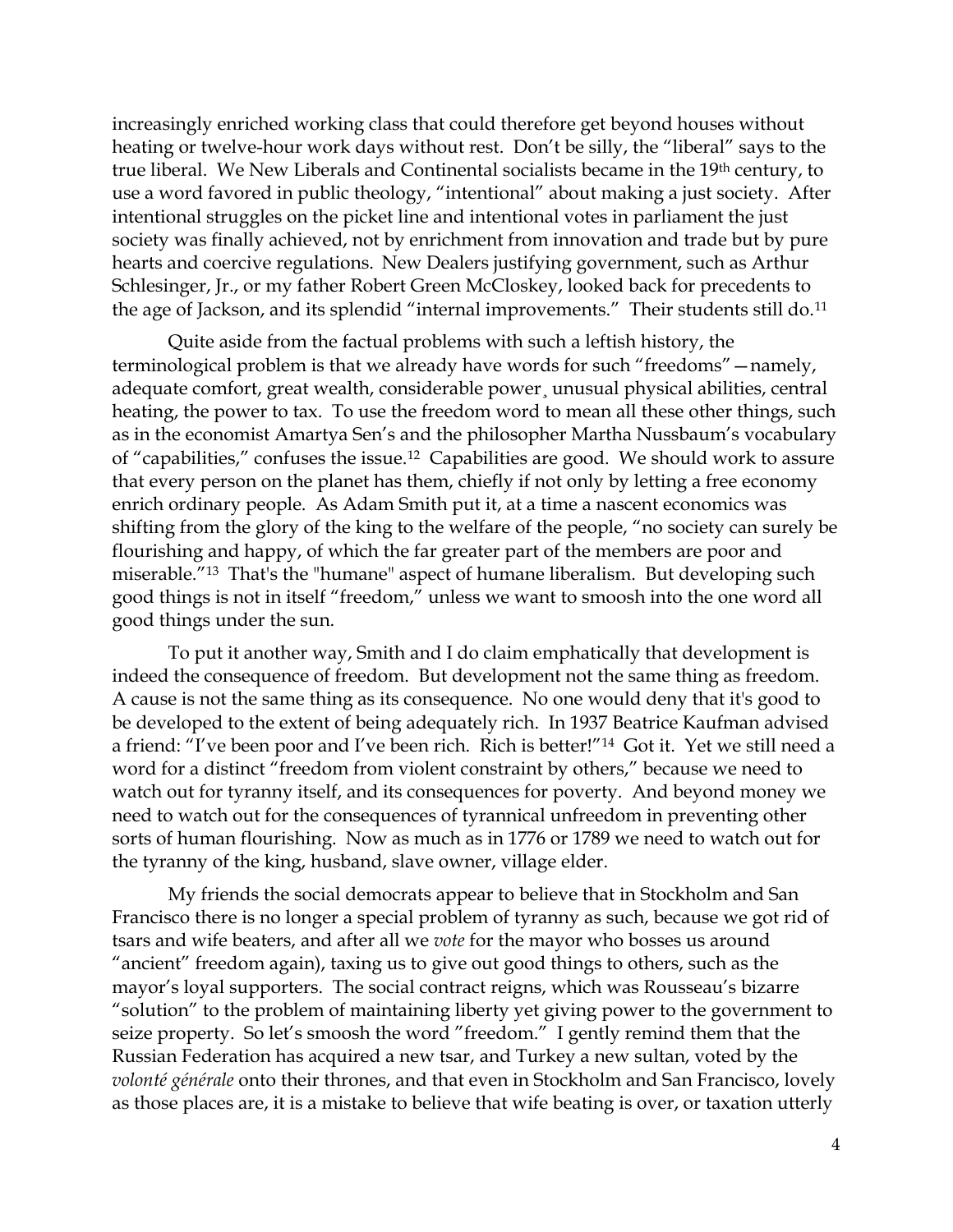increasingly enriched working class that could therefore get beyond houses without heating or twelve-hour work days without rest. Don't be silly, the "liberal" says to the true liberal. We New Liberals and Continental socialists became in the 19th century, to use a word favored in public theology, "intentional" about making a just society. After intentional struggles on the picket line and intentional votes in parliament the just society was finally achieved, not by enrichment from innovation and trade but by pure hearts and coercive regulations. New Dealers justifying government, such as Arthur Schlesinger, Jr., or my father Robert Green McCloskey, looked back for precedents to the age of Jackson, and its splendid "internal improvements." Their students still do.[11]

Quite aside from the factual problems with such a leftish history, the terminological problem is that we already have words for such "freedoms"—namely, adequate comfort, great wealth, considerable power¸ unusual physical abilities, central heating, the power to tax. To use the freedom word to mean all these other things, such as in the economist Amartya Sen's and the philosopher Martha Nussbaum's vocabulary of "capabilities," confuses the issue.[12] Capabilities are good. We should work to assure that every person on the planet has them, chiefly if not only by letting a free economy enrich ordinary people. As Adam Smith put it, at a time a nascent economics was shifting from the glory of the king to the welfare of the people, "no society can surely be flourishing and happy, of which the far greater part of the members are poor and miserable."[13] That's the "humane" aspect of humane liberalism. But developing such good things is not in itself "freedom," unless we want to smoosh into the one word all good things under the sun.

To put it another way, Smith and I do claim emphatically that development is indeed the consequence of freedom. But development not the same thing as freedom. A cause is not the same thing as its consequence. No one would deny that it's good to be developed to the extent of being adequately rich. In 1937 Beatrice Kaufman advised a friend: "I've been poor and I've been rich. Rich is better!"[14] Got it. Yet we still need a word for a distinct "freedom from violent constraint by others," because we need to watch out for tyranny itself, and its consequences for poverty. And beyond money we need to watch out for the consequences of tyrannical unfreedom in preventing other sorts of human flourishing. Now as much as in 1776 or 1789 we need to watch out for the tyranny of the king, husband, slave owner, village elder.

My friends the social democrats appear to believe that in Stockholm and San Francisco there is no longer a special problem of tyranny as such, because we got rid of tsars and wife beaters, and after all we *vote* for the mayor who bosses us around "ancient" freedom again), taxing us to give out good things to others, such as the mayor's loyal supporters. The social contract reigns, which was Rousseau's bizarre "solution" to the problem of maintaining liberty yet giving power to the government to seize property. So let's smoosh the word "freedom." I gently remind them that the Russian Federation has acquired a new tsar, and Turkey a new sultan, voted by the *volonté générale* onto their thrones, and that even in Stockholm and San Francisco, lovely as those places are, it is a mistake to believe that wife beating is over, or taxation utterly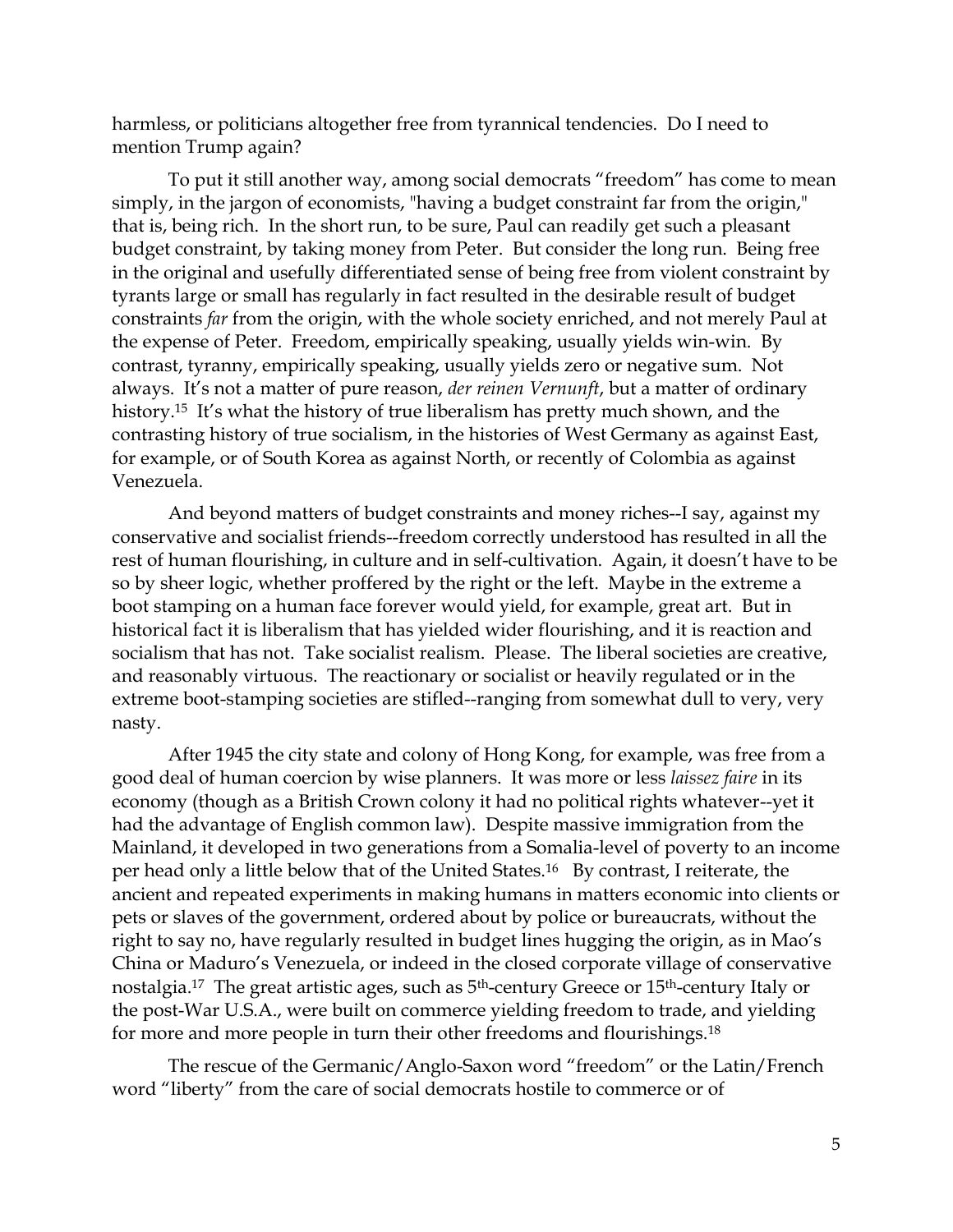harmless, or politicians altogether free from tyrannical tendencies. Do I need to mention Trump again?

To put it still another way, among social democrats "freedom" has come to mean simply, in the jargon of economists, "having a budget constraint far from the origin," that is, being rich. In the short run, to be sure, Paul can readily get such a pleasant budget constraint, by taking money from Peter. But consider the long run. Being free in the original and usefully differentiated sense of being free from violent constraint by tyrants large or small has regularly in fact resulted in the desirable result of budget constraints *far* from the origin, with the whole society enriched, and not merely Paul at the expense of Peter. Freedom, empirically speaking, usually yields win-win. By contrast, tyranny, empirically speaking, usually yields zero or negative sum. Not always. It's not a matter of pure reason, *der reinen Vernunft*, but a matter of ordinary history.[15] It's what the history of true liberalism has pretty much shown, and the contrasting history of true socialism, in the histories of West Germany as against East, for example, or of South Korea as against North, or recently of Colombia as against Venezuela.

And beyond matters of budget constraints and money riches--I say, against my conservative and socialist friends--freedom correctly understood has resulted in all the rest of human flourishing, in culture and in self-cultivation. Again, it doesn't have to be so by sheer logic, whether proffered by the right or the left. Maybe in the extreme a boot stamping on a human face forever would yield, for example, great art. But in historical fact it is liberalism that has yielded wider flourishing, and it is reaction and socialism that has not. Take socialist realism. Please. The liberal societies are creative, and reasonably virtuous. The reactionary or socialist or heavily regulated or in the extreme boot-stamping societies are stifled--ranging from somewhat dull to very, very nasty.

After 1945 the city state and colony of Hong Kong, for example, was free from a good deal of human coercion by wise planners. It was more or less *laissez faire* in its economy (though as a British Crown colony it had no political rights whatever--yet it had the advantage of English common law). Despite massive immigration from the Mainland, it developed in two generations from a Somalia-level of poverty to an income per head only a little below that of the United States.[16] By contrast, I reiterate, the ancient and repeated experiments in making humans in matters economic into clients or pets or slaves of the government, ordered about by police or bureaucrats, without the right to say no, have regularly resulted in budget lines hugging the origin, as in Mao's China or Maduro's Venezuela, or indeed in the closed corporate village of conservative nostalgia.[17] The great artistic ages, such as 5th-century Greece or 15th-century Italy or the post-War U.S.A., were built on commerce yielding freedom to trade, and yielding for more and more people in turn their other freedoms and flourishings.[18]

The rescue of the Germanic/Anglo-Saxon word "freedom" or the Latin/French word "liberty" from the care of social democrats hostile to commerce or of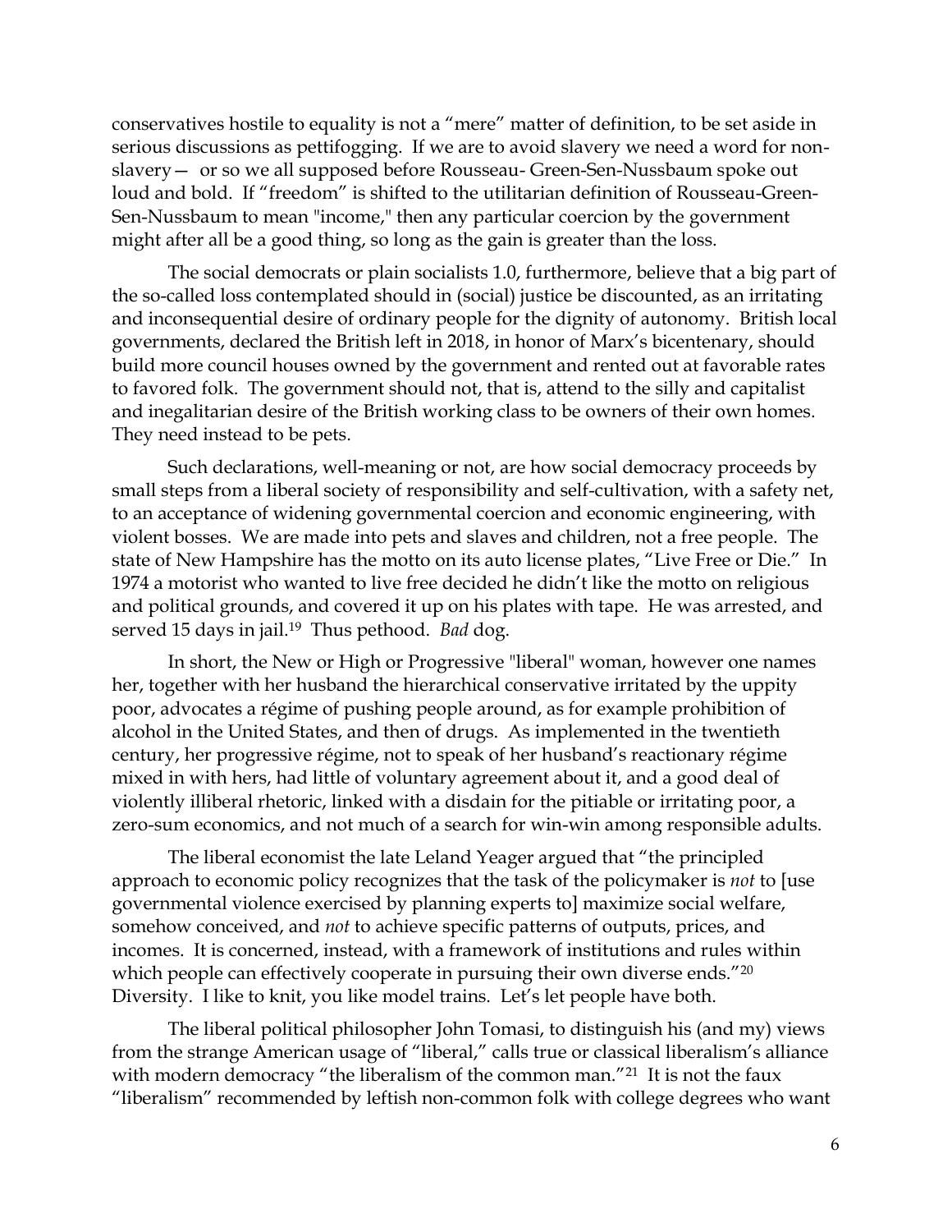conservatives hostile to equality is not a "mere" matter of definition, to be set aside in serious discussions as pettifogging. If we are to avoid slavery we need a word for non-slavery— or so we all supposed before Rousseau- Green-Sen-Nussbaum spoke out loud and bold. If "freedom" is shifted to the utilitarian definition of Rousseau-Green-Sen-Nussbaum to mean "income," then any particular coercion by the government might after all be a good thing, so long as the gain is greater than the loss.

The social democrats or plain socialists 1.0, furthermore, believe that a big part of the so-called loss contemplated should in (social) justice be discounted, as an irritating and inconsequential desire of ordinary people for the dignity of autonomy. British local governments, declared the British left in 2018, in honor of Marx's bicentenary, should build more council houses owned by the government and rented out at favorable rates to favored folk. The government should not, that is, attend to the silly and capitalist and inegalitarian desire of the British working class to be owners of their own homes. They need instead to be pets.

Such declarations, well-meaning or not, are how social democracy proceeds by small steps from a liberal society of responsibility and self-cultivation, with a safety net, to an acceptance of widening governmental coercion and economic engineering, with violent bosses. We are made into pets and slaves and children, not a free people. The state of New Hampshire has the motto on its auto license plates, "Live Free or Die." In 1974 a motorist who wanted to live free decided he didn't like the motto on religious and political grounds, and covered it up on his plates with tape. He was arrested, and served 15 days in jail.[19] Thus pethood. *Bad* dog.

In short, the New or High or Progressive "liberal" woman, however one names her, together with her husband the hierarchical conservative irritated by the uppity poor, advocates a régime of pushing people around, as for example prohibition of alcohol in the United States, and then of drugs. As implemented in the twentieth century, her progressive régime, not to speak of her husband's reactionary régime mixed in with hers, had little of voluntary agreement about it, and a good deal of violently illiberal rhetoric, linked with a disdain for the pitiable or irritating poor, a zero-sum economics, and not much of a search for win-win among responsible adults.

The liberal economist the late Leland Yeager argued that "the principled approach to economic policy recognizes that the task of the policymaker is *not* to [use governmental violence exercised by planning experts to] maximize social welfare, somehow conceived, and *not* to achieve specific patterns of outputs, prices, and incomes. It is concerned, instead, with a framework of institutions and rules within which people can effectively cooperate in pursuing their own diverse ends."[20] Diversity. I like to knit, you like model trains. Let's let people have both.

The liberal political philosopher John Tomasi, to distinguish his (and my) views from the strange American usage of "liberal," calls true or classical liberalism's alliance with modern democracy "the liberalism of the common man."[21] It is not the faux "liberalism" recommended by leftish non-common folk with college degrees who want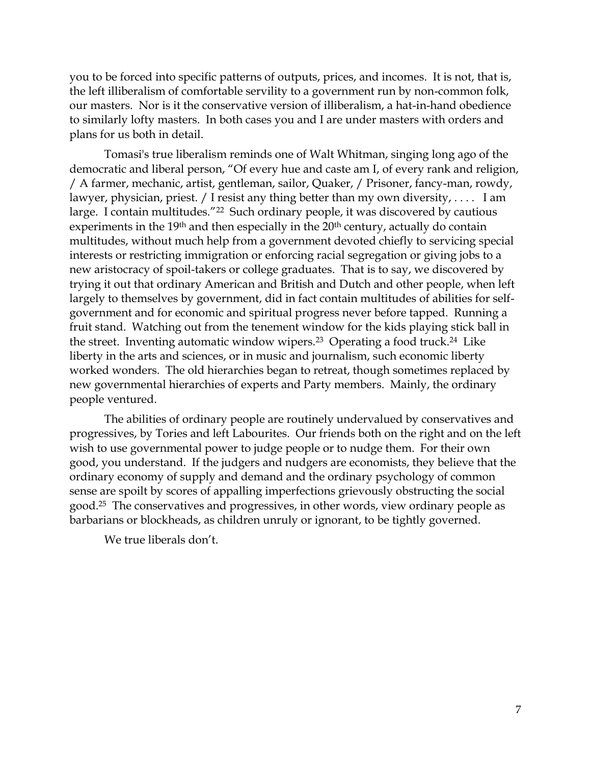you to be forced into specific patterns of outputs, prices, and incomes. It is not, that is, the left illiberalism of comfortable servility to a government run by non-common folk, our masters. Nor is it the conservative version of illiberalism, a hat-in-hand obedience to similarly lofty masters. In both cases you and I are under masters with orders and plans for us both in detail.

Tomasi's true liberalism reminds one of Walt Whitman, singing long ago of the democratic and liberal person, "Of every hue and caste am I, of every rank and religion, / A farmer, mechanic, artist, gentleman, sailor, Quaker, / Prisoner, fancy-man, rowdy, lawyer, physician, priest. / I resist any thing better than my own diversity, . . . . I am large. I contain multitudes."[22] Such ordinary people, it was discovered by cautious experiments in the 19th and then especially in the 20th century, actually do contain multitudes, without much help from a government devoted chiefly to servicing special interests or restricting immigration or enforcing racial segregation or giving jobs to a new aristocracy of spoil-takers or college graduates. That is to say, we discovered by trying it out that ordinary American and British and Dutch and other people, when left largely to themselves by government, did in fact contain multitudes of abilities for self-government and for economic and spiritual progress never before tapped. Running a fruit stand. Watching out from the tenement window for the kids playing stick ball in the street. Inventing automatic window wipers.[23] Operating a food truck.[24] Like liberty in the arts and sciences, or in music and journalism, such economic liberty worked wonders. The old hierarchies began to retreat, though sometimes replaced by new governmental hierarchies of experts and Party members. Mainly, the ordinary people ventured.

The abilities of ordinary people are routinely undervalued by conservatives and progressives, by Tories and left Labourites. Our friends both on the right and on the left wish to use governmental power to judge people or to nudge them. For their own good, you understand. If the judgers and nudgers are economists, they believe that the ordinary economy of supply and demand and the ordinary psychology of common sense are spoilt by scores of appalling imperfections grievously obstructing the social good.[25] The conservatives and progressives, in other words, view ordinary people as barbarians or blockheads, as children unruly or ignorant, to be tightly governed.

We true liberals don't.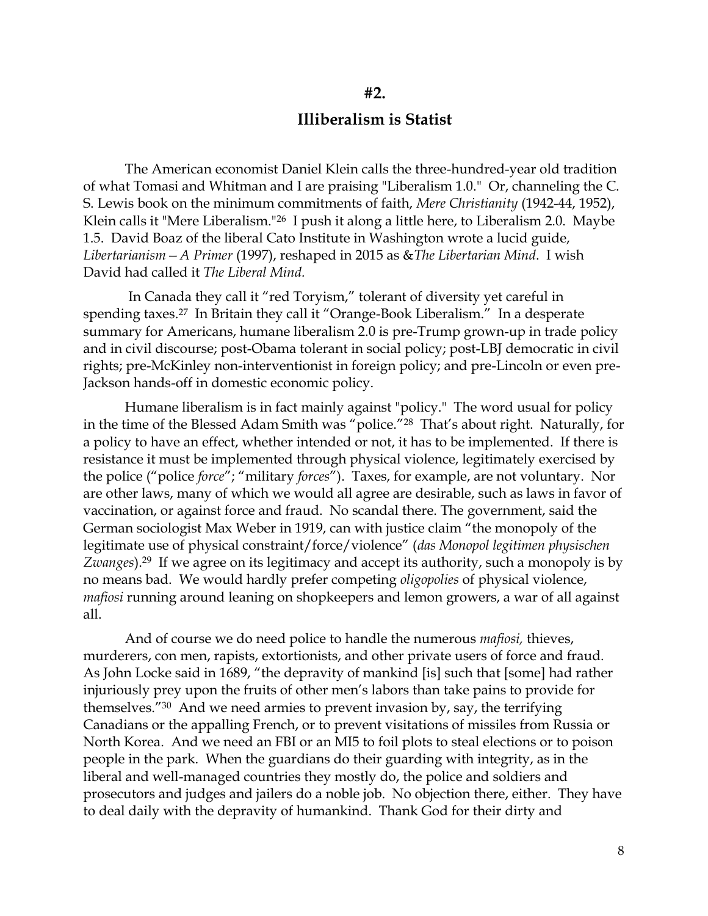## #2.

## Illiberalism is Statist

The American economist Daniel Klein calls the three-hundred-year old tradition of what Tomasi and Whitman and I are praising "Liberalism 1.0." Or, channeling the C. S. Lewis book on the minimum commitments of faith, *Mere Christianity* (1942-44, 1952), Klein calls it "Mere Liberalism."[26] I push it along a little here, to Liberalism 2.0. Maybe 1.5. David Boaz of the liberal Cato Institute in Washington wrote a lucid guide, *Libertarianism—A Primer* (1997), reshaped in 2015 as &*The Libertarian Mind*. I wish David had called it *The Liberal Mind.*

In Canada they call it "red Toryism," tolerant of diversity yet careful in spending taxes.[27] In Britain they call it "Orange-Book Liberalism." In a desperate summary for Americans, humane liberalism 2.0 is pre-Trump grown-up in trade policy and in civil discourse; post-Obama tolerant in social policy; post-LBJ democratic in civil rights; pre-McKinley non-interventionist in foreign policy; and pre-Lincoln or even pre-Jackson hands-off in domestic economic policy.

Humane liberalism is in fact mainly against "policy." The word usual for policy in the time of the Blessed Adam Smith was "police."[28] That's about right. Naturally, for a policy to have an effect, whether intended or not, it has to be implemented. If there is resistance it must be implemented through physical violence, legitimately exercised by the police ("police *force*"; "military *forces*"). Taxes, for example, are not voluntary. Nor are other laws, many of which we would all agree are desirable, such as laws in favor of vaccination, or against force and fraud. No scandal there. The government, said the German sociologist Max Weber in 1919, can with justice claim "the monopoly of the legitimate use of physical constraint/force/violence" (*das Monopol legitimen physischen Zwanges*).[29] If we agree on its legitimacy and accept its authority, such a monopoly is by no means bad. We would hardly prefer competing *oligopolies* of physical violence, *mafiosi* running around leaning on shopkeepers and lemon growers, a war of all against all.

And of course we do need police to handle the numerous *mafiosi,* thieves, murderers, con men, rapists, extortionists, and other private users of force and fraud. As John Locke said in 1689, "the depravity of mankind [is] such that [some] had rather injuriously prey upon the fruits of other men's labors than take pains to provide for themselves."[30] And we need armies to prevent invasion by, say, the terrifying Canadians or the appalling French, or to prevent visitations of missiles from Russia or North Korea. And we need an FBI or an MI5 to foil plots to steal elections or to poison people in the park. When the guardians do their guarding with integrity, as in the liberal and well-managed countries they mostly do, the police and soldiers and prosecutors and judges and jailers do a noble job. No objection there, either. They have to deal daily with the depravity of humankind. Thank God for their dirty and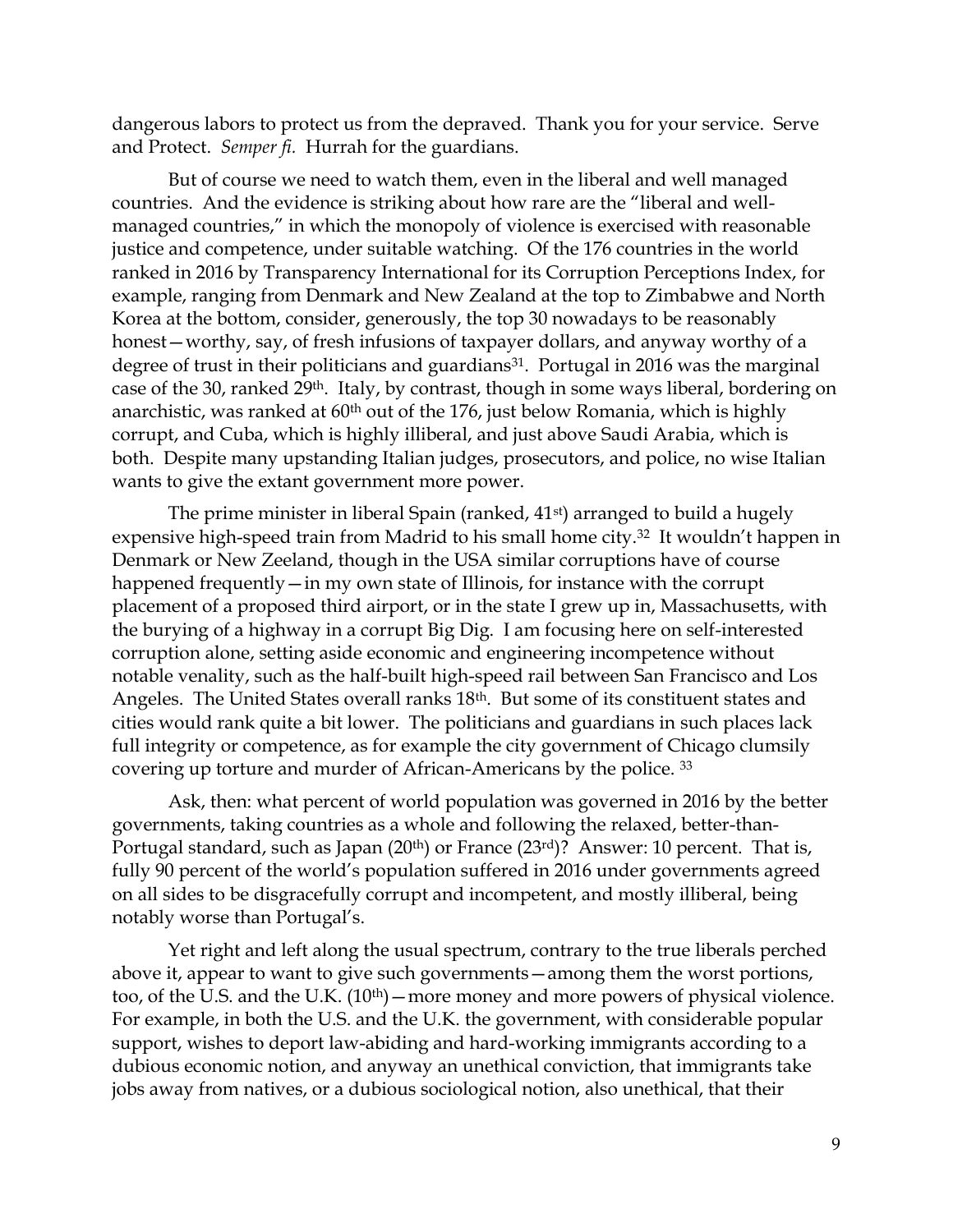dangerous labors to protect us from the depraved. Thank you for your service. Serve and Protect. *Semper fi.* Hurrah for the guardians.

But of course we need to watch them, even in the liberal and well managed countries. And the evidence is striking about how rare are the "liberal and well-managed countries," in which the monopoly of violence is exercised with reasonable justice and competence, under suitable watching. Of the 176 countries in the world ranked in 2016 by Transparency International for its Corruption Perceptions Index, for example, ranging from Denmark and New Zealand at the top to Zimbabwe and North Korea at the bottom, consider, generously, the top 30 nowadays to be reasonably honest—worthy, say, of fresh infusions of taxpayer dollars, and anyway worthy of a degree of trust in their politicians and guardians[31]. Portugal in 2016 was the marginal case of the 30, ranked 29th. Italy, by contrast, though in some ways liberal, bordering on anarchistic, was ranked at 60th out of the 176, just below Romania, which is highly corrupt, and Cuba, which is highly illiberal, and just above Saudi Arabia, which is both. Despite many upstanding Italian judges, prosecutors, and police, no wise Italian wants to give the extant government more power.

The prime minister in liberal Spain (ranked, 41st) arranged to build a hugely expensive high-speed train from Madrid to his small home city.[32] It wouldn't happen in Denmark or New Zeeland, though in the USA similar corruptions have of course happened frequently—in my own state of Illinois, for instance with the corrupt placement of a proposed third airport, or in the state I grew up in, Massachusetts, with the burying of a highway in a corrupt Big Dig. I am focusing here on self-interested corruption alone, setting aside economic and engineering incompetence without notable venality, such as the half-built high-speed rail between San Francisco and Los Angeles. The United States overall ranks 18th. But some of its constituent states and cities would rank quite a bit lower. The politicians and guardians in such places lack full integrity or competence, as for example the city government of Chicago clumsily covering up torture and murder of African-Americans by the police. [33]

Ask, then: what percent of world population was governed in 2016 by the better governments, taking countries as a whole and following the relaxed, better-than-Portugal standard, such as Japan (20th) or France (23rd)? Answer: 10 percent. That is, fully 90 percent of the world's population suffered in 2016 under governments agreed on all sides to be disgracefully corrupt and incompetent, and mostly illiberal, being notably worse than Portugal's.

Yet right and left along the usual spectrum, contrary to the true liberals perched above it, appear to want to give such governments—among them the worst portions, too, of the U.S. and the U.K. (10th)—more money and more powers of physical violence. For example, in both the U.S. and the U.K. the government, with considerable popular support, wishes to deport law-abiding and hard-working immigrants according to a dubious economic notion, and anyway an unethical conviction, that immigrants take jobs away from natives, or a dubious sociological notion, also unethical, that their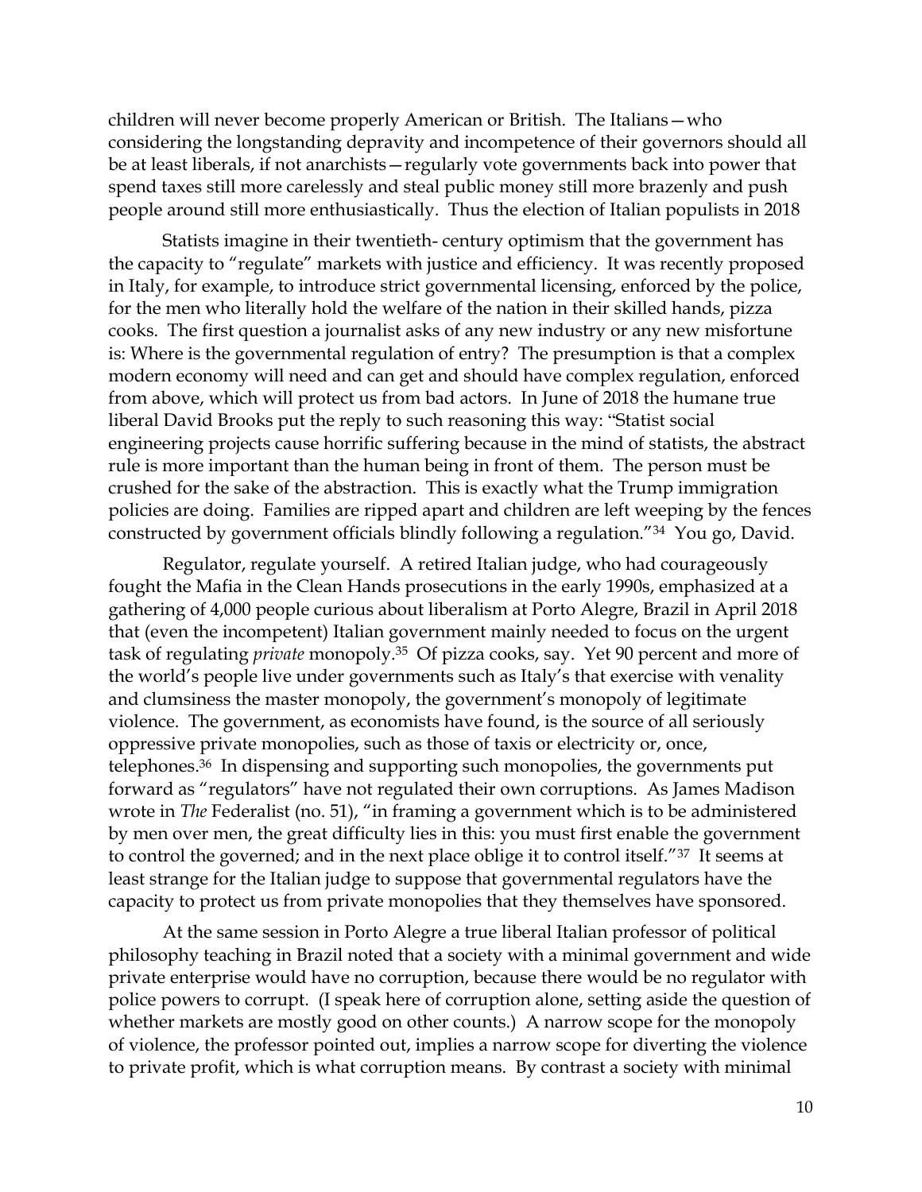children will never become properly American or British. The Italians—who considering the longstanding depravity and incompetence of their governors should all be at least liberals, if not anarchists—regularly vote governments back into power that spend taxes still more carelessly and steal public money still more brazenly and push people around still more enthusiastically. Thus the election of Italian populists in 2018

Statists imagine in their twentieth- century optimism that the government has the capacity to "regulate" markets with justice and efficiency. It was recently proposed in Italy, for example, to introduce strict governmental licensing, enforced by the police, for the men who literally hold the welfare of the nation in their skilled hands, pizza cooks. The first question a journalist asks of any new industry or any new misfortune is: Where is the governmental regulation of entry? The presumption is that a complex modern economy will need and can get and should have complex regulation, enforced from above, which will protect us from bad actors. In June of 2018 the humane true liberal David Brooks put the reply to such reasoning this way: "Statist social engineering projects cause horrific suffering because in the mind of statists, the abstract rule is more important than the human being in front of them. The person must be crushed for the sake of the abstraction. This is exactly what the Trump immigration policies are doing. Families are ripped apart and children are left weeping by the fences constructed by government officials blindly following a regulation."[34] You go, David.

Regulator, regulate yourself. A retired Italian judge, who had courageously fought the Mafia in the Clean Hands prosecutions in the early 1990s, emphasized at a gathering of 4,000 people curious about liberalism at Porto Alegre, Brazil in April 2018 that (even the incompetent) Italian government mainly needed to focus on the urgent task of regulating *private* monopoly.[35] Of pizza cooks, say. Yet 90 percent and more of the world's people live under governments such as Italy's that exercise with venality and clumsiness the master monopoly, the government's monopoly of legitimate violence. The government, as economists have found, is the source of all seriously oppressive private monopolies, such as those of taxis or electricity or, once, telephones.[36] In dispensing and supporting such monopolies, the governments put forward as "regulators" have not regulated their own corruptions. As James Madison wrote in *The* Federalist (no. 51), "in framing a government which is to be administered by men over men, the great difficulty lies in this: you must first enable the government to control the governed; and in the next place oblige it to control itself."[37] It seems at least strange for the Italian judge to suppose that governmental regulators have the capacity to protect us from private monopolies that they themselves have sponsored.

At the same session in Porto Alegre a true liberal Italian professor of political philosophy teaching in Brazil noted that a society with a minimal government and wide private enterprise would have no corruption, because there would be no regulator with police powers to corrupt. (I speak here of corruption alone, setting aside the question of whether markets are mostly good on other counts.) A narrow scope for the monopoly of violence, the professor pointed out, implies a narrow scope for diverting the violence to private profit, which is what corruption means. By contrast a society with minimal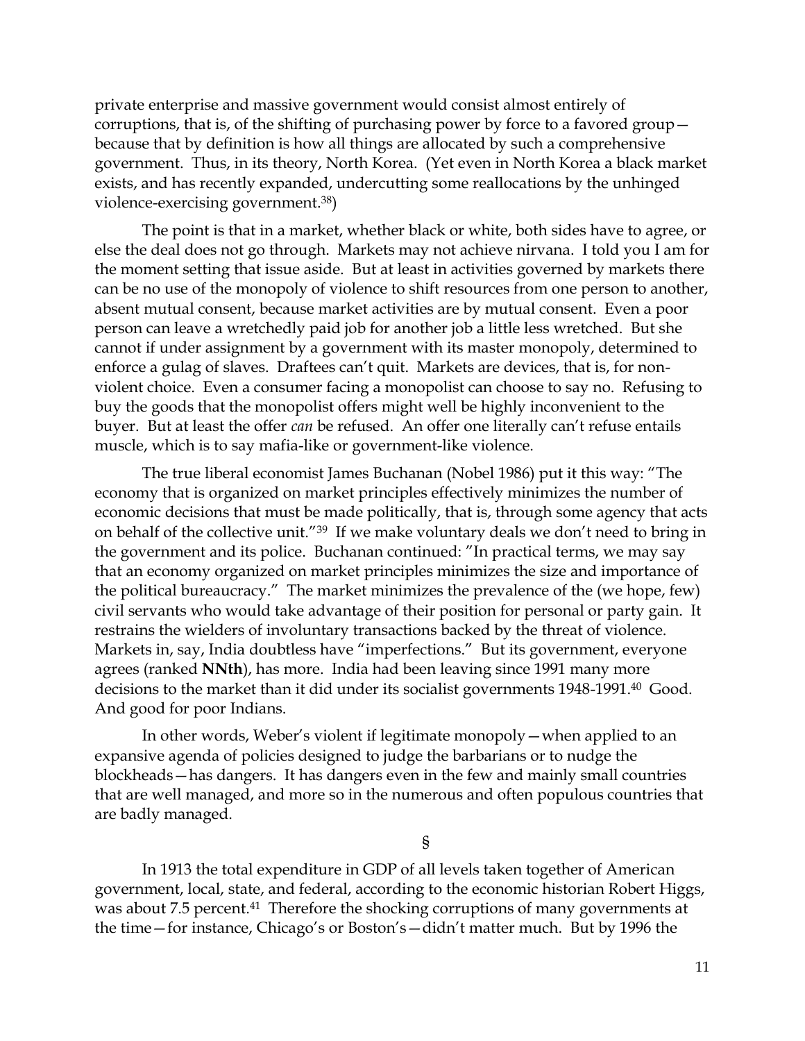private enterprise and massive government would consist almost entirely of corruptions, that is, of the shifting of purchasing power by force to a favored group—because that by definition is how all things are allocated by such a comprehensive government. Thus, in its theory, North Korea. (Yet even in North Korea a black market exists, and has recently expanded, undercutting some reallocations by the unhinged violence-exercising government.[38])

The point is that in a market, whether black or white, both sides have to agree, or else the deal does not go through. Markets may not achieve nirvana. I told you I am for the moment setting that issue aside. But at least in activities governed by markets there can be no use of the monopoly of violence to shift resources from one person to another, absent mutual consent, because market activities are by mutual consent. Even a poor person can leave a wretchedly paid job for another job a little less wretched. But she cannot if under assignment by a government with its master monopoly, determined to enforce a gulag of slaves. Draftees can't quit. Markets are devices, that is, for non-violent choice. Even a consumer facing a monopolist can choose to say no. Refusing to buy the goods that the monopolist offers might well be highly inconvenient to the buyer. But at least the offer *can* be refused. An offer one literally can't refuse entails muscle, which is to say mafia-like or government-like violence.

The true liberal economist James Buchanan (Nobel 1986) put it this way: "The economy that is organized on market principles effectively minimizes the number of economic decisions that must be made politically, that is, through some agency that acts on behalf of the collective unit."[39] If we make voluntary deals we don't need to bring in the government and its police. Buchanan continued: "In practical terms, we may say that an economy organized on market principles minimizes the size and importance of the political bureaucracy." The market minimizes the prevalence of the (we hope, few) civil servants who would take advantage of their position for personal or party gain. It restrains the wielders of involuntary transactions backed by the threat of violence. Markets in, say, India doubtless have "imperfections." But its government, everyone agrees (ranked **NNth**), has more. India had been leaving since 1991 many more decisions to the market than it did under its socialist governments 1948-1991.[40] Good. And good for poor Indians.

In other words, Weber's violent if legitimate monopoly—when applied to an expansive agenda of policies designed to judge the barbarians or to nudge the blockheads—has dangers. It has dangers even in the few and mainly small countries that are well managed, and more so in the numerous and often populous countries that are badly managed.

§

In 1913 the total expenditure in GDP of all levels taken together of American government, local, state, and federal, according to the economic historian Robert Higgs, was about 7.5 percent.[41] Therefore the shocking corruptions of many governments at the time—for instance, Chicago's or Boston's—didn't matter much. But by 1996 the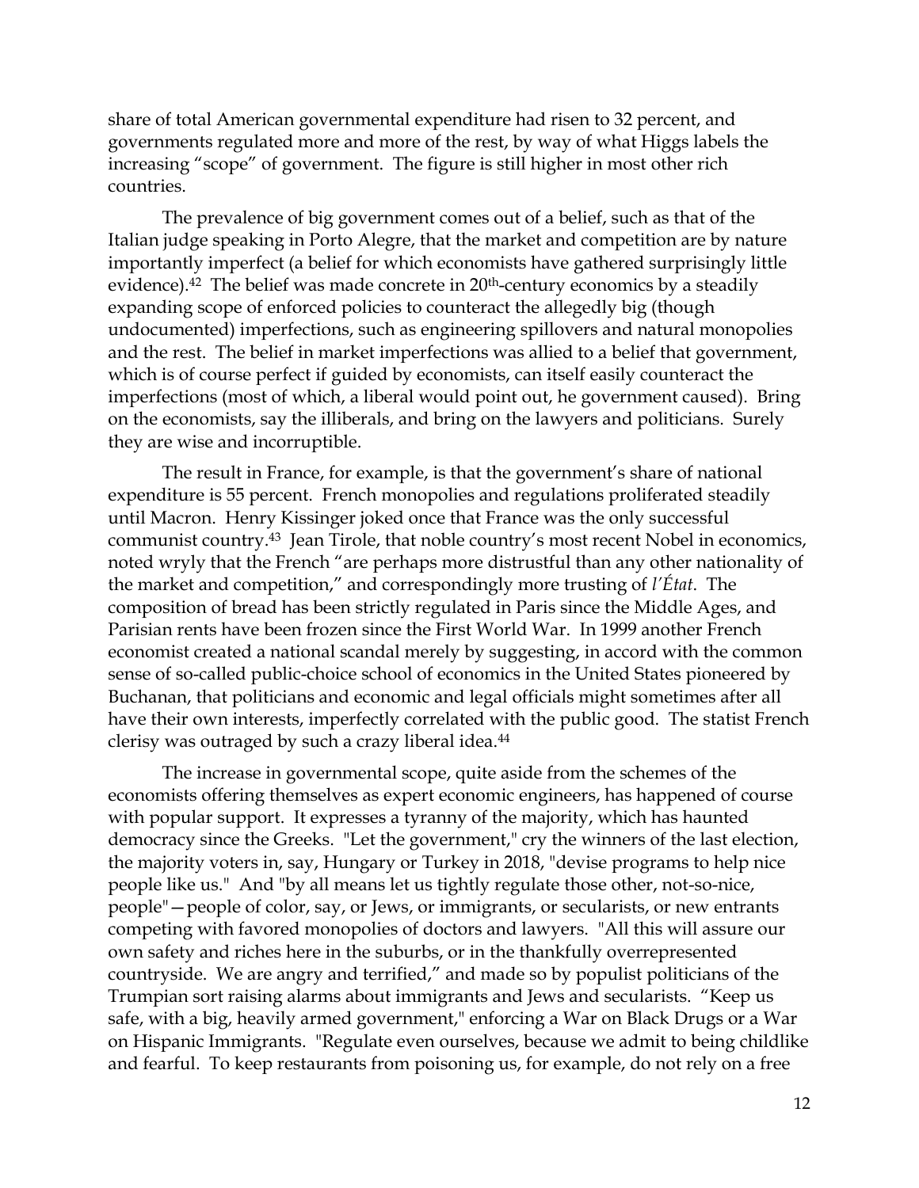share of total American governmental expenditure had risen to 32 percent, and governments regulated more and more of the rest, by way of what Higgs labels the increasing "scope" of government. The figure is still higher in most other rich countries.

The prevalence of big government comes out of a belief, such as that of the Italian judge speaking in Porto Alegre, that the market and competition are by nature importantly imperfect (a belief for which economists have gathered surprisingly little evidence).[42] The belief was made concrete in 20th-century economics by a steadily expanding scope of enforced policies to counteract the allegedly big (though undocumented) imperfections, such as engineering spillovers and natural monopolies and the rest. The belief in market imperfections was allied to a belief that government, which is of course perfect if guided by economists, can itself easily counteract the imperfections (most of which, a liberal would point out, he government caused). Bring on the economists, say the illiberals, and bring on the lawyers and politicians. Surely they are wise and incorruptible.

The result in France, for example, is that the government's share of national expenditure is 55 percent. French monopolies and regulations proliferated steadily until Macron. Henry Kissinger joked once that France was the only successful communist country.[43] Jean Tirole, that noble country's most recent Nobel in economics, noted wryly that the French "are perhaps more distrustful than any other nationality of the market and competition," and correspondingly more trusting of *l'État*. The composition of bread has been strictly regulated in Paris since the Middle Ages, and Parisian rents have been frozen since the First World War. In 1999 another French economist created a national scandal merely by suggesting, in accord with the common sense of so-called public-choice school of economics in the United States pioneered by Buchanan, that politicians and economic and legal officials might sometimes after all have their own interests, imperfectly correlated with the public good. The statist French clerisy was outraged by such a crazy liberal idea.[44]

The increase in governmental scope, quite aside from the schemes of the economists offering themselves as expert economic engineers, has happened of course with popular support. It expresses a tyranny of the majority, which has haunted democracy since the Greeks. "Let the government," cry the winners of the last election, the majority voters in, say, Hungary or Turkey in 2018, "devise programs to help nice people like us." And "by all means let us tightly regulate those other, not-so-nice, people"—people of color, say, or Jews, or immigrants, or secularists, or new entrants competing with favored monopolies of doctors and lawyers. "All this will assure our own safety and riches here in the suburbs, or in the thankfully overrepresented countryside. We are angry and terrified," and made so by populist politicians of the Trumpian sort raising alarms about immigrants and Jews and secularists. "Keep us safe, with a big, heavily armed government," enforcing a War on Black Drugs or a War on Hispanic Immigrants. "Regulate even ourselves, because we admit to being childlike and fearful. To keep restaurants from poisoning us, for example, do not rely on a free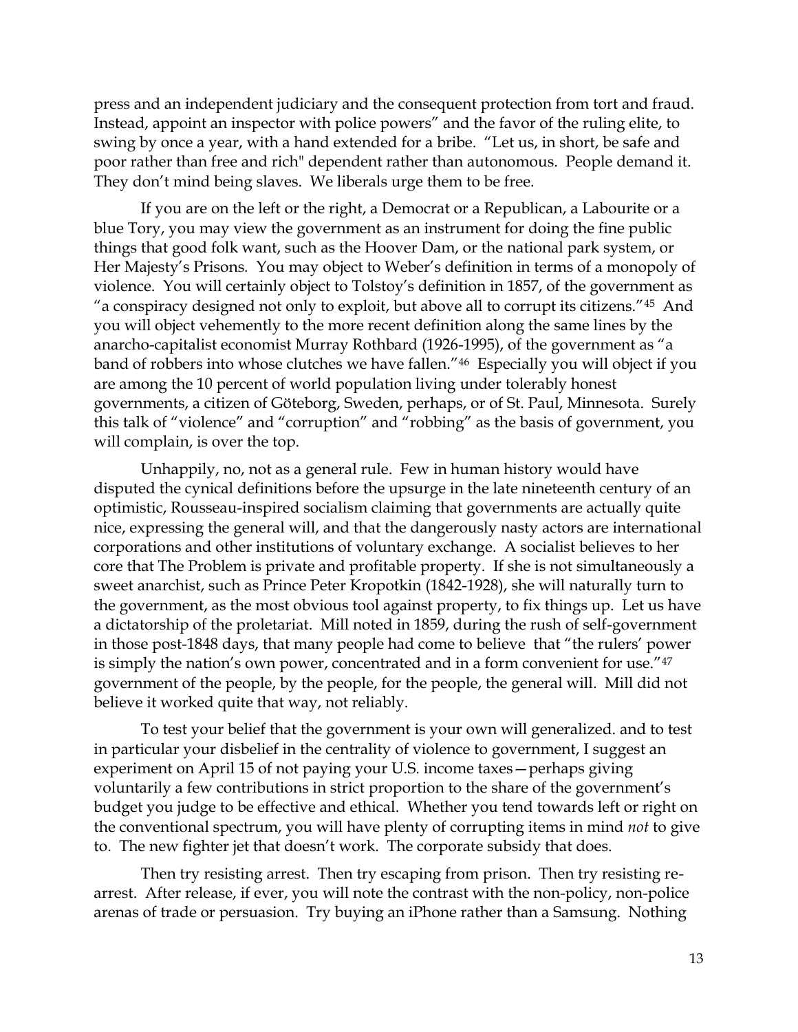press and an independent judiciary and the consequent protection from tort and fraud. Instead, appoint an inspector with police powers" and the favor of the ruling elite, to swing by once a year, with a hand extended for a bribe. "Let us, in short, be safe and poor rather than free and rich" dependent rather than autonomous. People demand it. They don't mind being slaves. We liberals urge them to be free.

If you are on the left or the right, a Democrat or a Republican, a Labourite or a blue Tory, you may view the government as an instrument for doing the fine public things that good folk want, such as the Hoover Dam, or the national park system, or Her Majesty's Prisons. You may object to Weber's definition in terms of a monopoly of violence. You will certainly object to Tolstoy's definition in 1857, of the government as "a conspiracy designed not only to exploit, but above all to corrupt its citizens."[45] And you will object vehemently to the more recent definition along the same lines by the anarcho-capitalist economist Murray Rothbard (1926-1995), of the government as "a band of robbers into whose clutches we have fallen."[46] Especially you will object if you are among the 10 percent of world population living under tolerably honest governments, a citizen of Göteborg, Sweden, perhaps, or of St. Paul, Minnesota. Surely this talk of "violence" and "corruption" and "robbing" as the basis of government, you will complain, is over the top.

Unhappily, no, not as a general rule. Few in human history would have disputed the cynical definitions before the upsurge in the late nineteenth century of an optimistic, Rousseau-inspired socialism claiming that governments are actually quite nice, expressing the general will, and that the dangerously nasty actors are international corporations and other institutions of voluntary exchange. A socialist believes to her core that The Problem is private and profitable property. If she is not simultaneously a sweet anarchist, such as Prince Peter Kropotkin (1842-1928), she will naturally turn to the government, as the most obvious tool against property, to fix things up. Let us have a dictatorship of the proletariat. Mill noted in 1859, during the rush of self-government in those post-1848 days, that many people had come to believe that "the rulers' power is simply the nation's own power, concentrated and in a form convenient for use."[47] government of the people, by the people, for the people, the general will. Mill did not believe it worked quite that way, not reliably.

To test your belief that the government is your own will generalized. and to test in particular your disbelief in the centrality of violence to government, I suggest an experiment on April 15 of not paying your U.S. income taxes—perhaps giving voluntarily a few contributions in strict proportion to the share of the government's budget you judge to be effective and ethical. Whether you tend towards left or right on the conventional spectrum, you will have plenty of corrupting items in mind *not* to give to. The new fighter jet that doesn't work. The corporate subsidy that does.

Then try resisting arrest. Then try escaping from prison. Then try resisting re-arrest. After release, if ever, you will note the contrast with the non-policy, non-police arenas of trade or persuasion. Try buying an iPhone rather than a Samsung. Nothing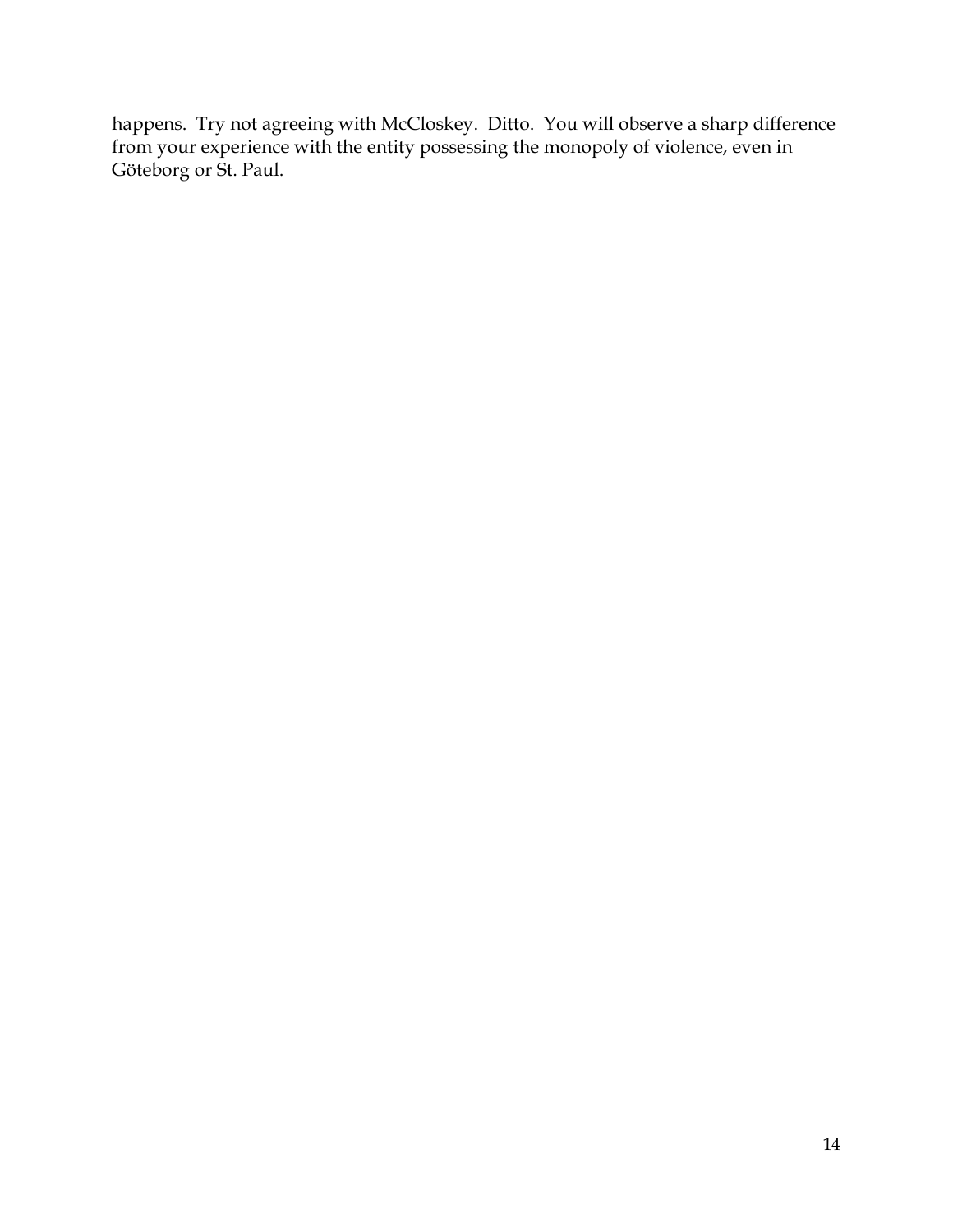happens. Try not agreeing with McCloskey. Ditto. You will observe a sharp difference from your experience with the entity possessing the monopoly of violence, even in Göteborg or St. Paul.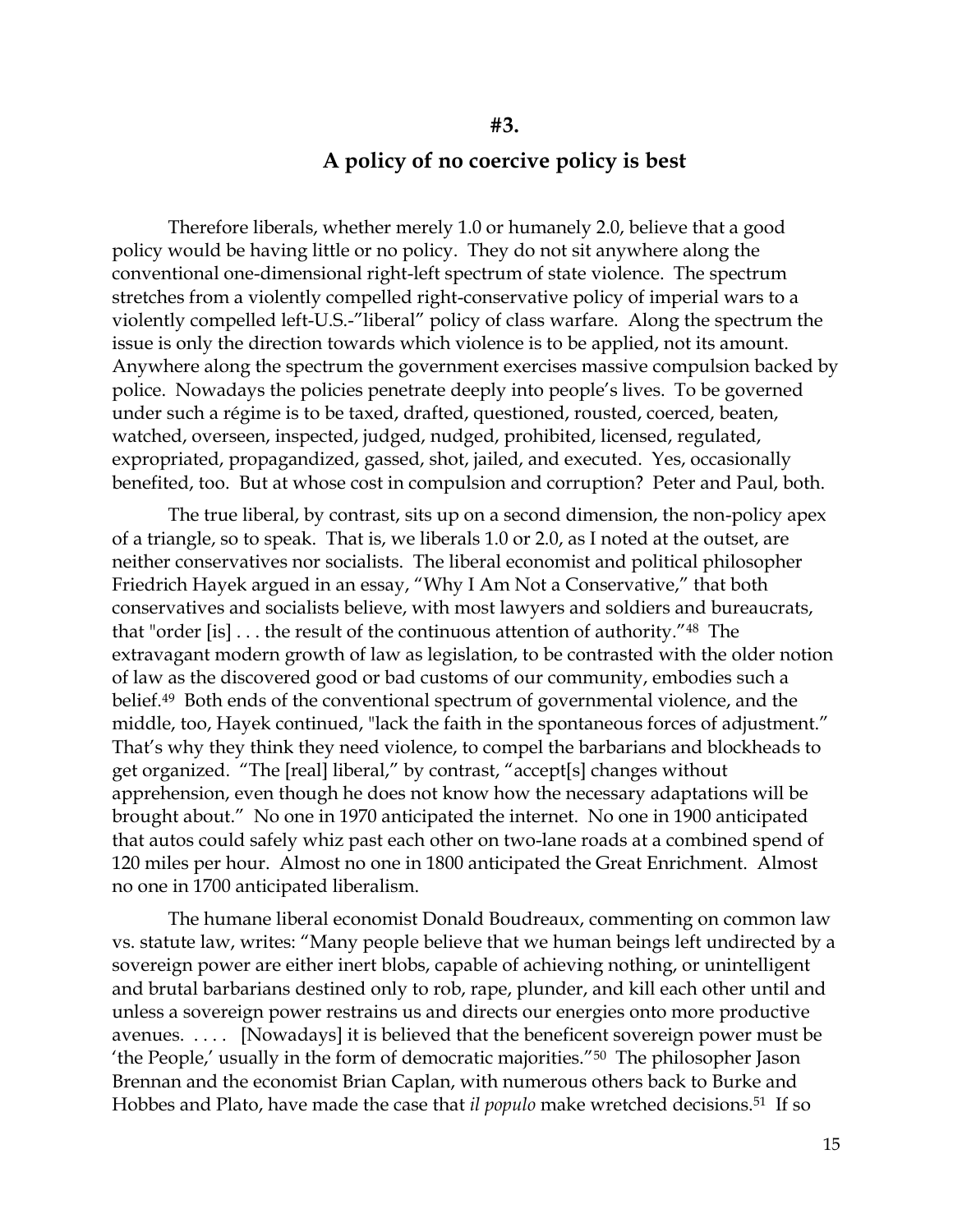## #3.

## A policy of no coercive policy is best

Therefore liberals, whether merely 1.0 or humanely 2.0, believe that a good policy would be having little or no policy. They do not sit anywhere along the conventional one-dimensional right-left spectrum of state violence. The spectrum stretches from a violently compelled right-conservative policy of imperial wars to a violently compelled left-U.S.-"liberal" policy of class warfare. Along the spectrum the issue is only the direction towards which violence is to be applied, not its amount. Anywhere along the spectrum the government exercises massive compulsion backed by police. Nowadays the policies penetrate deeply into people's lives. To be governed under such a régime is to be taxed, drafted, questioned, rousted, coerced, beaten, watched, overseen, inspected, judged, nudged, prohibited, licensed, regulated, expropriated, propagandized, gassed, shot, jailed, and executed. Yes, occasionally benefited, too. But at whose cost in compulsion and corruption? Peter and Paul, both.

The true liberal, by contrast, sits up on a second dimension, the non-policy apex of a triangle, so to speak. That is, we liberals 1.0 or 2.0, as I noted at the outset, are neither conservatives nor socialists. The liberal economist and political philosopher Friedrich Hayek argued in an essay, "Why I Am Not a Conservative," that both conservatives and socialists believe, with most lawyers and soldiers and bureaucrats, that "order [is] . . . the result of the continuous attention of authority."[48] The extravagant modern growth of law as legislation, to be contrasted with the older notion of law as the discovered good or bad customs of our community, embodies such a belief.[49] Both ends of the conventional spectrum of governmental violence, and the middle, too, Hayek continued, "lack the faith in the spontaneous forces of adjustment." That's why they think they need violence, to compel the barbarians and blockheads to get organized. "The [real] liberal," by contrast, "accept[s] changes without apprehension, even though he does not know how the necessary adaptations will be brought about." No one in 1970 anticipated the internet. No one in 1900 anticipated that autos could safely whiz past each other on two-lane roads at a combined spend of 120 miles per hour. Almost no one in 1800 anticipated the Great Enrichment. Almost no one in 1700 anticipated liberalism.

The humane liberal economist Donald Boudreaux, commenting on common law vs. statute law, writes: "Many people believe that we human beings left undirected by a sovereign power are either inert blobs, capable of achieving nothing, or unintelligent and brutal barbarians destined only to rob, rape, plunder, and kill each other until and unless a sovereign power restrains us and directs our energies onto more productive avenues. . . . . [Nowadays] it is believed that the beneficent sovereign power must be 'the People,' usually in the form of democratic majorities."[50] The philosopher Jason Brennan and the economist Brian Caplan, with numerous others back to Burke and Hobbes and Plato, have made the case that *il populo* make wretched decisions.[51] If so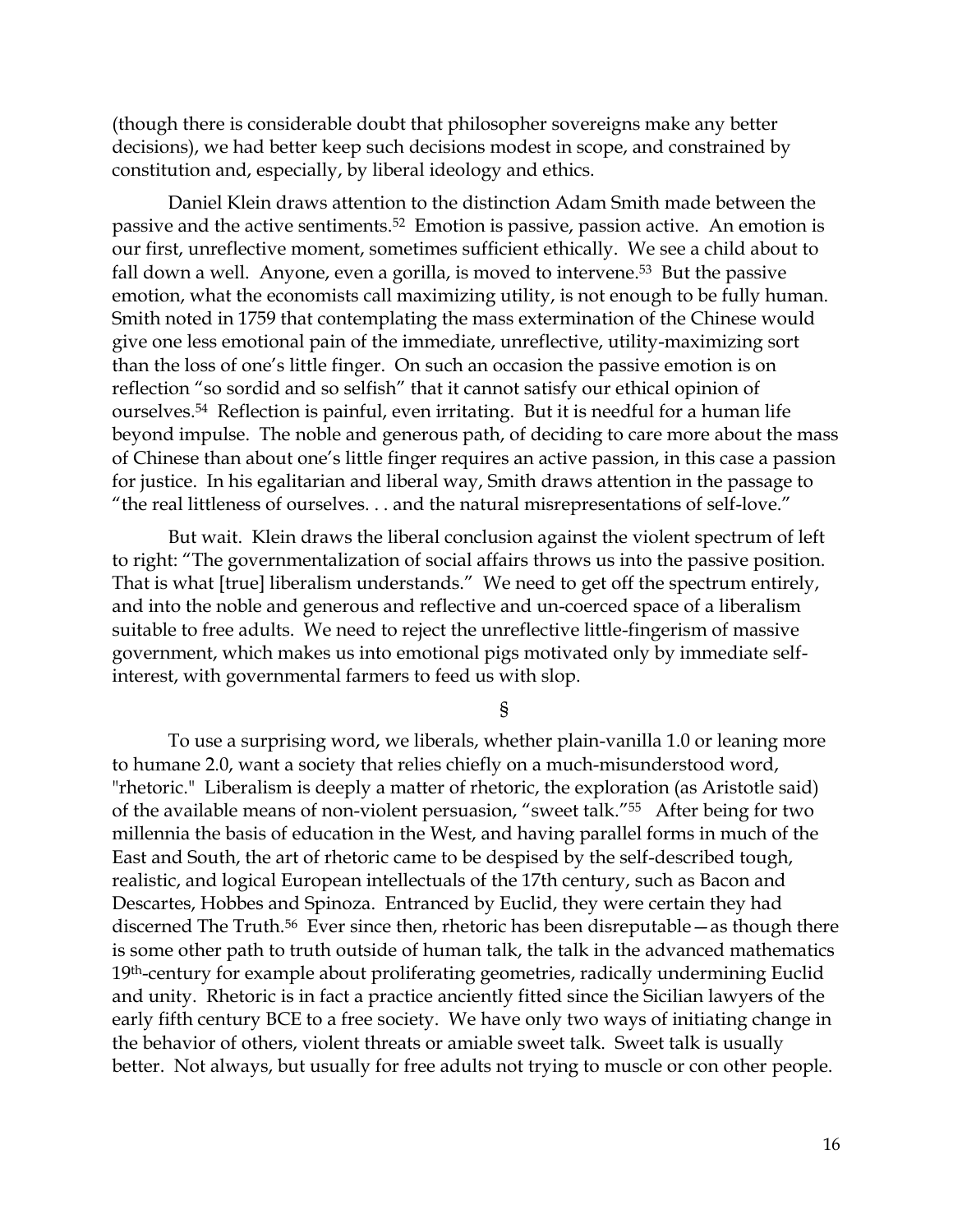(though there is considerable doubt that philosopher sovereigns make any better decisions), we had better keep such decisions modest in scope, and constrained by constitution and, especially, by liberal ideology and ethics.

Daniel Klein draws attention to the distinction Adam Smith made between the passive and the active sentiments.[52] Emotion is passive, passion active. An emotion is our first, unreflective moment, sometimes sufficient ethically. We see a child about to fall down a well. Anyone, even a gorilla, is moved to intervene.[53] But the passive emotion, what the economists call maximizing utility, is not enough to be fully human. Smith noted in 1759 that contemplating the mass extermination of the Chinese would give one less emotional pain of the immediate, unreflective, utility-maximizing sort than the loss of one's little finger. On such an occasion the passive emotion is on reflection "so sordid and so selfish" that it cannot satisfy our ethical opinion of ourselves.[54] Reflection is painful, even irritating. But it is needful for a human life beyond impulse. The noble and generous path, of deciding to care more about the mass of Chinese than about one's little finger requires an active passion, in this case a passion for justice. In his egalitarian and liberal way, Smith draws attention in the passage to "the real littleness of ourselves. . . and the natural misrepresentations of self-love."

But wait. Klein draws the liberal conclusion against the violent spectrum of left to right: "The governmentalization of social affairs throws us into the passive position. That is what [true] liberalism understands." We need to get off the spectrum entirely, and into the noble and generous and reflective and un-coerced space of a liberalism suitable to free adults. We need to reject the unreflective little-fingerism of massive government, which makes us into emotional pigs motivated only by immediate self-interest, with governmental farmers to feed us with slop.

§

To use a surprising word, we liberals, whether plain-vanilla 1.0 or leaning more to humane 2.0, want a society that relies chiefly on a much-misunderstood word, "rhetoric." Liberalism is deeply a matter of rhetoric, the exploration (as Aristotle said) of the available means of non-violent persuasion, "sweet talk."[55] After being for two millennia the basis of education in the West, and having parallel forms in much of the East and South, the art of rhetoric came to be despised by the self-described tough, realistic, and logical European intellectuals of the 17th century, such as Bacon and Descartes, Hobbes and Spinoza. Entranced by Euclid, they were certain they had discerned The Truth.[56] Ever since then, rhetoric has been disreputable—as though there is some other path to truth outside of human talk, the talk in the advanced mathematics 19th-century for example about proliferating geometries, radically undermining Euclid and unity. Rhetoric is in fact a practice anciently fitted since the Sicilian lawyers of the early fifth century BCE to a free society. We have only two ways of initiating change in the behavior of others, violent threats or amiable sweet talk. Sweet talk is usually better. Not always, but usually for free adults not trying to muscle or con other people.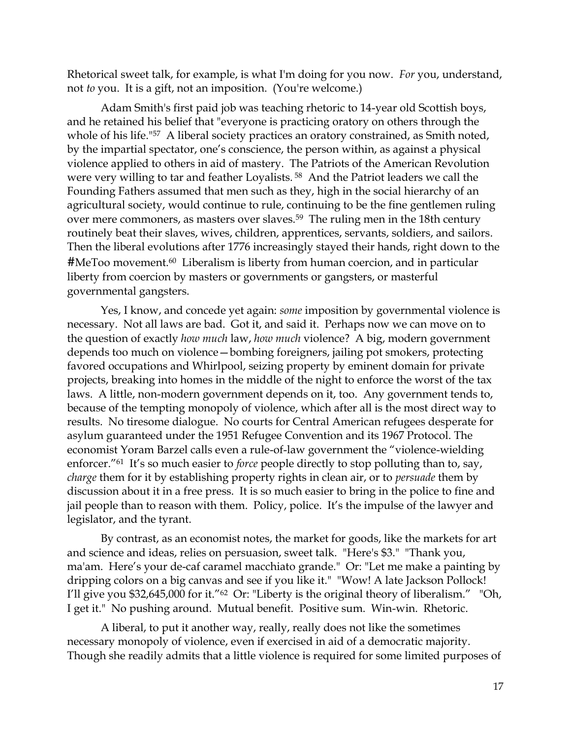Rhetorical sweet talk, for example, is what I'm doing for you now. *For* you, understand, not *to* you. It is a gift, not an imposition. (You're welcome.)

Adam Smith's first paid job was teaching rhetoric to 14-year old Scottish boys, and he retained his belief that "everyone is practicing oratory on others through the whole of his life."[57] A liberal society practices an oratory constrained, as Smith noted, by the impartial spectator, one's conscience, the person within, as against a physical violence applied to others in aid of mastery. The Patriots of the American Revolution were very willing to tar and feather Loyalists.[58] And the Patriot leaders we call the Founding Fathers assumed that men such as they, high in the social hierarchy of an agricultural society, would continue to rule, continuing to be the fine gentlemen ruling over mere commoners, as masters over slaves.[59] The ruling men in the 18th century routinely beat their slaves, wives, children, apprentices, servants, soldiers, and sailors. Then the liberal evolutions after 1776 increasingly stayed their hands, right down to the #MeToo movement.[60] Liberalism is liberty from human coercion, and in particular liberty from coercion by masters or governments or gangsters, or masterful governmental gangsters.

Yes, I know, and concede yet again: *some* imposition by governmental violence is necessary. Not all laws are bad. Got it, and said it. Perhaps now we can move on to the question of exactly *how much* law, *how much* violence? A big, modern government depends too much on violence—bombing foreigners, jailing pot smokers, protecting favored occupations and Whirlpool, seizing property by eminent domain for private projects, breaking into homes in the middle of the night to enforce the worst of the tax laws. A little, non-modern government depends on it, too. Any government tends to, because of the tempting monopoly of violence, which after all is the most direct way to results. No tiresome dialogue. No courts for Central American refugees desperate for asylum guaranteed under the 1951 Refugee Convention and its 1967 Protocol. The economist Yoram Barzel calls even a rule-of-law government the "violence-wielding enforcer."[61] It's so much easier to *force* people directly to stop polluting than to, say, *charge* them for it by establishing property rights in clean air, or to *persuade* them by discussion about it in a free press. It is so much easier to bring in the police to fine and jail people than to reason with them. Policy, police. It's the impulse of the lawyer and legislator, and the tyrant.

By contrast, as an economist notes, the market for goods, like the markets for art and science and ideas, relies on persuasion, sweet talk. "Here's $3." "Thank you, ma'am. Here's your de-caf caramel macchiato grande." Or: "Let me make a painting by dripping colors on a big canvas and see if you like it." "Wow! A late Jackson Pollock! I'll give you $32,645,000 for it."[62] Or: "Liberty is the original theory of liberalism." "Oh, I get it." No pushing around. Mutual benefit. Positive sum. Win-win. Rhetoric.

A liberal, to put it another way, really, really does not like the sometimes necessary monopoly of violence, even if exercised in aid of a democratic majority. Though she readily admits that a little violence is required for some limited purposes of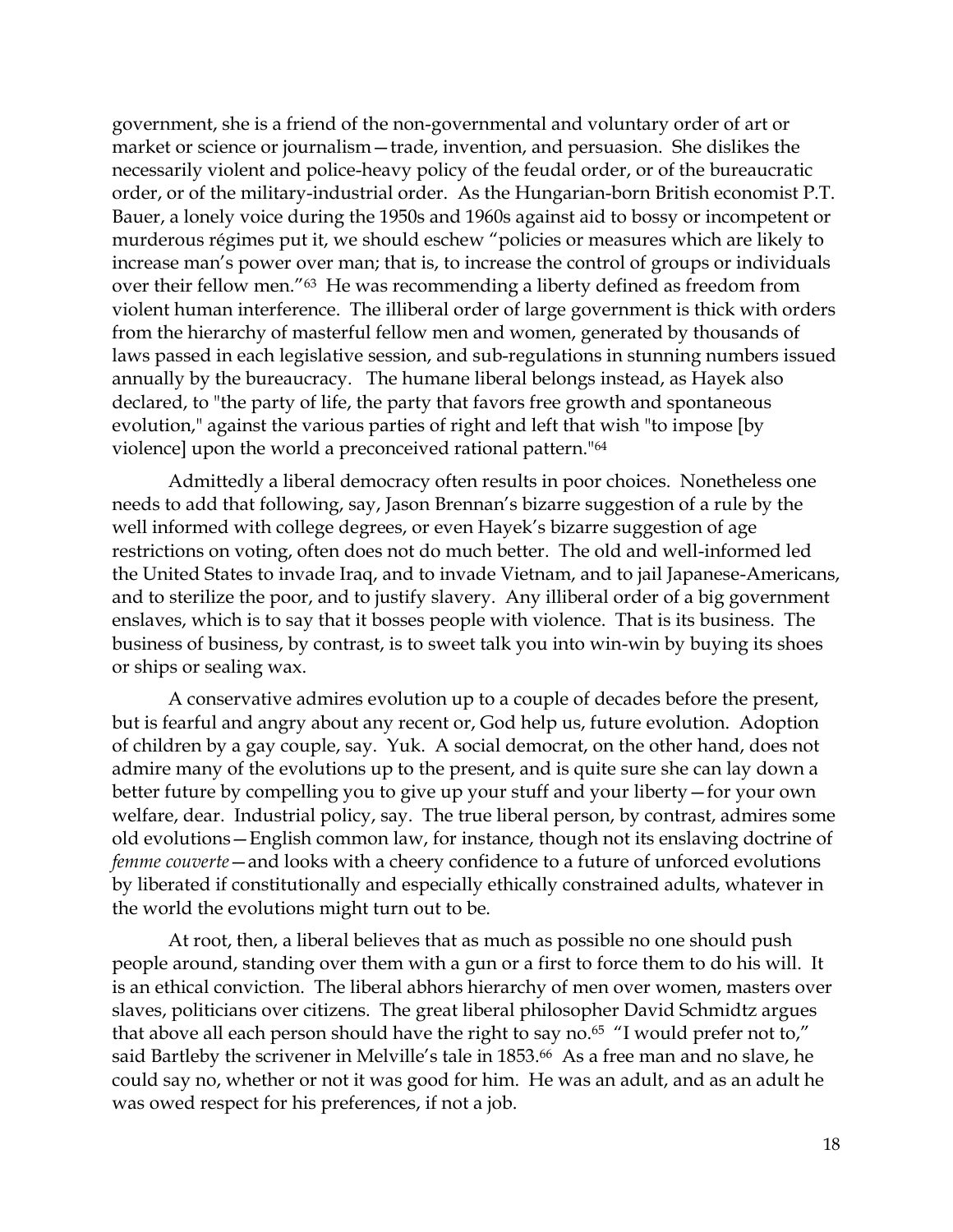government, she is a friend of the non-governmental and voluntary order of art or market or science or journalism—trade, invention, and persuasion. She dislikes the necessarily violent and police-heavy policy of the feudal order, or of the bureaucratic order, or of the military-industrial order. As the Hungarian-born British economist P.T. Bauer, a lonely voice during the 1950s and 1960s against aid to bossy or incompetent or murderous régimes put it, we should eschew "policies or measures which are likely to increase man's power over man; that is, to increase the control of groups or individuals over their fellow men."[63] He was recommending a liberty defined as freedom from violent human interference. The illiberal order of large government is thick with orders from the hierarchy of masterful fellow men and women, generated by thousands of laws passed in each legislative session, and sub-regulations in stunning numbers issued annually by the bureaucracy. The humane liberal belongs instead, as Hayek also declared, to "the party of life, the party that favors free growth and spontaneous evolution," against the various parties of right and left that wish "to impose [by violence] upon the world a preconceived rational pattern."[64]

Admittedly a liberal democracy often results in poor choices. Nonetheless one needs to add that following, say, Jason Brennan's bizarre suggestion of a rule by the well informed with college degrees, or even Hayek's bizarre suggestion of age restrictions on voting, often does not do much better. The old and well-informed led the United States to invade Iraq, and to invade Vietnam, and to jail Japanese-Americans, and to sterilize the poor, and to justify slavery. Any illiberal order of a big government enslaves, which is to say that it bosses people with violence. That is its business. The business of business, by contrast, is to sweet talk you into win-win by buying its shoes or ships or sealing wax.

A conservative admires evolution up to a couple of decades before the present, but is fearful and angry about any recent or, God help us, future evolution. Adoption of children by a gay couple, say. Yuk. A social democrat, on the other hand, does not admire many of the evolutions up to the present, and is quite sure she can lay down a better future by compelling you to give up your stuff and your liberty—for your own welfare, dear. Industrial policy, say. The true liberal person, by contrast, admires some old evolutions—English common law, for instance, though not its enslaving doctrine of *femme couverte*—and looks with a cheery confidence to a future of unforced evolutions by liberated if constitutionally and especially ethically constrained adults, whatever in the world the evolutions might turn out to be.

At root, then, a liberal believes that as much as possible no one should push people around, standing over them with a gun or a first to force them to do his will. It is an ethical conviction. The liberal abhors hierarchy of men over women, masters over slaves, politicians over citizens. The great liberal philosopher David Schmidtz argues that above all each person should have the right to say no.[65] "I would prefer not to," said Bartleby the scrivener in Melville's tale in 1853.[66] As a free man and no slave, he could say no, whether or not it was good for him. He was an adult, and as an adult he was owed respect for his preferences, if not a job.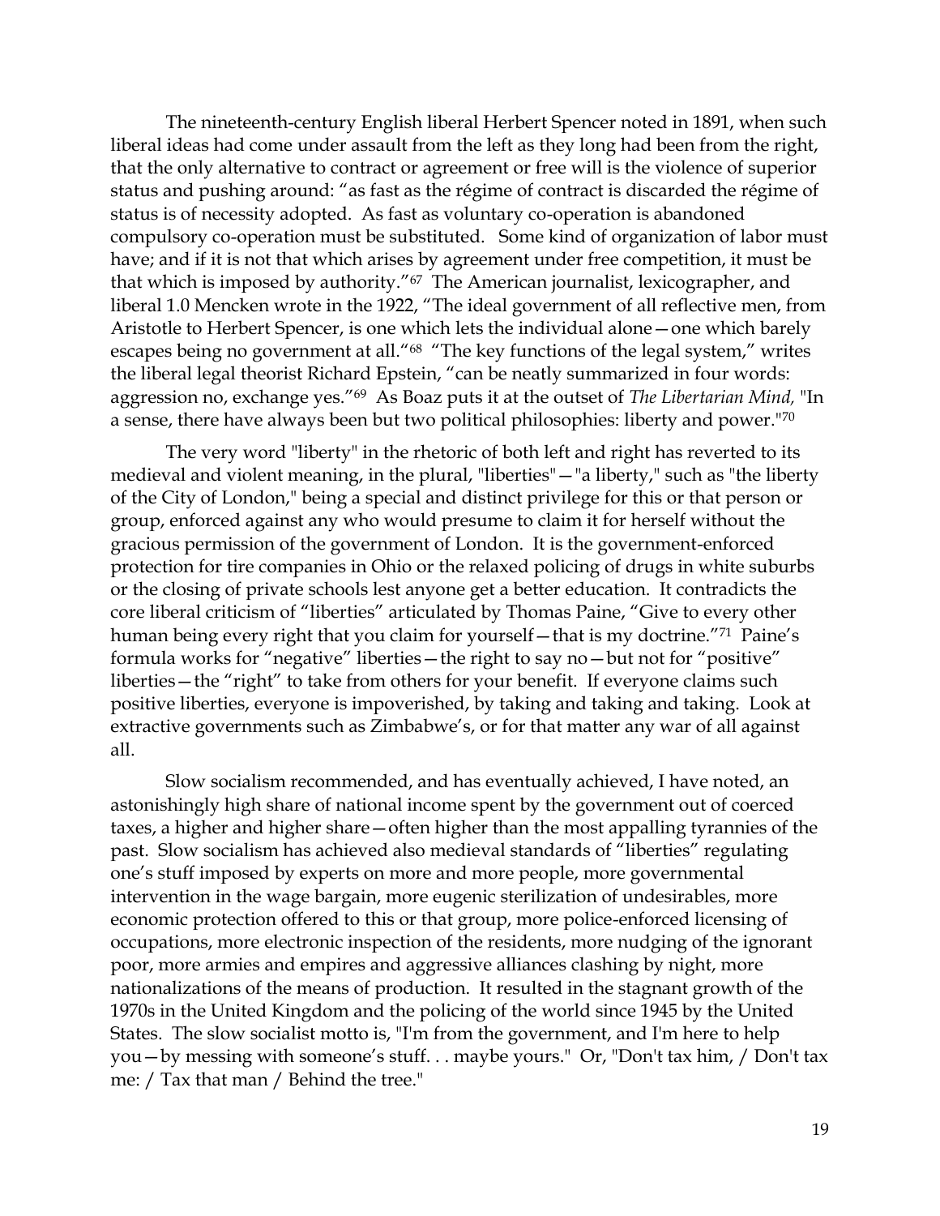The nineteenth-century English liberal Herbert Spencer noted in 1891, when such liberal ideas had come under assault from the left as they long had been from the right, that the only alternative to contract or agreement or free will is the violence of superior status and pushing around: "as fast as the régime of contract is discarded the régime of status is of necessity adopted. As fast as voluntary co-operation is abandoned compulsory co-operation must be substituted. Some kind of organization of labor must have; and if it is not that which arises by agreement under free competition, it must be that which is imposed by authority."[67] The American journalist, lexicographer, and liberal 1.0 Mencken wrote in the 1922, "The ideal government of all reflective men, from Aristotle to Herbert Spencer, is one which lets the individual alone—one which barely escapes being no government at all."[68] "The key functions of the legal system," writes the liberal legal theorist Richard Epstein, "can be neatly summarized in four words: aggression no, exchange yes."[69] As Boaz puts it at the outset of *The Libertarian Mind,* "In a sense, there have always been but two political philosophies: liberty and power."[70]

The very word "liberty" in the rhetoric of both left and right has reverted to its medieval and violent meaning, in the plural, "liberties"—"a liberty," such as "the liberty of the City of London," being a special and distinct privilege for this or that person or group, enforced against any who would presume to claim it for herself without the gracious permission of the government of London. It is the government-enforced protection for tire companies in Ohio or the relaxed policing of drugs in white suburbs or the closing of private schools lest anyone get a better education. It contradicts the core liberal criticism of "liberties" articulated by Thomas Paine, "Give to every other human being every right that you claim for yourself—that is my doctrine."[71] Paine's formula works for "negative" liberties—the right to say no—but not for "positive" liberties—the "right" to take from others for your benefit. If everyone claims such positive liberties, everyone is impoverished, by taking and taking and taking. Look at extractive governments such as Zimbabwe's, or for that matter any war of all against all.

Slow socialism recommended, and has eventually achieved, I have noted, an astonishingly high share of national income spent by the government out of coerced taxes, a higher and higher share—often higher than the most appalling tyrannies of the past. Slow socialism has achieved also medieval standards of "liberties" regulating one's stuff imposed by experts on more and more people, more governmental intervention in the wage bargain, more eugenic sterilization of undesirables, more economic protection offered to this or that group, more police-enforced licensing of occupations, more electronic inspection of the residents, more nudging of the ignorant poor, more armies and empires and aggressive alliances clashing by night, more nationalizations of the means of production. It resulted in the stagnant growth of the 1970s in the United Kingdom and the policing of the world since 1945 by the United States. The slow socialist motto is, "I'm from the government, and I'm here to help you—by messing with someone's stuff. . . maybe yours." Or, "Don't tax him, / Don't tax me: / Tax that man / Behind the tree."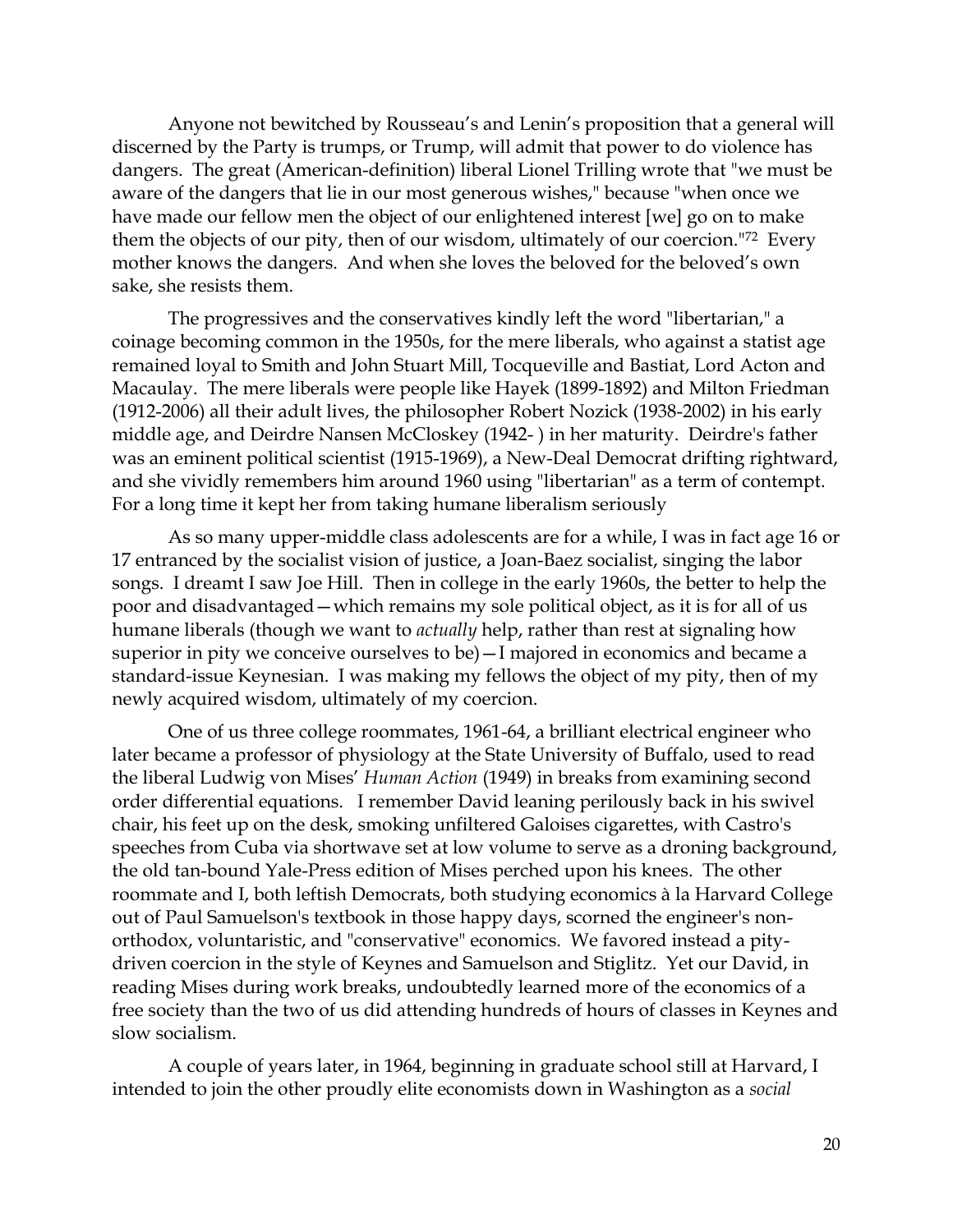Anyone not bewitched by Rousseau's and Lenin's proposition that a general will discerned by the Party is trumps, or Trump, will admit that power to do violence has dangers. The great (American-definition) liberal Lionel Trilling wrote that "we must be aware of the dangers that lie in our most generous wishes," because "when once we have made our fellow men the object of our enlightened interest [we] go on to make them the objects of our pity, then of our wisdom, ultimately of our coercion."[72] Every mother knows the dangers. And when she loves the beloved for the beloved's own sake, she resists them.

The progressives and the conservatives kindly left the word "libertarian," a coinage becoming common in the 1950s, for the mere liberals, who against a statist age remained loyal to Smith and John Stuart Mill, Tocqueville and Bastiat, Lord Acton and Macaulay. The mere liberals were people like Hayek (1899-1892) and Milton Friedman (1912-2006) all their adult lives, the philosopher Robert Nozick (1938-2002) in his early middle age, and Deirdre Nansen McCloskey (1942- ) in her maturity. Deirdre's father was an eminent political scientist (1915-1969), a New-Deal Democrat drifting rightward, and she vividly remembers him around 1960 using "libertarian" as a term of contempt. For a long time it kept her from taking humane liberalism seriously

As so many upper-middle class adolescents are for a while, I was in fact age 16 or 17 entranced by the socialist vision of justice, a Joan-Baez socialist, singing the labor songs. I dreamt I saw Joe Hill. Then in college in the early 1960s, the better to help the poor and disadvantaged—which remains my sole political object, as it is for all of us humane liberals (though we want to *actually* help, rather than rest at signaling how superior in pity we conceive ourselves to be)—I majored in economics and became a standard-issue Keynesian. I was making my fellows the object of my pity, then of my newly acquired wisdom, ultimately of my coercion.

One of us three college roommates, 1961-64, a brilliant electrical engineer who later became a professor of physiology at the State University of Buffalo, used to read the liberal Ludwig von Mises' *Human Action* (1949) in breaks from examining second order differential equations. I remember David leaning perilously back in his swivel chair, his feet up on the desk, smoking unfiltered Galoises cigarettes, with Castro's speeches from Cuba via shortwave set at low volume to serve as a droning background, the old tan-bound Yale-Press edition of Mises perched upon his knees. The other roommate and I, both leftish Democrats, both studying economics à la Harvard College out of Paul Samuelson's textbook in those happy days, scorned the engineer's non-orthodox, voluntaristic, and "conservative" economics. We favored instead a pity-driven coercion in the style of Keynes and Samuelson and Stiglitz. Yet our David, in reading Mises during work breaks, undoubtedly learned more of the economics of a free society than the two of us did attending hundreds of hours of classes in Keynes and slow socialism.

A couple of years later, in 1964, beginning in graduate school still at Harvard, I intended to join the other proudly elite economists down in Washington as a *social*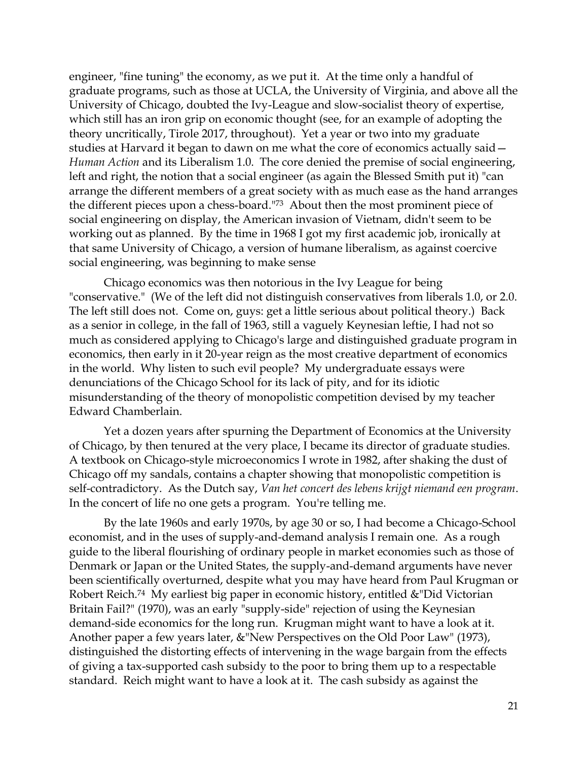engineer, "fine tuning" the economy, as we put it. At the time only a handful of graduate programs, such as those at UCLA, the University of Virginia, and above all the University of Chicago, doubted the Ivy-League and slow-socialist theory of expertise, which still has an iron grip on economic thought (see, for an example of adopting the theory uncritically, Tirole 2017, throughout). Yet a year or two into my graduate studies at Harvard it began to dawn on me what the core of economics actually said—*Human Action* and its Liberalism 1.0. The core denied the premise of social engineering, left and right, the notion that a social engineer (as again the Blessed Smith put it) "can arrange the different members of a great society with as much ease as the hand arranges the different pieces upon a chess-board."[73] About then the most prominent piece of social engineering on display, the American invasion of Vietnam, didn't seem to be working out as planned. By the time in 1968 I got my first academic job, ironically at that same University of Chicago, a version of humane liberalism, as against coercive social engineering, was beginning to make sense

Chicago economics was then notorious in the Ivy League for being "conservative." (We of the left did not distinguish conservatives from liberals 1.0, or 2.0. The left still does not. Come on, guys: get a little serious about political theory.) Back as a senior in college, in the fall of 1963, still a vaguely Keynesian leftie, I had not so much as considered applying to Chicago's large and distinguished graduate program in economics, then early in it 20-year reign as the most creative department of economics in the world. Why listen to such evil people? My undergraduate essays were denunciations of the Chicago School for its lack of pity, and for its idiotic misunderstanding of the theory of monopolistic competition devised by my teacher Edward Chamberlain.

Yet a dozen years after spurning the Department of Economics at the University of Chicago, by then tenured at the very place, I became its director of graduate studies. A textbook on Chicago-style microeconomics I wrote in 1982, after shaking the dust of Chicago off my sandals, contains a chapter showing that monopolistic competition is self-contradictory. As the Dutch say, *Van het concert des lebens krijgt niemand een program*. In the concert of life no one gets a program. You're telling me.

By the late 1960s and early 1970s, by age 30 or so, I had become a Chicago-School economist, and in the uses of supply-and-demand analysis I remain one. As a rough guide to the liberal flourishing of ordinary people in market economies such as those of Denmark or Japan or the United States, the supply-and-demand arguments have never been scientifically overturned, despite what you may have heard from Paul Krugman or Robert Reich.[74] My earliest big paper in economic history, entitled &"Did Victorian Britain Fail?" (1970), was an early "supply-side" rejection of using the Keynesian demand-side economics for the long run. Krugman might want to have a look at it. Another paper a few years later, &"New Perspectives on the Old Poor Law" (1973), distinguished the distorting effects of intervening in the wage bargain from the effects of giving a tax-supported cash subsidy to the poor to bring them up to a respectable standard. Reich might want to have a look at it. The cash subsidy as against the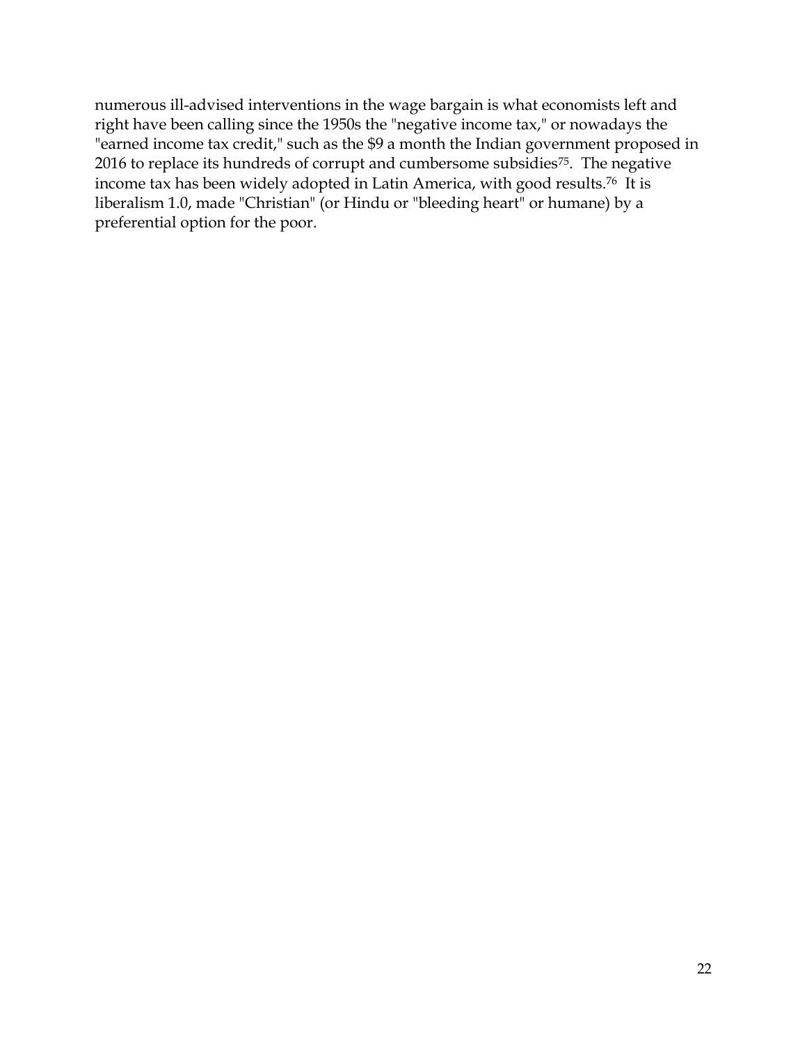numerous ill-advised interventions in the wage bargain is what economists left and right have been calling since the 1950s the "negative income tax," or nowadays the "earned income tax credit," such as the $9 a month the Indian government proposed in 2016 to replace its hundreds of corrupt and cumbersome subsidies[75]. The negative income tax has been widely adopted in Latin America, with good results.[76] It is liberalism 1.0, made "Christian" (or Hindu or "bleeding heart" or humane) by a preferential option for the poor.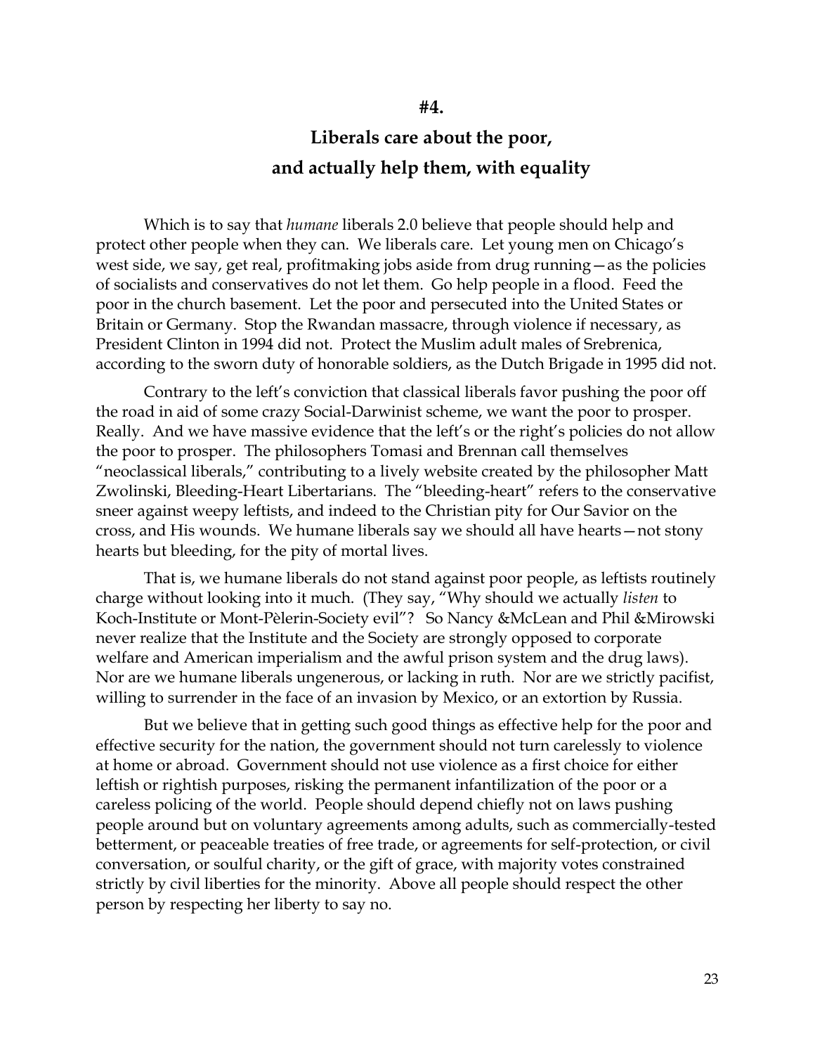## #4.

## Liberals care about the poor, and actually help them, with equality

Which is to say that *humane* liberals 2.0 believe that people should help and protect other people when they can. We liberals care. Let young men on Chicago's west side, we say, get real, profitmaking jobs aside from drug running—as the policies of socialists and conservatives do not let them. Go help people in a flood. Feed the poor in the church basement. Let the poor and persecuted into the United States or Britain or Germany. Stop the Rwandan massacre, through violence if necessary, as President Clinton in 1994 did not. Protect the Muslim adult males of Srebrenica, according to the sworn duty of honorable soldiers, as the Dutch Brigade in 1995 did not.

Contrary to the left's conviction that classical liberals favor pushing the poor off the road in aid of some crazy Social-Darwinist scheme, we want the poor to prosper. Really. And we have massive evidence that the left's or the right's policies do not allow the poor to prosper. The philosophers Tomasi and Brennan call themselves "neoclassical liberals," contributing to a lively website created by the philosopher Matt Zwolinski, Bleeding-Heart Libertarians. The "bleeding-heart" refers to the conservative sneer against weepy leftists, and indeed to the Christian pity for Our Savior on the cross, and His wounds. We humane liberals say we should all have hearts—not stony hearts but bleeding, for the pity of mortal lives.

That is, we humane liberals do not stand against poor people, as leftists routinely charge without looking into it much. (They say, "Why should we actually *listen* to Koch-Institute or Mont-Pèlerin-Society evil"? So Nancy &McLean and Phil &Mirowski never realize that the Institute and the Society are strongly opposed to corporate welfare and American imperialism and the awful prison system and the drug laws). Nor are we humane liberals ungenerous, or lacking in ruth. Nor are we strictly pacifist, willing to surrender in the face of an invasion by Mexico, or an extortion by Russia.

But we believe that in getting such good things as effective help for the poor and effective security for the nation, the government should not turn carelessly to violence at home or abroad. Government should not use violence as a first choice for either leftish or rightish purposes, risking the permanent infantilization of the poor or a careless policing of the world. People should depend chiefly not on laws pushing people around but on voluntary agreements among adults, such as commercially-tested betterment, or peaceable treaties of free trade, or agreements for self-protection, or civil conversation, or soulful charity, or the gift of grace, with majority votes constrained strictly by civil liberties for the minority. Above all people should respect the other person by respecting her liberty to say no.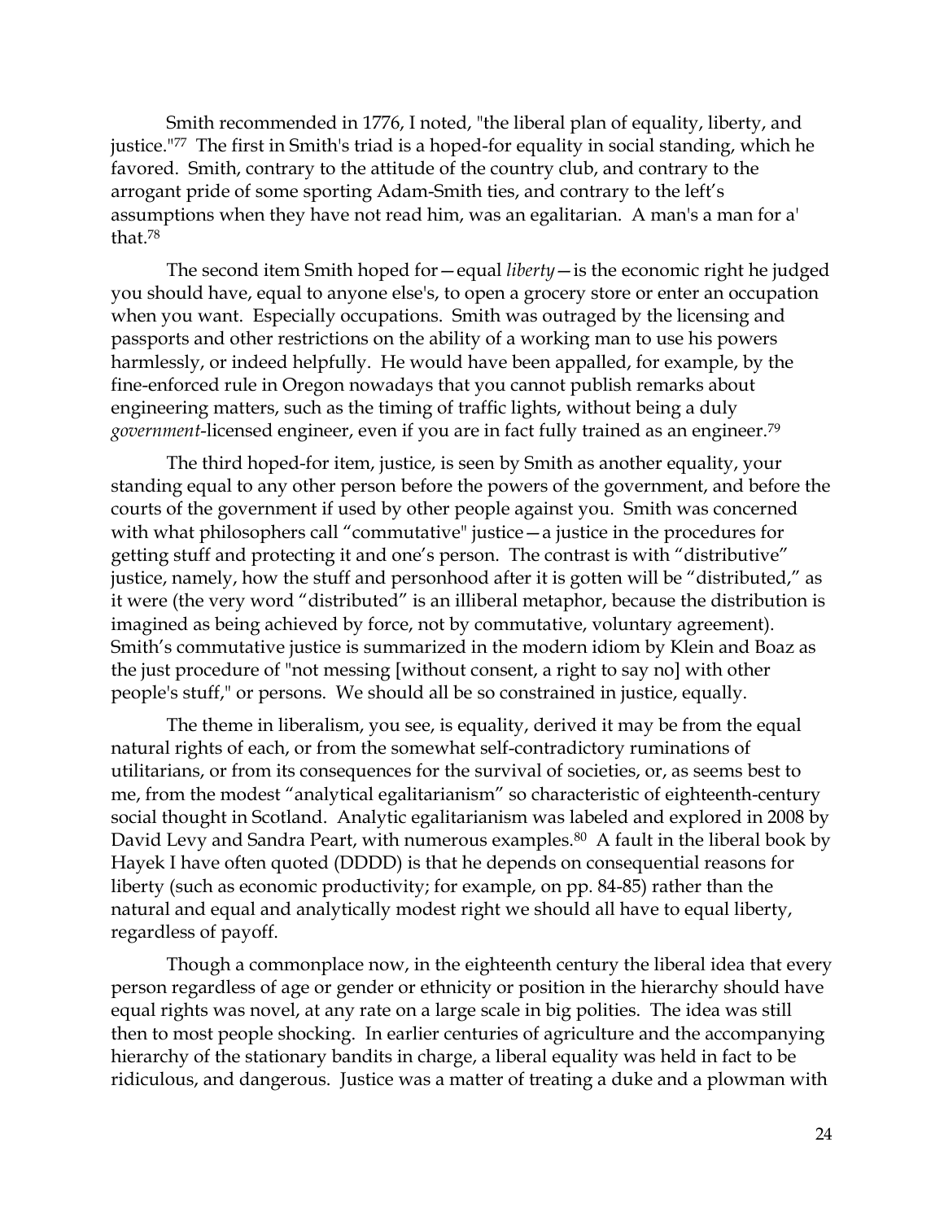Smith recommended in 1776, I noted, "the liberal plan of equality, liberty, and justice."[77] The first in Smith's triad is a hoped-for equality in social standing, which he favored. Smith, contrary to the attitude of the country club, and contrary to the arrogant pride of some sporting Adam-Smith ties, and contrary to the left's assumptions when they have not read him, was an egalitarian. A man's a man for a' that.[78]

The second item Smith hoped for—equal *liberty*—is the economic right he judged you should have, equal to anyone else's, to open a grocery store or enter an occupation when you want. Especially occupations. Smith was outraged by the licensing and passports and other restrictions on the ability of a working man to use his powers harmlessly, or indeed helpfully. He would have been appalled, for example, by the fine-enforced rule in Oregon nowadays that you cannot publish remarks about engineering matters, such as the timing of traffic lights, without being a duly *government*-licensed engineer, even if you are in fact fully trained as an engineer.[79]

The third hoped-for item, justice, is seen by Smith as another equality, your standing equal to any other person before the powers of the government, and before the courts of the government if used by other people against you. Smith was concerned with what philosophers call "commutative" justice—a justice in the procedures for getting stuff and protecting it and one's person. The contrast is with "distributive" justice, namely, how the stuff and personhood after it is gotten will be "distributed," as it were (the very word "distributed" is an illiberal metaphor, because the distribution is imagined as being achieved by force, not by commutative, voluntary agreement). Smith's commutative justice is summarized in the modern idiom by Klein and Boaz as the just procedure of "not messing [without consent, a right to say no] with other people's stuff," or persons. We should all be so constrained in justice, equally.

The theme in liberalism, you see, is equality, derived it may be from the equal natural rights of each, or from the somewhat self-contradictory ruminations of utilitarians, or from its consequences for the survival of societies, or, as seems best to me, from the modest "analytical egalitarianism" so characteristic of eighteenth-century social thought in Scotland. Analytic egalitarianism was labeled and explored in 2008 by David Levy and Sandra Peart, with numerous examples.[80] A fault in the liberal book by Hayek I have often quoted (DDDD) is that he depends on consequential reasons for liberty (such as economic productivity; for example, on pp. 84-85) rather than the natural and equal and analytically modest right we should all have to equal liberty, regardless of payoff.

Though a commonplace now, in the eighteenth century the liberal idea that every person regardless of age or gender or ethnicity or position in the hierarchy should have equal rights was novel, at any rate on a large scale in big polities. The idea was still then to most people shocking. In earlier centuries of agriculture and the accompanying hierarchy of the stationary bandits in charge, a liberal equality was held in fact to be ridiculous, and dangerous. Justice was a matter of treating a duke and a plowman with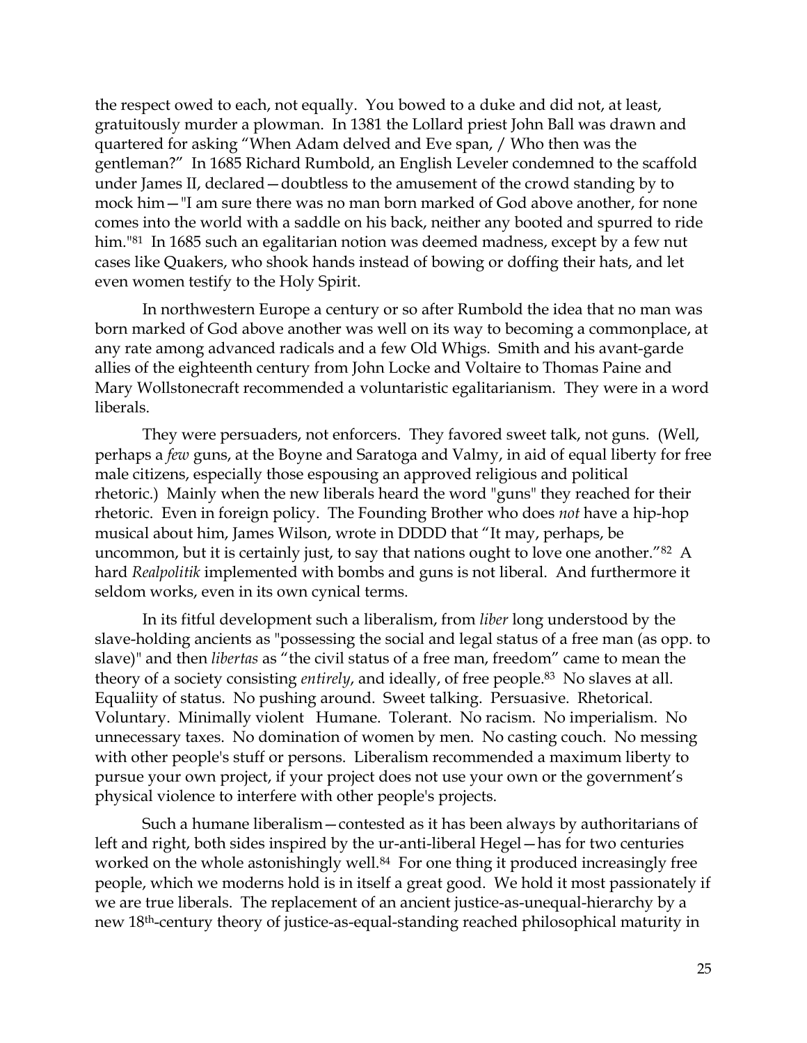the respect owed to each, not equally. You bowed to a duke and did not, at least, gratuitously murder a plowman. In 1381 the Lollard priest John Ball was drawn and quartered for asking "When Adam delved and Eve span, / Who then was the gentleman?" In 1685 Richard Rumbold, an English Leveler condemned to the scaffold under James II, declared—doubtless to the amusement of the crowd standing by to mock him—"I am sure there was no man born marked of God above another, for none comes into the world with a saddle on his back, neither any booted and spurred to ride him."[81] In 1685 such an egalitarian notion was deemed madness, except by a few nut cases like Quakers, who shook hands instead of bowing or doffing their hats, and let even women testify to the Holy Spirit.

In northwestern Europe a century or so after Rumbold the idea that no man was born marked of God above another was well on its way to becoming a commonplace, at any rate among advanced radicals and a few Old Whigs. Smith and his avant-garde allies of the eighteenth century from John Locke and Voltaire to Thomas Paine and Mary Wollstonecraft recommended a voluntaristic egalitarianism. They were in a word liberals.

They were persuaders, not enforcers. They favored sweet talk, not guns. (Well, perhaps a *few* guns, at the Boyne and Saratoga and Valmy, in aid of equal liberty for free male citizens, especially those espousing an approved religious and political rhetoric.) Mainly when the new liberals heard the word "guns" they reached for their rhetoric. Even in foreign policy. The Founding Brother who does *not* have a hip-hop musical about him, James Wilson, wrote in DDDD that "It may, perhaps, be uncommon, but it is certainly just, to say that nations ought to love one another."[82] A hard *Realpolitik* implemented with bombs and guns is not liberal. And furthermore it seldom works, even in its own cynical terms.

In its fitful development such a liberalism, from *liber* long understood by the slave-holding ancients as "possessing the social and legal status of a free man (as opp. to slave)" and then *libertas* as "the civil status of a free man, freedom" came to mean the theory of a society consisting *entirely*, and ideally, of free people.[83] No slaves at all. Equaliity of status. No pushing around. Sweet talking. Persuasive. Rhetorical. Voluntary. Minimally violent Humane. Tolerant. No racism. No imperialism. No unnecessary taxes. No domination of women by men. No casting couch. No messing with other people's stuff or persons. Liberalism recommended a maximum liberty to pursue your own project, if your project does not use your own or the government's physical violence to interfere with other people's projects.

Such a humane liberalism—contested as it has been always by authoritarians of left and right, both sides inspired by the ur-anti-liberal Hegel—has for two centuries worked on the whole astonishingly well.[84] For one thing it produced increasingly free people, which we moderns hold is in itself a great good. We hold it most passionately if we are true liberals. The replacement of an ancient justice-as-unequal-hierarchy by a new 18th-century theory of justice-as-equal-standing reached philosophical maturity in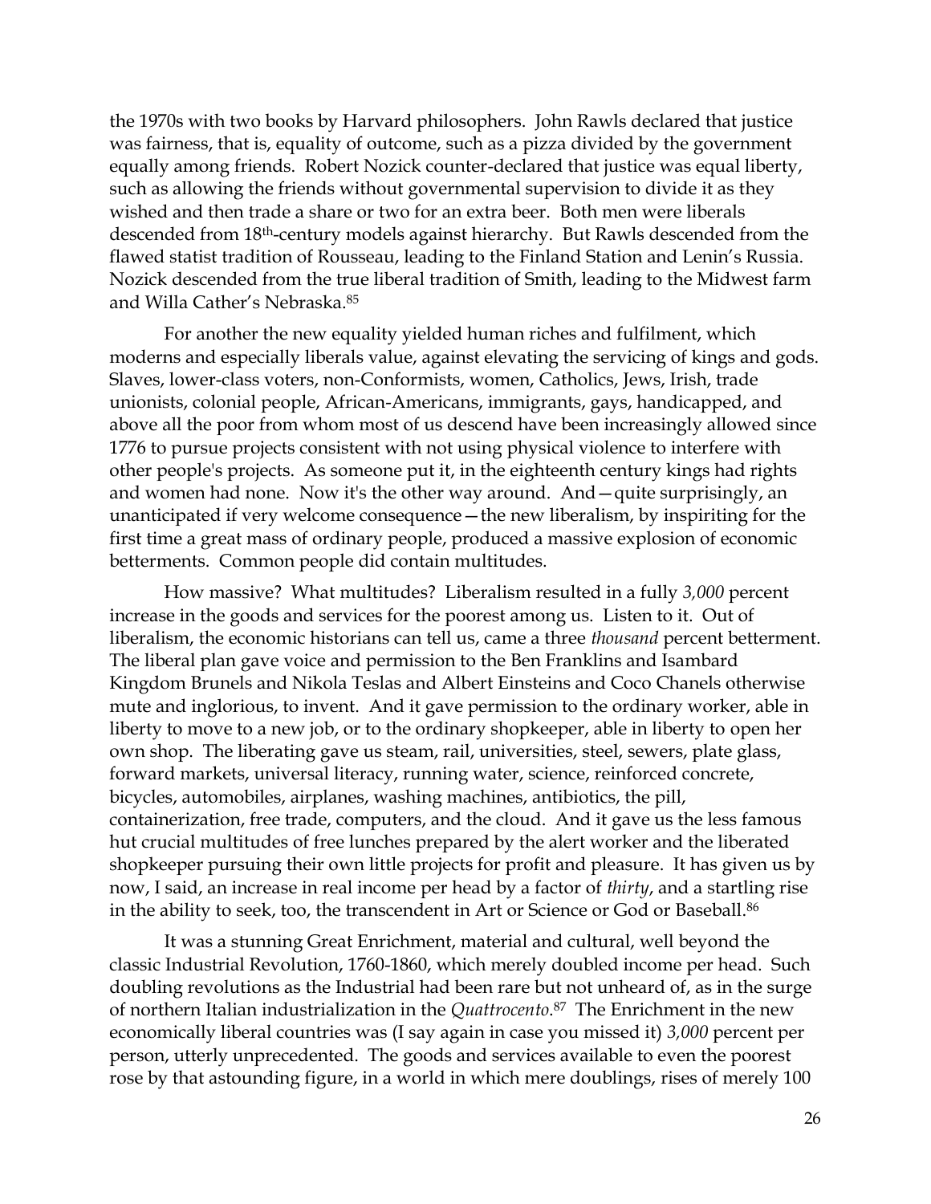the 1970s with two books by Harvard philosophers. John Rawls declared that justice was fairness, that is, equality of outcome, such as a pizza divided by the government equally among friends. Robert Nozick counter-declared that justice was equal liberty, such as allowing the friends without governmental supervision to divide it as they wished and then trade a share or two for an extra beer. Both men were liberals descended from 18th-century models against hierarchy. But Rawls descended from the flawed statist tradition of Rousseau, leading to the Finland Station and Lenin's Russia. Nozick descended from the true liberal tradition of Smith, leading to the Midwest farm and Willa Cather's Nebraska.[85]

For another the new equality yielded human riches and fulfilment, which moderns and especially liberals value, against elevating the servicing of kings and gods. Slaves, lower-class voters, non-Conformists, women, Catholics, Jews, Irish, trade unionists, colonial people, African-Americans, immigrants, gays, handicapped, and above all the poor from whom most of us descend have been increasingly allowed since 1776 to pursue projects consistent with not using physical violence to interfere with other people's projects. As someone put it, in the eighteenth century kings had rights and women had none. Now it's the other way around. And—quite surprisingly, an unanticipated if very welcome consequence—the new liberalism, by inspiriting for the first time a great mass of ordinary people, produced a massive explosion of economic betterments. Common people did contain multitudes.

How massive? What multitudes? Liberalism resulted in a fully *3,000* percent increase in the goods and services for the poorest among us. Listen to it. Out of liberalism, the economic historians can tell us, came a three *thousand* percent betterment. The liberal plan gave voice and permission to the Ben Franklins and Isambard Kingdom Brunels and Nikola Teslas and Albert Einsteins and Coco Chanels otherwise mute and inglorious, to invent. And it gave permission to the ordinary worker, able in liberty to move to a new job, or to the ordinary shopkeeper, able in liberty to open her own shop. The liberating gave us steam, rail, universities, steel, sewers, plate glass, forward markets, universal literacy, running water, science, reinforced concrete, bicycles, automobiles, airplanes, washing machines, antibiotics, the pill, containerization, free trade, computers, and the cloud. And it gave us the less famous hut crucial multitudes of free lunches prepared by the alert worker and the liberated shopkeeper pursuing their own little projects for profit and pleasure. It has given us by now, I said, an increase in real income per head by a factor of *thirty*, and a startling rise in the ability to seek, too, the transcendent in Art or Science or God or Baseball.[86]

It was a stunning Great Enrichment, material and cultural, well beyond the classic Industrial Revolution, 1760-1860, which merely doubled income per head. Such doubling revolutions as the Industrial had been rare but not unheard of, as in the surge of northern Italian industrialization in the *Quattrocento*.[87] The Enrichment in the new economically liberal countries was (I say again in case you missed it) *3,000* percent per person, utterly unprecedented. The goods and services available to even the poorest rose by that astounding figure, in a world in which mere doublings, rises of merely 100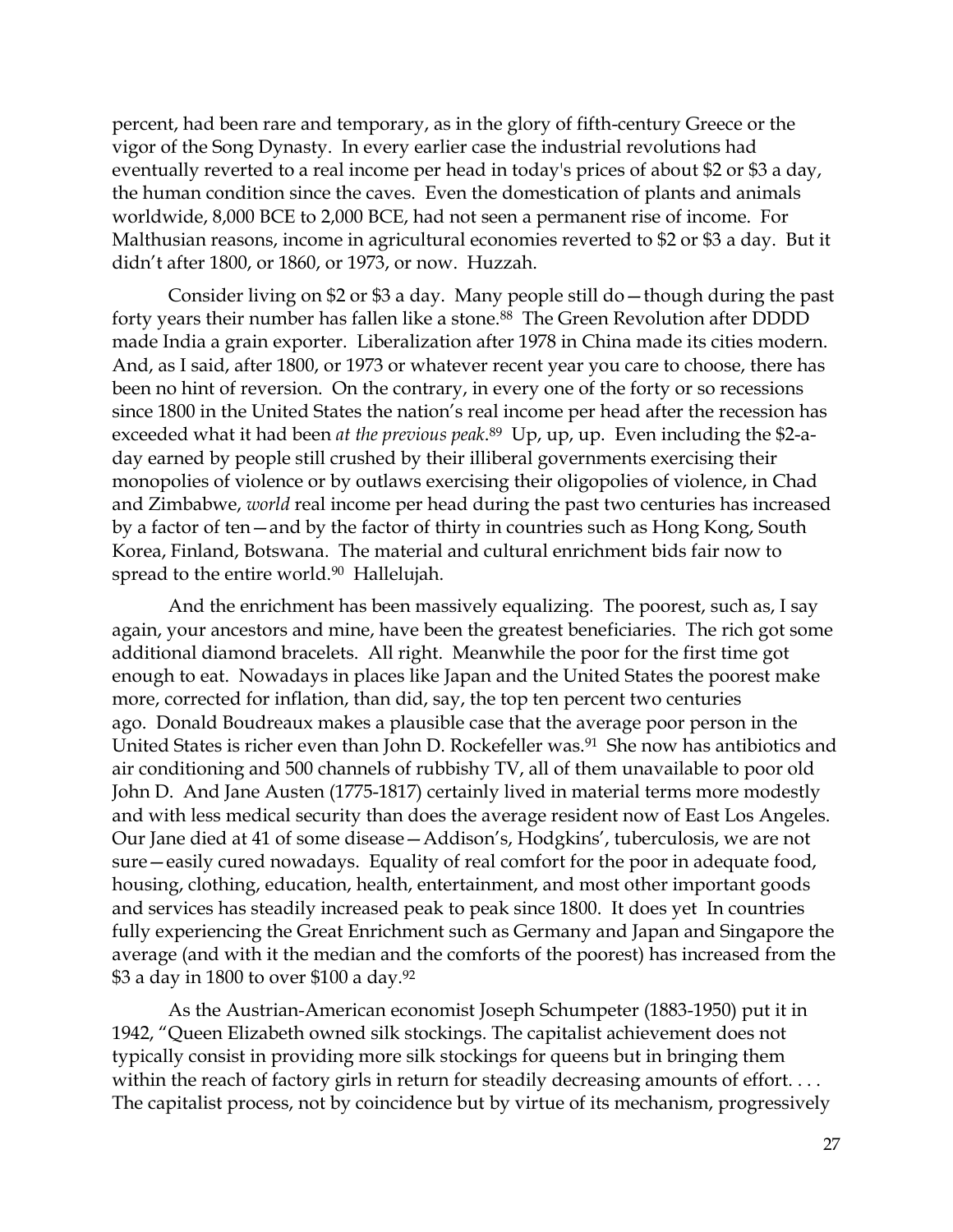percent, had been rare and temporary, as in the glory of fifth-century Greece or the vigor of the Song Dynasty. In every earlier case the industrial revolutions had eventually reverted to a real income per head in today's prices of about $2 or $3 a day, the human condition since the caves. Even the domestication of plants and animals worldwide, 8,000 BCE to 2,000 BCE, had not seen a permanent rise of income. For Malthusian reasons, income in agricultural economies reverted to $2 or $3 a day. But it didn't after 1800, or 1860, or 1973, or now. Huzzah.

Consider living on $2 or $3 a day. Many people still do—though during the past forty years their number has fallen like a stone.[88] The Green Revolution after DDDD made India a grain exporter. Liberalization after 1978 in China made its cities modern. And, as I said, after 1800, or 1973 or whatever recent year you care to choose, there has been no hint of reversion. On the contrary, in every one of the forty or so recessions since 1800 in the United States the nation's real income per head after the recession has exceeded what it had been *at the previous peak*.[89] Up, up, up. Even including the $2-a-day earned by people still crushed by their illiberal governments exercising their monopolies of violence or by outlaws exercising their oligopolies of violence, in Chad and Zimbabwe, *world* real income per head during the past two centuries has increased by a factor of ten—and by the factor of thirty in countries such as Hong Kong, South Korea, Finland, Botswana. The material and cultural enrichment bids fair now to spread to the entire world.[90] Hallelujah.

And the enrichment has been massively equalizing. The poorest, such as, I say again, your ancestors and mine, have been the greatest beneficiaries. The rich got some additional diamond bracelets. All right. Meanwhile the poor for the first time got enough to eat. Nowadays in places like Japan and the United States the poorest make more, corrected for inflation, than did, say, the top ten percent two centuries ago. Donald Boudreaux makes a plausible case that the average poor person in the United States is richer even than John D. Rockefeller was.[91] She now has antibiotics and air conditioning and 500 channels of rubbishy TV, all of them unavailable to poor old John D. And Jane Austen (1775-1817) certainly lived in material terms more modestly and with less medical security than does the average resident now of East Los Angeles. Our Jane died at 41 of some disease—Addison's, Hodgkins', tuberculosis, we are not sure—easily cured nowadays. Equality of real comfort for the poor in adequate food, housing, clothing, education, health, entertainment, and most other important goods and services has steadily increased peak to peak since 1800. It does yet In countries fully experiencing the Great Enrichment such as Germany and Japan and Singapore the average (and with it the median and the comforts of the poorest) has increased from the $3 a day in 1800 to over $100 a day.[92]

As the Austrian-American economist Joseph Schumpeter (1883-1950) put it in 1942, "Queen Elizabeth owned silk stockings. The capitalist achievement does not typically consist in providing more silk stockings for queens but in bringing them within the reach of factory girls in return for steadily decreasing amounts of effort. . . . The capitalist process, not by coincidence but by virtue of its mechanism, progressively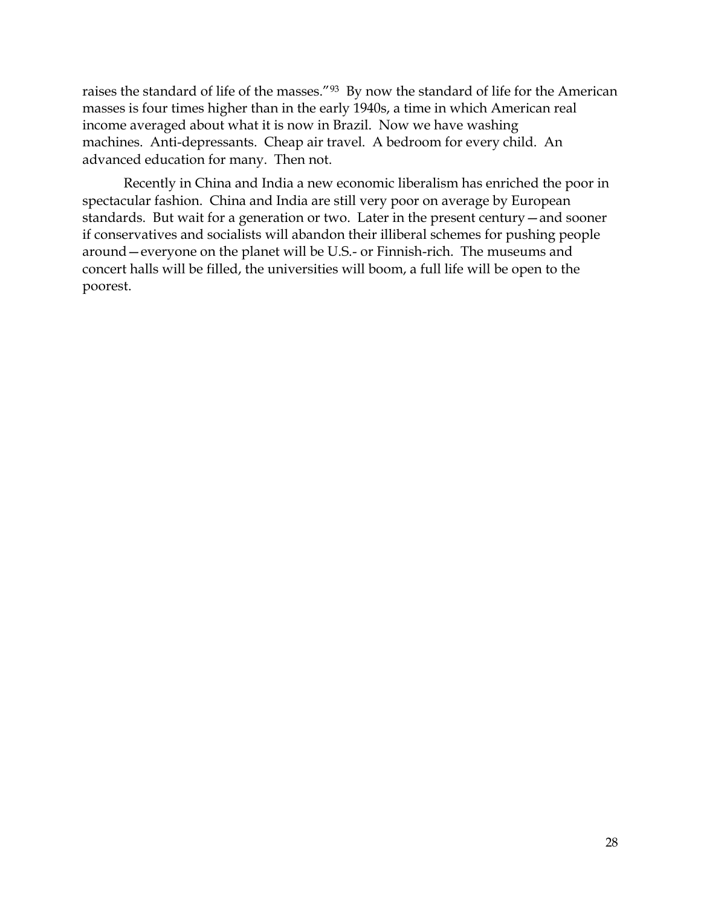raises the standard of life of the masses."[93] By now the standard of life for the American masses is four times higher than in the early 1940s, a time in which American real income averaged about what it is now in Brazil. Now we have washing machines. Anti-depressants. Cheap air travel. A bedroom for every child. An advanced education for many. Then not.

Recently in China and India a new economic liberalism has enriched the poor in spectacular fashion. China and India are still very poor on average by European standards. But wait for a generation or two. Later in the present century—and sooner if conservatives and socialists will abandon their illiberal schemes for pushing people around—everyone on the planet will be U.S.- or Finnish-rich. The museums and concert halls will be filled, the universities will boom, a full life will be open to the poorest.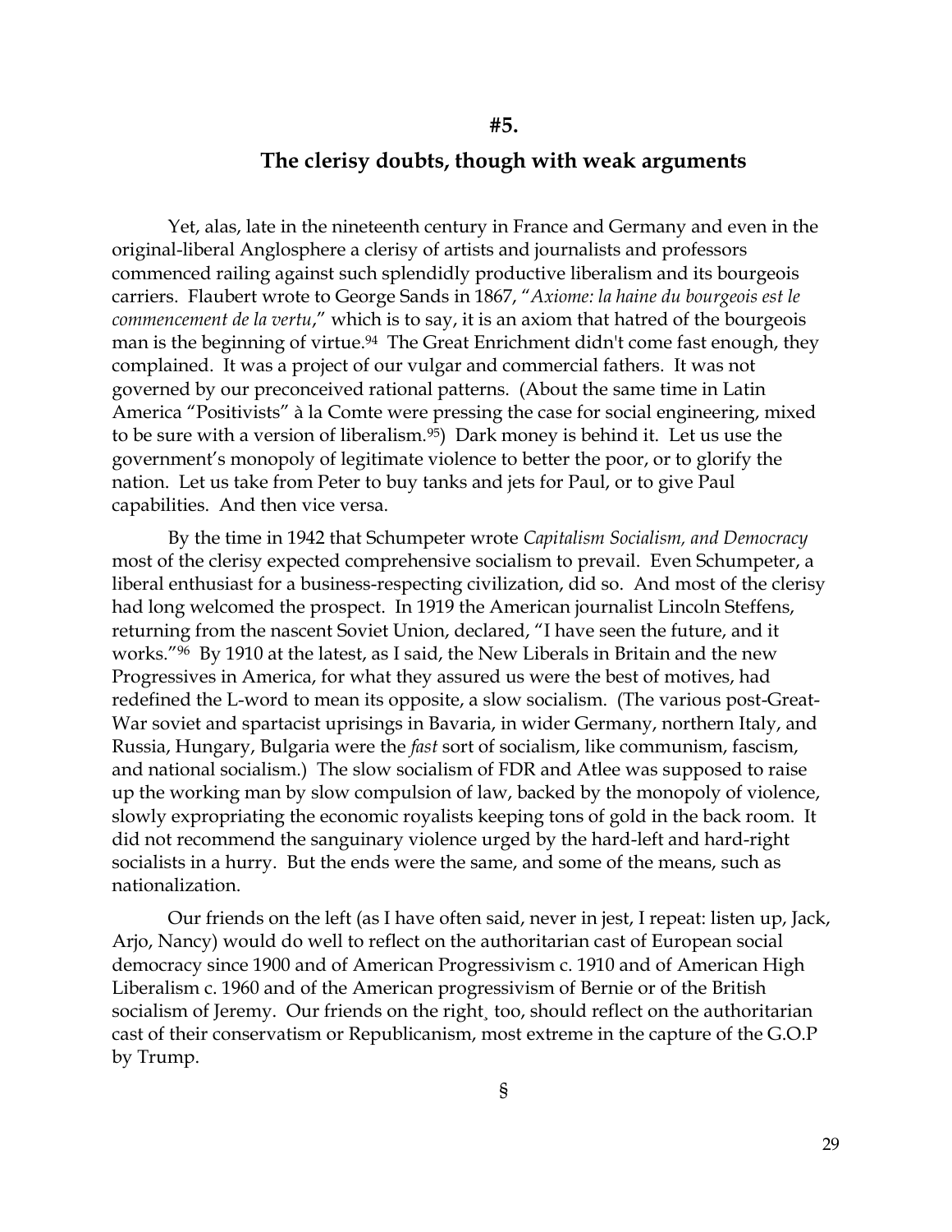## #5.

## The clerisy doubts, though with weak arguments

Yet, alas, late in the nineteenth century in France and Germany and even in the original-liberal Anglosphere a clerisy of artists and journalists and professors commenced railing against such splendidly productive liberalism and its bourgeois carriers. Flaubert wrote to George Sands in 1867, "*Axiome: la haine du bourgeois est le commencement de la vertu*," which is to say, it is an axiom that hatred of the bourgeois man is the beginning of virtue.[94] The Great Enrichment didn't come fast enough, they complained. It was a project of our vulgar and commercial fathers. It was not governed by our preconceived rational patterns. (About the same time in Latin America "Positivists" à la Comte were pressing the case for social engineering, mixed to be sure with a version of liberalism.[95]) Dark money is behind it. Let us use the government's monopoly of legitimate violence to better the poor, or to glorify the nation. Let us take from Peter to buy tanks and jets for Paul, or to give Paul capabilities. And then vice versa.

By the time in 1942 that Schumpeter wrote *Capitalism Socialism, and Democracy* most of the clerisy expected comprehensive socialism to prevail. Even Schumpeter, a liberal enthusiast for a business-respecting civilization, did so. And most of the clerisy had long welcomed the prospect. In 1919 the American journalist Lincoln Steffens, returning from the nascent Soviet Union, declared, "I have seen the future, and it works."[96] By 1910 at the latest, as I said, the New Liberals in Britain and the new Progressives in America, for what they assured us were the best of motives, had redefined the L-word to mean its opposite, a slow socialism. (The various post-Great-War soviet and spartacist uprisings in Bavaria, in wider Germany, northern Italy, and Russia, Hungary, Bulgaria were the *fast* sort of socialism, like communism, fascism, and national socialism.) The slow socialism of FDR and Atlee was supposed to raise up the working man by slow compulsion of law, backed by the monopoly of violence, slowly expropriating the economic royalists keeping tons of gold in the back room. It did not recommend the sanguinary violence urged by the hard-left and hard-right socialists in a hurry. But the ends were the same, and some of the means, such as nationalization.

Our friends on the left (as I have often said, never in jest, I repeat: listen up, Jack, Arjo, Nancy) would do well to reflect on the authoritarian cast of European social democracy since 1900 and of American Progressivism c. 1910 and of American High Liberalism c. 1960 and of the American progressivism of Bernie or of the British socialism of Jeremy. Our friends on the right, too, should reflect on the authoritarian cast of their conservatism or Republicanism, most extreme in the capture of the G.O.P by Trump.

§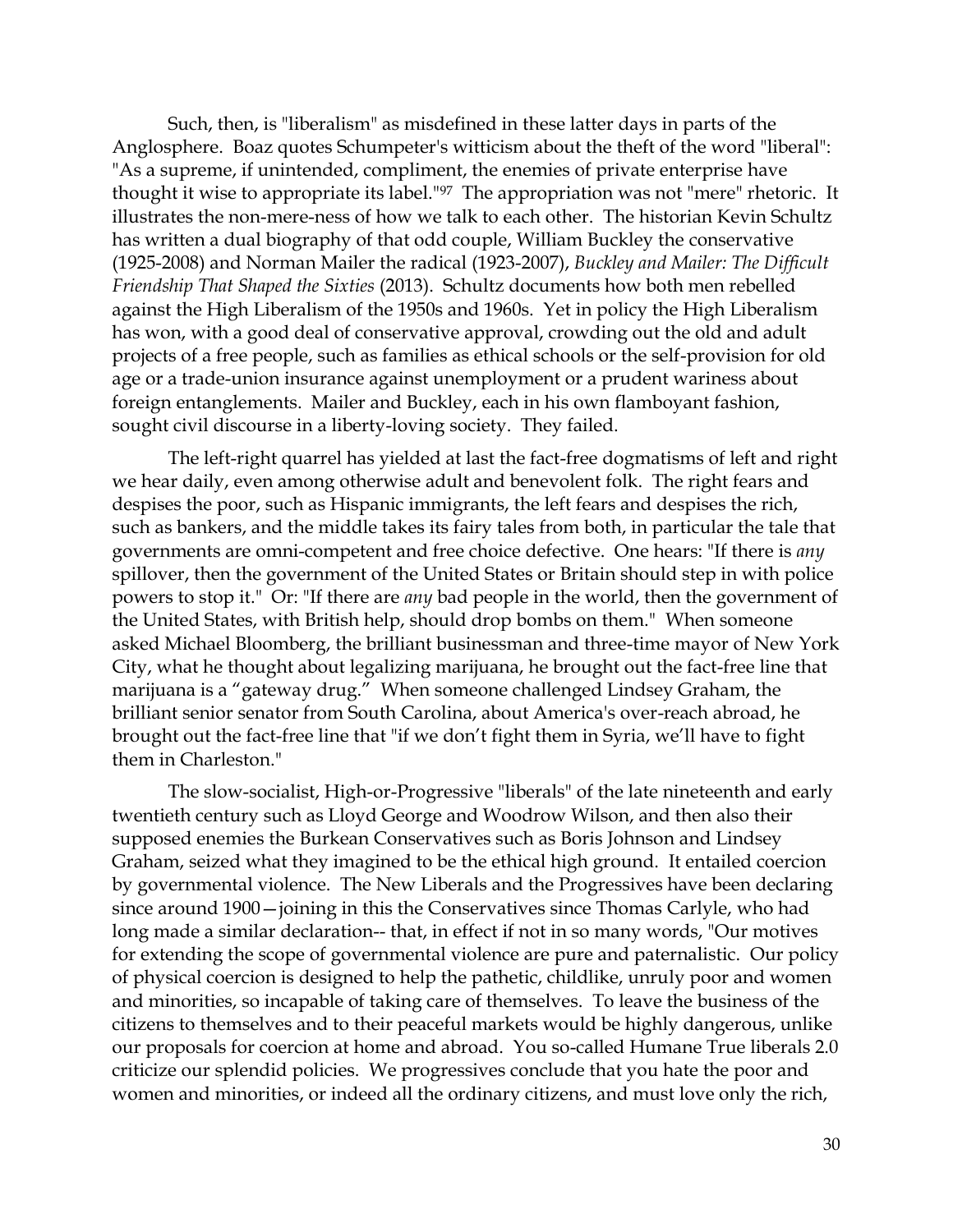Such, then, is "liberalism" as misdefined in these latter days in parts of the Anglosphere. Boaz quotes Schumpeter's witticism about the theft of the word "liberal": "As a supreme, if unintended, compliment, the enemies of private enterprise have thought it wise to appropriate its label."[97] The appropriation was not "mere" rhetoric. It illustrates the non-mere-ness of how we talk to each other. The historian Kevin Schultz has written a dual biography of that odd couple, William Buckley the conservative (1925-2008) and Norman Mailer the radical (1923-2007), *Buckley and Mailer: The Difficult Friendship That Shaped the Sixties* (2013). Schultz documents how both men rebelled against the High Liberalism of the 1950s and 1960s. Yet in policy the High Liberalism has won, with a good deal of conservative approval, crowding out the old and adult projects of a free people, such as families as ethical schools or the self-provision for old age or a trade-union insurance against unemployment or a prudent wariness about foreign entanglements. Mailer and Buckley, each in his own flamboyant fashion, sought civil discourse in a liberty-loving society. They failed.

The left-right quarrel has yielded at last the fact-free dogmatisms of left and right we hear daily, even among otherwise adult and benevolent folk. The right fears and despises the poor, such as Hispanic immigrants, the left fears and despises the rich, such as bankers, and the middle takes its fairy tales from both, in particular the tale that governments are omni-competent and free choice defective. One hears: "If there is *any* spillover, then the government of the United States or Britain should step in with police powers to stop it." Or: "If there are *any* bad people in the world, then the government of the United States, with British help, should drop bombs on them." When someone asked Michael Bloomberg, the brilliant businessman and three-time mayor of New York City, what he thought about legalizing marijuana, he brought out the fact-free line that marijuana is a "gateway drug." When someone challenged Lindsey Graham, the brilliant senior senator from South Carolina, about America's over-reach abroad, he brought out the fact-free line that "if we don't fight them in Syria, we'll have to fight them in Charleston."

The slow-socialist, High-or-Progressive "liberals" of the late nineteenth and early twentieth century such as Lloyd George and Woodrow Wilson, and then also their supposed enemies the Burkean Conservatives such as Boris Johnson and Lindsey Graham, seized what they imagined to be the ethical high ground. It entailed coercion by governmental violence. The New Liberals and the Progressives have been declaring since around 1900—joining in this the Conservatives since Thomas Carlyle, who had long made a similar declaration-- that, in effect if not in so many words, "Our motives for extending the scope of governmental violence are pure and paternalistic. Our policy of physical coercion is designed to help the pathetic, childlike, unruly poor and women and minorities, so incapable of taking care of themselves. To leave the business of the citizens to themselves and to their peaceful markets would be highly dangerous, unlike our proposals for coercion at home and abroad. You so-called Humane True liberals 2.0 criticize our splendid policies. We progressives conclude that you hate the poor and women and minorities, or indeed all the ordinary citizens, and must love only the rich,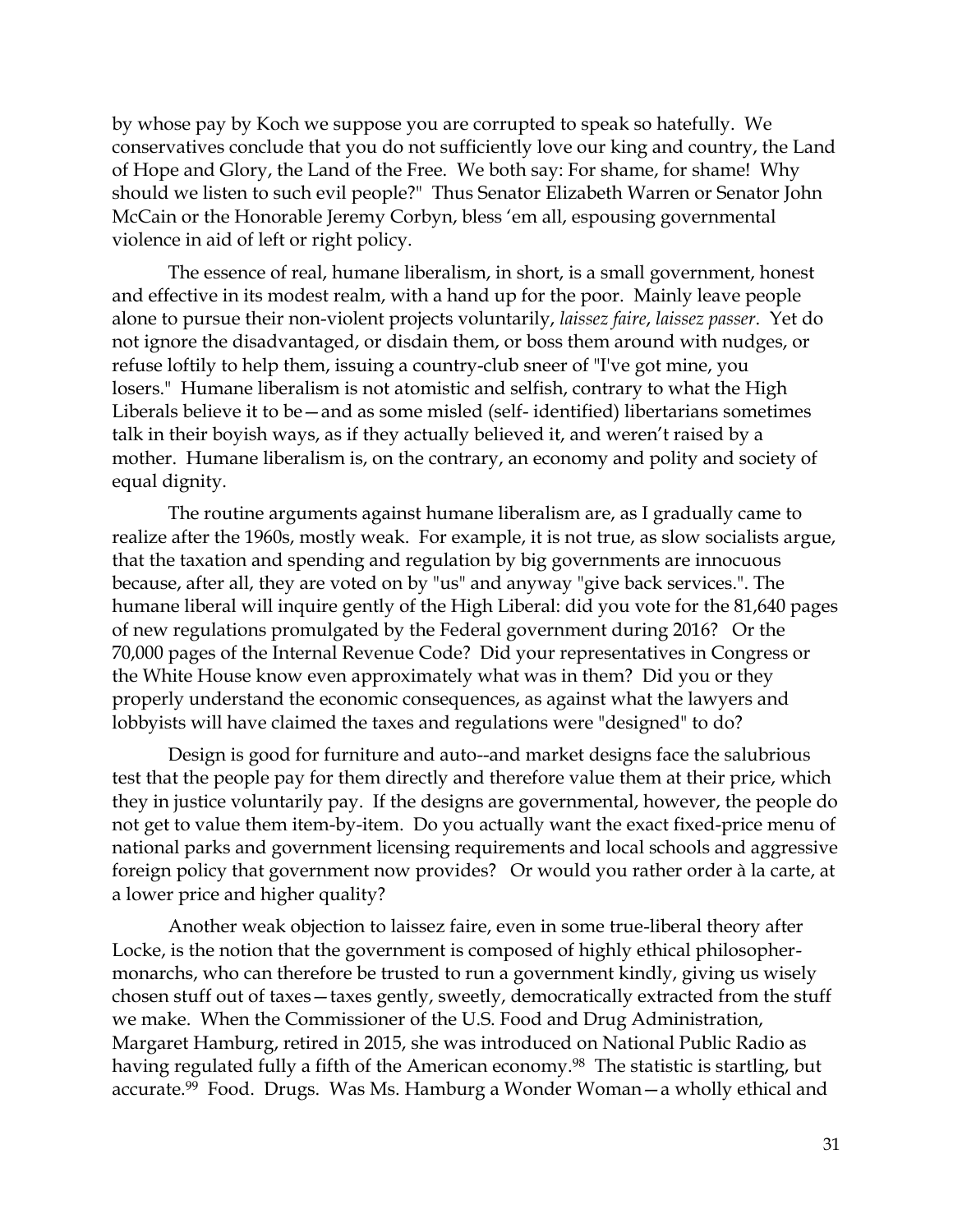by whose pay by Koch we suppose you are corrupted to speak so hatefully. We conservatives conclude that you do not sufficiently love our king and country, the Land of Hope and Glory, the Land of the Free. We both say: For shame, for shame! Why should we listen to such evil people?" Thus Senator Elizabeth Warren or Senator John McCain or the Honorable Jeremy Corbyn, bless 'em all, espousing governmental violence in aid of left or right policy.

The essence of real, humane liberalism, in short, is a small government, honest and effective in its modest realm, with a hand up for the poor. Mainly leave people alone to pursue their non-violent projects voluntarily, *laissez faire*, *laissez passer*. Yet do not ignore the disadvantaged, or disdain them, or boss them around with nudges, or refuse loftily to help them, issuing a country-club sneer of "I've got mine, you losers." Humane liberalism is not atomistic and selfish, contrary to what the High Liberals believe it to be—and as some misled (self- identified) libertarians sometimes talk in their boyish ways, as if they actually believed it, and weren't raised by a mother. Humane liberalism is, on the contrary, an economy and polity and society of equal dignity.

The routine arguments against humane liberalism are, as I gradually came to realize after the 1960s, mostly weak. For example, it is not true, as slow socialists argue, that the taxation and spending and regulation by big governments are innocuous because, after all, they are voted on by "us" and anyway "give back services.". The humane liberal will inquire gently of the High Liberal: did you vote for the 81,640 pages of new regulations promulgated by the Federal government during 2016? Or the 70,000 pages of the Internal Revenue Code? Did your representatives in Congress or the White House know even approximately what was in them? Did you or they properly understand the economic consequences, as against what the lawyers and lobbyists will have claimed the taxes and regulations were "designed" to do?

Design is good for furniture and auto--and market designs face the salubrious test that the people pay for them directly and therefore value them at their price, which they in justice voluntarily pay. If the designs are governmental, however, the people do not get to value them item-by-item. Do you actually want the exact fixed-price menu of national parks and government licensing requirements and local schools and aggressive foreign policy that government now provides? Or would you rather order à la carte, at a lower price and higher quality?

Another weak objection to laissez faire, even in some true-liberal theory after Locke, is the notion that the government is composed of highly ethical philosopher-monarchs, who can therefore be trusted to run a government kindly, giving us wisely chosen stuff out of taxes—taxes gently, sweetly, democratically extracted from the stuff we make. When the Commissioner of the U.S. Food and Drug Administration, Margaret Hamburg, retired in 2015, she was introduced on National Public Radio as having regulated fully a fifth of the American economy.[98] The statistic is startling, but accurate.[99] Food. Drugs. Was Ms. Hamburg a Wonder Woman—a wholly ethical and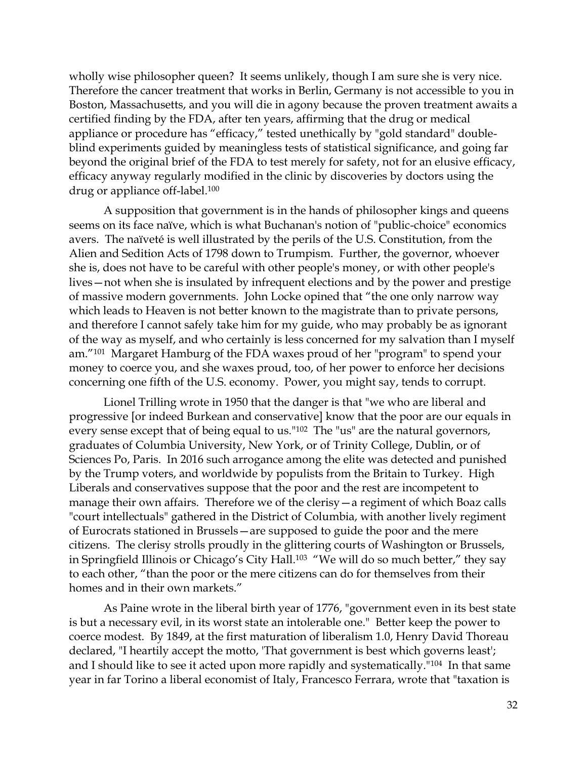wholly wise philosopher queen? It seems unlikely, though I am sure she is very nice. Therefore the cancer treatment that works in Berlin, Germany is not accessible to you in Boston, Massachusetts, and you will die in agony because the proven treatment awaits a certified finding by the FDA, after ten years, affirming that the drug or medical appliance or procedure has "efficacy," tested unethically by "gold standard" double-blind experiments guided by meaningless tests of statistical significance, and going far beyond the original brief of the FDA to test merely for safety, not for an elusive efficacy, efficacy anyway regularly modified in the clinic by discoveries by doctors using the drug or appliance off-label.[100]

A supposition that government is in the hands of philosopher kings and queens seems on its face naïve, which is what Buchanan's notion of "public-choice" economics avers. The naïveté is well illustrated by the perils of the U.S. Constitution, from the Alien and Sedition Acts of 1798 down to Trumpism. Further, the governor, whoever she is, does not have to be careful with other people's money, or with other people's lives—not when she is insulated by infrequent elections and by the power and prestige of massive modern governments. John Locke opined that "the one only narrow way which leads to Heaven is not better known to the magistrate than to private persons, and therefore I cannot safely take him for my guide, who may probably be as ignorant of the way as myself, and who certainly is less concerned for my salvation than I myself am."[101] Margaret Hamburg of the FDA waxes proud of her "program" to spend your money to coerce you, and she waxes proud, too, of her power to enforce her decisions concerning one fifth of the U.S. economy. Power, you might say, tends to corrupt.

Lionel Trilling wrote in 1950 that the danger is that "we who are liberal and progressive [or indeed Burkean and conservative] know that the poor are our equals in every sense except that of being equal to us."[102] The "us" are the natural governors, graduates of Columbia University, New York, or of Trinity College, Dublin, or of Sciences Po, Paris. In 2016 such arrogance among the elite was detected and punished by the Trump voters, and worldwide by populists from the Britain to Turkey. High Liberals and conservatives suppose that the poor and the rest are incompetent to manage their own affairs. Therefore we of the clerisy—a regiment of which Boaz calls "court intellectuals" gathered in the District of Columbia, with another lively regiment of Eurocrats stationed in Brussels—are supposed to guide the poor and the mere citizens. The clerisy strolls proudly in the glittering courts of Washington or Brussels, in Springfield Illinois or Chicago's City Hall.[103] "We will do so much better," they say to each other, "than the poor or the mere citizens can do for themselves from their homes and in their own markets."

As Paine wrote in the liberal birth year of 1776, "government even in its best state is but a necessary evil, in its worst state an intolerable one." Better keep the power to coerce modest. By 1849, at the first maturation of liberalism 1.0, Henry David Thoreau declared, "I heartily accept the motto, 'That government is best which governs least'; and I should like to see it acted upon more rapidly and systematically."[104] In that same year in far Torino a liberal economist of Italy, Francesco Ferrara, wrote that "taxation is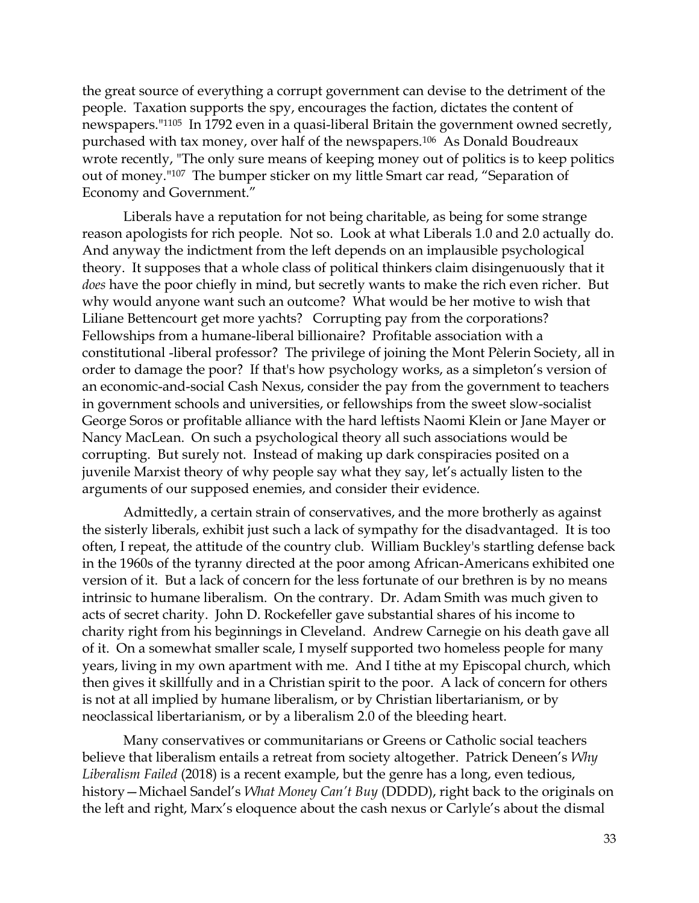the great source of everything a corrupt government can devise to the detriment of the people. Taxation supports the spy, encourages the faction, dictates the content of newspapers."[1105] In 1792 even in a quasi-liberal Britain the government owned secretly, purchased with tax money, over half of the newspapers.[106] As Donald Boudreaux wrote recently, "The only sure means of keeping money out of politics is to keep politics out of money."[107] The bumper sticker on my little Smart car read, "Separation of Economy and Government."

Liberals have a reputation for not being charitable, as being for some strange reason apologists for rich people. Not so. Look at what Liberals 1.0 and 2.0 actually do. And anyway the indictment from the left depends on an implausible psychological theory. It supposes that a whole class of political thinkers claim disingenuously that it *does* have the poor chiefly in mind, but secretly wants to make the rich even richer. But why would anyone want such an outcome? What would be her motive to wish that Liliane Bettencourt get more yachts? Corrupting pay from the corporations? Fellowships from a humane-liberal billionaire? Profitable association with a constitutional -liberal professor? The privilege of joining the Mont Pèlerin Society, all in order to damage the poor? If that's how psychology works, as a simpleton's version of an economic-and-social Cash Nexus, consider the pay from the government to teachers in government schools and universities, or fellowships from the sweet slow-socialist George Soros or profitable alliance with the hard leftists Naomi Klein or Jane Mayer or Nancy MacLean. On such a psychological theory all such associations would be corrupting. But surely not. Instead of making up dark conspiracies posited on a juvenile Marxist theory of why people say what they say, let's actually listen to the arguments of our supposed enemies, and consider their evidence.

Admittedly, a certain strain of conservatives, and the more brotherly as against the sisterly liberals, exhibit just such a lack of sympathy for the disadvantaged. It is too often, I repeat, the attitude of the country club. William Buckley's startling defense back in the 1960s of the tyranny directed at the poor among African-Americans exhibited one version of it. But a lack of concern for the less fortunate of our brethren is by no means intrinsic to humane liberalism. On the contrary. Dr. Adam Smith was much given to acts of secret charity. John D. Rockefeller gave substantial shares of his income to charity right from his beginnings in Cleveland. Andrew Carnegie on his death gave all of it. On a somewhat smaller scale, I myself supported two homeless people for many years, living in my own apartment with me. And I tithe at my Episcopal church, which then gives it skillfully and in a Christian spirit to the poor. A lack of concern for others is not at all implied by humane liberalism, or by Christian libertarianism, or by neoclassical libertarianism, or by a liberalism 2.0 of the bleeding heart.

Many conservatives or communitarians or Greens or Catholic social teachers believe that liberalism entails a retreat from society altogether. Patrick Deneen's *Why Liberalism Failed* (2018) is a recent example, but the genre has a long, even tedious, history—Michael Sandel's *What Money Can't Buy* (DDDD), right back to the originals on the left and right, Marx's eloquence about the cash nexus or Carlyle's about the dismal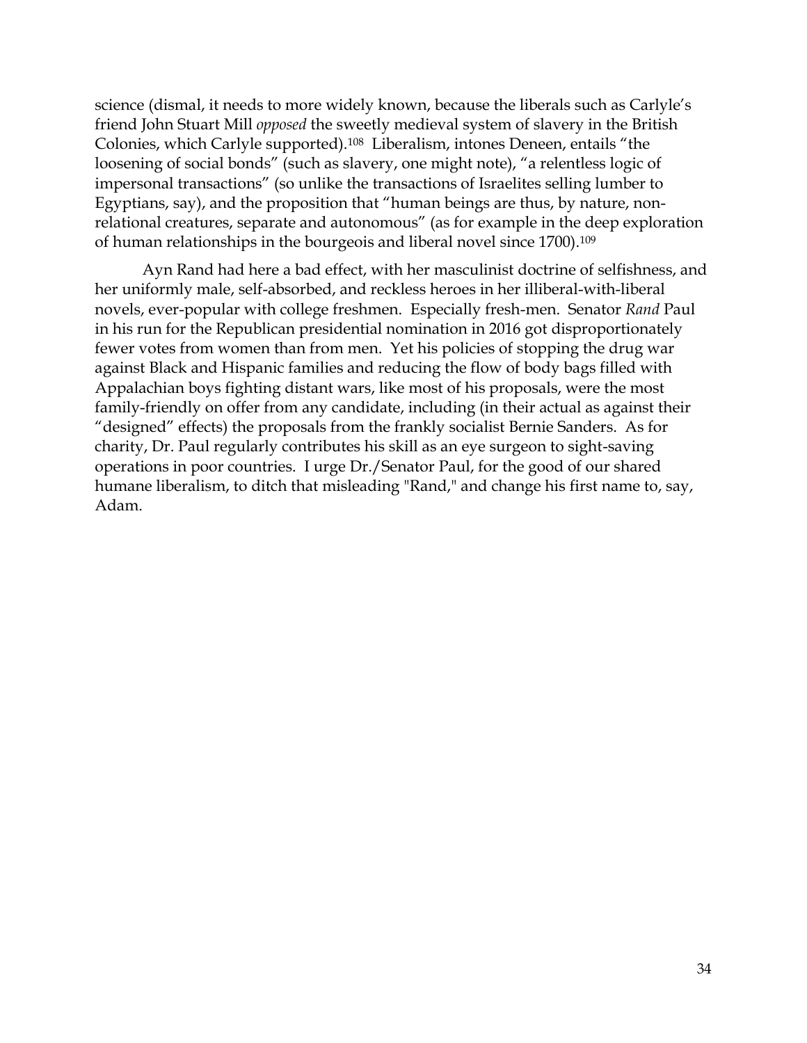science (dismal, it needs to more widely known, because the liberals such as Carlyle's friend John Stuart Mill *opposed* the sweetly medieval system of slavery in the British Colonies, which Carlyle supported).[108] Liberalism, intones Deneen, entails "the loosening of social bonds" (such as slavery, one might note), "a relentless logic of impersonal transactions" (so unlike the transactions of Israelites selling lumber to Egyptians, say), and the proposition that "human beings are thus, by nature, non-relational creatures, separate and autonomous" (as for example in the deep exploration of human relationships in the bourgeois and liberal novel since 1700).[109]

Ayn Rand had here a bad effect, with her masculinist doctrine of selfishness, and her uniformly male, self-absorbed, and reckless heroes in her illiberal-with-liberal novels, ever-popular with college freshmen. Especially fresh-men. Senator *Rand* Paul in his run for the Republican presidential nomination in 2016 got disproportionately fewer votes from women than from men. Yet his policies of stopping the drug war against Black and Hispanic families and reducing the flow of body bags filled with Appalachian boys fighting distant wars, like most of his proposals, were the most family-friendly on offer from any candidate, including (in their actual as against their "designed" effects) the proposals from the frankly socialist Bernie Sanders. As for charity, Dr. Paul regularly contributes his skill as an eye surgeon to sight-saving operations in poor countries. I urge Dr./Senator Paul, for the good of our shared humane liberalism, to ditch that misleading "Rand," and change his first name to, say, Adam.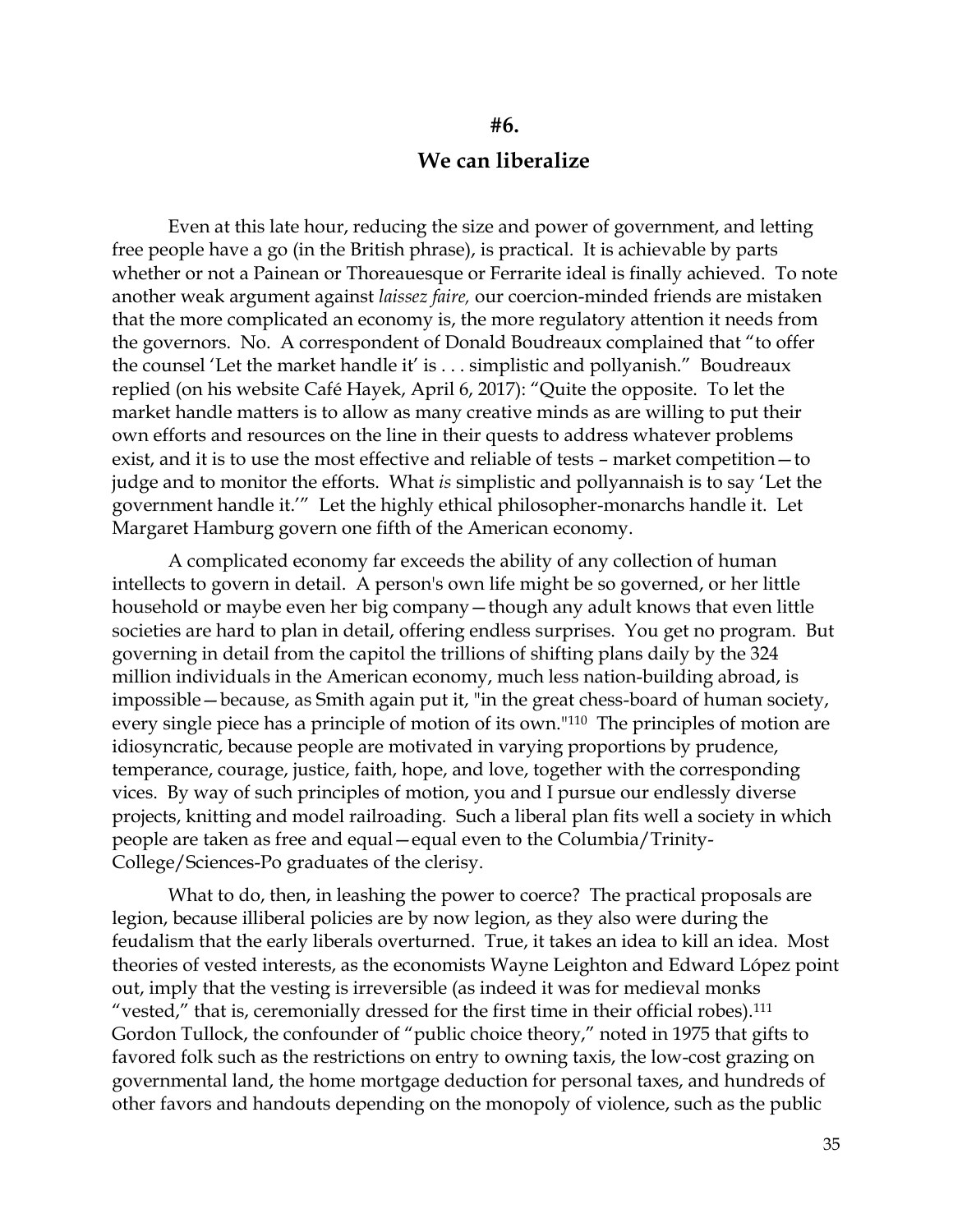## #6.

## We can liberalize

Even at this late hour, reducing the size and power of government, and letting free people have a go (in the British phrase), is practical. It is achievable by parts whether or not a Painean or Thoreauesque or Ferrarite ideal is finally achieved. To note another weak argument against *laissez faire,* our coercion-minded friends are mistaken that the more complicated an economy is, the more regulatory attention it needs from the governors. No. A correspondent of Donald Boudreaux complained that "to offer the counsel 'Let the market handle it' is . . . simplistic and pollyanish." Boudreaux replied (on his website Café Hayek, April 6, 2017): "Quite the opposite. To let the market handle matters is to allow as many creative minds as are willing to put their own efforts and resources on the line in their quests to address whatever problems exist, and it is to use the most effective and reliable of tests – market competition—to judge and to monitor the efforts. What *is* simplistic and pollyannaish is to say 'Let the government handle it.'" Let the highly ethical philosopher-monarchs handle it. Let Margaret Hamburg govern one fifth of the American economy.

A complicated economy far exceeds the ability of any collection of human intellects to govern in detail. A person's own life might be so governed, or her little household or maybe even her big company—though any adult knows that even little societies are hard to plan in detail, offering endless surprises. You get no program. But governing in detail from the capitol the trillions of shifting plans daily by the 324 million individuals in the American economy, much less nation-building abroad, is impossible—because, as Smith again put it, "in the great chess-board of human society, every single piece has a principle of motion of its own."[110] The principles of motion are idiosyncratic, because people are motivated in varying proportions by prudence, temperance, courage, justice, faith, hope, and love, together with the corresponding vices. By way of such principles of motion, you and I pursue our endlessly diverse projects, knitting and model railroading. Such a liberal plan fits well a society in which people are taken as free and equal—equal even to the Columbia/Trinity-College/Sciences-Po graduates of the clerisy.

What to do, then, in leashing the power to coerce? The practical proposals are legion, because illiberal policies are by now legion, as they also were during the feudalism that the early liberals overturned. True, it takes an idea to kill an idea. Most theories of vested interests, as the economists Wayne Leighton and Edward López point out, imply that the vesting is irreversible (as indeed it was for medieval monks "vested," that is, ceremonially dressed for the first time in their official robes).[111] Gordon Tullock, the confounder of "public choice theory," noted in 1975 that gifts to favored folk such as the restrictions on entry to owning taxis, the low-cost grazing on governmental land, the home mortgage deduction for personal taxes, and hundreds of other favors and handouts depending on the monopoly of violence, such as the public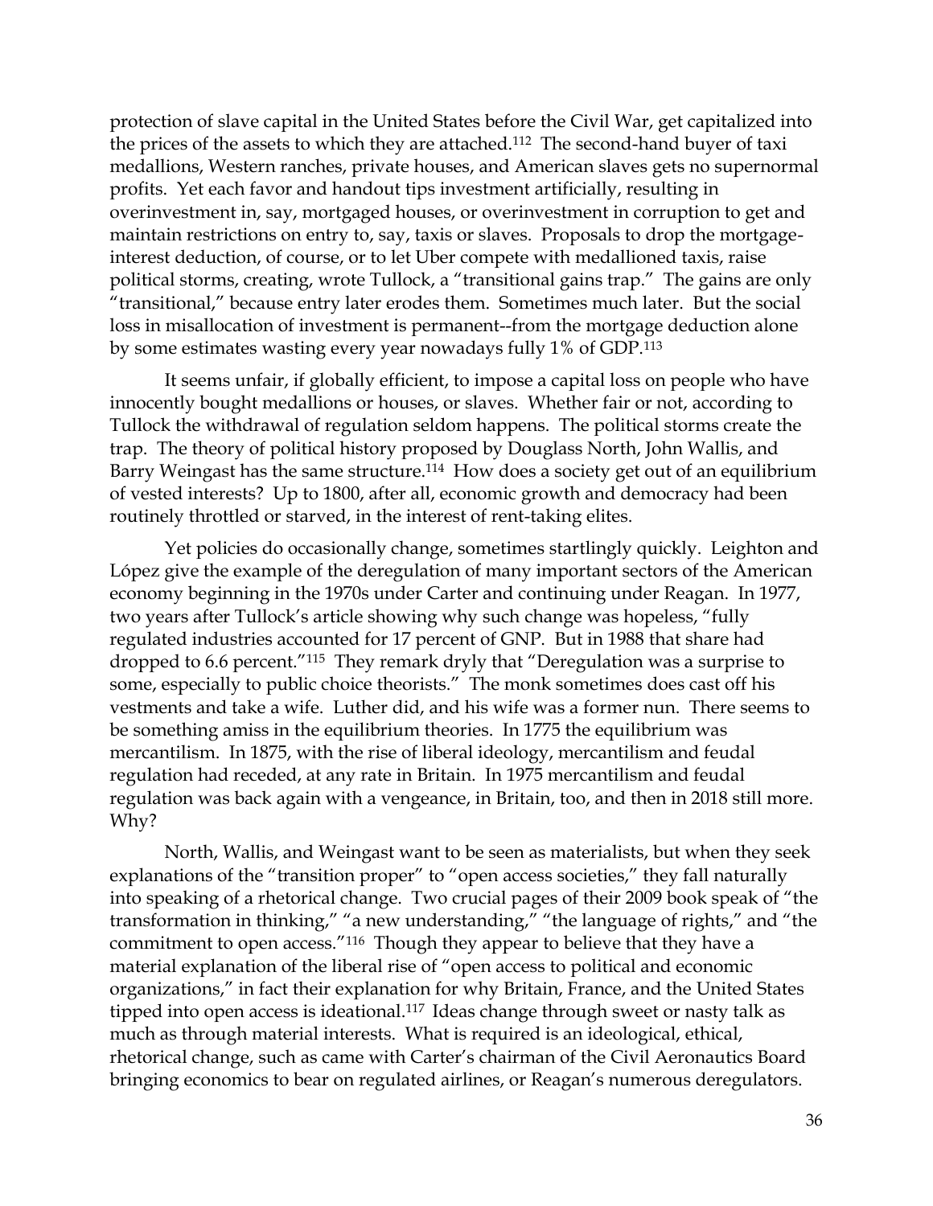protection of slave capital in the United States before the Civil War, get capitalized into the prices of the assets to which they are attached.[112] The second-hand buyer of taxi medallions, Western ranches, private houses, and American slaves gets no supernormal profits. Yet each favor and handout tips investment artificially, resulting in overinvestment in, say, mortgaged houses, or overinvestment in corruption to get and maintain restrictions on entry to, say, taxis or slaves. Proposals to drop the mortgage-interest deduction, of course, or to let Uber compete with medallioned taxis, raise political storms, creating, wrote Tullock, a "transitional gains trap." The gains are only "transitional," because entry later erodes them. Sometimes much later. But the social loss in misallocation of investment is permanent--from the mortgage deduction alone by some estimates wasting every year nowadays fully 1% of GDP.[113]

It seems unfair, if globally efficient, to impose a capital loss on people who have innocently bought medallions or houses, or slaves. Whether fair or not, according to Tullock the withdrawal of regulation seldom happens. The political storms create the trap. The theory of political history proposed by Douglass North, John Wallis, and Barry Weingast has the same structure.[114] How does a society get out of an equilibrium of vested interests? Up to 1800, after all, economic growth and democracy had been routinely throttled or starved, in the interest of rent-taking elites.

Yet policies do occasionally change, sometimes startlingly quickly. Leighton and López give the example of the deregulation of many important sectors of the American economy beginning in the 1970s under Carter and continuing under Reagan. In 1977, two years after Tullock's article showing why such change was hopeless, "fully regulated industries accounted for 17 percent of GNP. But in 1988 that share had dropped to 6.6 percent."[115] They remark dryly that "Deregulation was a surprise to some, especially to public choice theorists." The monk sometimes does cast off his vestments and take a wife. Luther did, and his wife was a former nun. There seems to be something amiss in the equilibrium theories. In 1775 the equilibrium was mercantilism. In 1875, with the rise of liberal ideology, mercantilism and feudal regulation had receded, at any rate in Britain. In 1975 mercantilism and feudal regulation was back again with a vengeance, in Britain, too, and then in 2018 still more. Why?

North, Wallis, and Weingast want to be seen as materialists, but when they seek explanations of the "transition proper" to "open access societies," they fall naturally into speaking of a rhetorical change. Two crucial pages of their 2009 book speak of "the transformation in thinking," "a new understanding," "the language of rights," and "the commitment to open access."[116] Though they appear to believe that they have a material explanation of the liberal rise of "open access to political and economic organizations," in fact their explanation for why Britain, France, and the United States tipped into open access is ideational.[117] Ideas change through sweet or nasty talk as much as through material interests. What is required is an ideological, ethical, rhetorical change, such as came with Carter's chairman of the Civil Aeronautics Board bringing economics to bear on regulated airlines, or Reagan's numerous deregulators.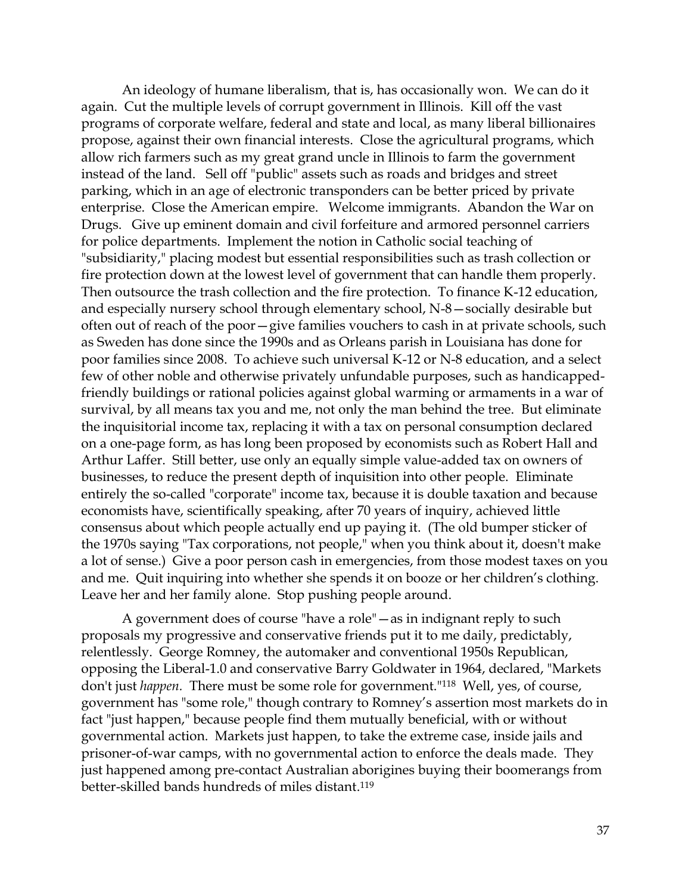An ideology of humane liberalism, that is, has occasionally won. We can do it again. Cut the multiple levels of corrupt government in Illinois. Kill off the vast programs of corporate welfare, federal and state and local, as many liberal billionaires propose, against their own financial interests. Close the agricultural programs, which allow rich farmers such as my great grand uncle in Illinois to farm the government instead of the land. Sell off "public" assets such as roads and bridges and street parking, which in an age of electronic transponders can be better priced by private enterprise. Close the American empire. Welcome immigrants. Abandon the War on Drugs. Give up eminent domain and civil forfeiture and armored personnel carriers for police departments. Implement the notion in Catholic social teaching of "subsidiarity," placing modest but essential responsibilities such as trash collection or fire protection down at the lowest level of government that can handle them properly. Then outsource the trash collection and the fire protection. To finance K-12 education, and especially nursery school through elementary school, N-8—socially desirable but often out of reach of the poor—give families vouchers to cash in at private schools, such as Sweden has done since the 1990s and as Orleans parish in Louisiana has done for poor families since 2008. To achieve such universal K-12 or N-8 education, and a select few of other noble and otherwise privately unfundable purposes, such as handicapped-friendly buildings or rational policies against global warming or armaments in a war of survival, by all means tax you and me, not only the man behind the tree. But eliminate the inquisitorial income tax, replacing it with a tax on personal consumption declared on a one-page form, as has long been proposed by economists such as Robert Hall and Arthur Laffer. Still better, use only an equally simple value-added tax on owners of businesses, to reduce the present depth of inquisition into other people. Eliminate entirely the so-called "corporate" income tax, because it is double taxation and because economists have, scientifically speaking, after 70 years of inquiry, achieved little consensus about which people actually end up paying it. (The old bumper sticker of the 1970s saying "Tax corporations, not people," when you think about it, doesn't make a lot of sense.) Give a poor person cash in emergencies, from those modest taxes on you and me. Quit inquiring into whether she spends it on booze or her children's clothing. Leave her and her family alone. Stop pushing people around.

A government does of course "have a role"—as in indignant reply to such proposals my progressive and conservative friends put it to me daily, predictably, relentlessly. George Romney, the automaker and conventional 1950s Republican, opposing the Liberal-1.0 and conservative Barry Goldwater in 1964, declared, "Markets don't just *happen.* There must be some role for government."[118] Well, yes, of course, government has "some role," though contrary to Romney's assertion most markets do in fact "just happen," because people find them mutually beneficial, with or without governmental action. Markets just happen, to take the extreme case, inside jails and prisoner-of-war camps, with no governmental action to enforce the deals made. They just happened among pre-contact Australian aborigines buying their boomerangs from better-skilled bands hundreds of miles distant.[119]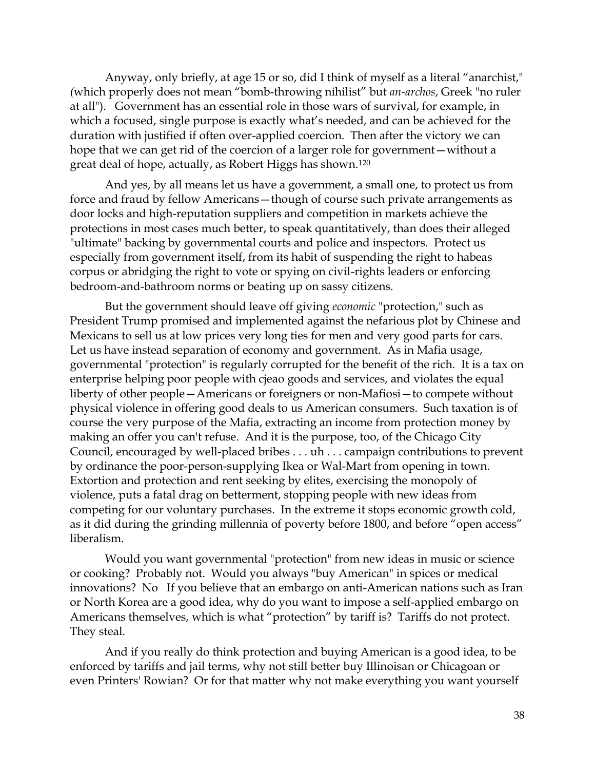Anyway, only briefly, at age 15 or so, did I think of myself as a literal "anarchist," (which properly does not mean "bomb-throwing nihilist" but *an-archos*, Greek "no ruler at all"). Government has an essential role in those wars of survival, for example, in which a focused, single purpose is exactly what's needed, and can be achieved for the duration with justified if often over-applied coercion. Then after the victory we can hope that we can get rid of the coercion of a larger role for government—without a great deal of hope, actually, as Robert Higgs has shown.[120]

And yes, by all means let us have a government, a small one, to protect us from force and fraud by fellow Americans—though of course such private arrangements as door locks and high-reputation suppliers and competition in markets achieve the protections in most cases much better, to speak quantitatively, than does their alleged "ultimate" backing by governmental courts and police and inspectors. Protect us especially from government itself, from its habit of suspending the right to habeas corpus or abridging the right to vote or spying on civil-rights leaders or enforcing bedroom-and-bathroom norms or beating up on sassy citizens.

But the government should leave off giving *economic* "protection," such as President Trump promised and implemented against the nefarious plot by Chinese and Mexicans to sell us at low prices very long ties for men and very good parts for cars. Let us have instead separation of economy and government. As in Mafia usage, governmental "protection" is regularly corrupted for the benefit of the rich. It is a tax on enterprise helping poor people with cjeao goods and services, and violates the equal liberty of other people—Americans or foreigners or non-Mafiosi—to compete without physical violence in offering good deals to us American consumers. Such taxation is of course the very purpose of the Mafia, extracting an income from protection money by making an offer you can't refuse. And it is the purpose, too, of the Chicago City Council, encouraged by well-placed bribes . . . uh . . . campaign contributions to prevent by ordinance the poor-person-supplying Ikea or Wal-Mart from opening in town. Extortion and protection and rent seeking by elites, exercising the monopoly of violence, puts a fatal drag on betterment, stopping people with new ideas from competing for our voluntary purchases. In the extreme it stops economic growth cold, as it did during the grinding millennia of poverty before 1800, and before "open access" liberalism.

Would you want governmental "protection" from new ideas in music or science or cooking? Probably not. Would you always "buy American" in spices or medical innovations? No If you believe that an embargo on anti-American nations such as Iran or North Korea are a good idea, why do you want to impose a self-applied embargo on Americans themselves, which is what "protection" by tariff is? Tariffs do not protect. They steal.

And if you really do think protection and buying American is a good idea, to be enforced by tariffs and jail terms, why not still better buy Illinoisan or Chicagoan or even Printers' Rowian? Or for that matter why not make everything you want yourself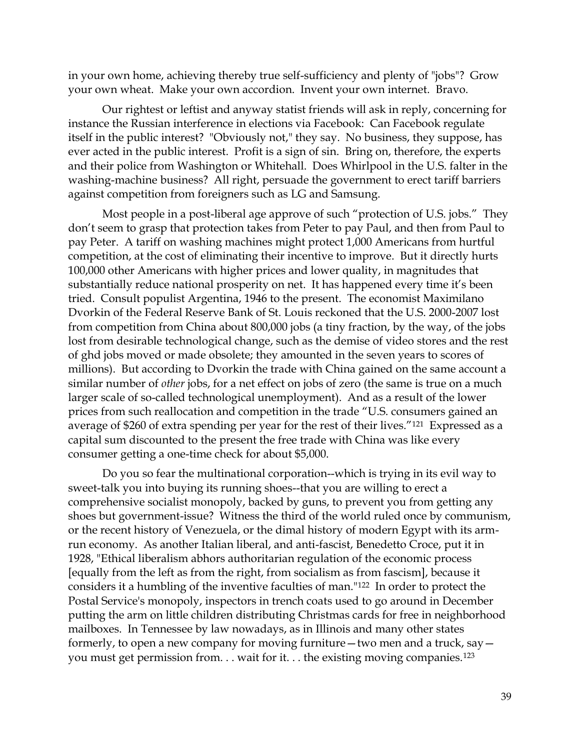in your own home, achieving thereby true self-sufficiency and plenty of "jobs"? Grow your own wheat. Make your own accordion. Invent your own internet. Bravo.

Our rightest or leftist and anyway statist friends will ask in reply, concerning for instance the Russian interference in elections via Facebook: Can Facebook regulate itself in the public interest? "Obviously not," they say. No business, they suppose, has ever acted in the public interest. Profit is a sign of sin. Bring on, therefore, the experts and their police from Washington or Whitehall. Does Whirlpool in the U.S. falter in the washing-machine business? All right, persuade the government to erect tariff barriers against competition from foreigners such as LG and Samsung.

Most people in a post-liberal age approve of such "protection of U.S. jobs." They don't seem to grasp that protection takes from Peter to pay Paul, and then from Paul to pay Peter. A tariff on washing machines might protect 1,000 Americans from hurtful competition, at the cost of eliminating their incentive to improve. But it directly hurts 100,000 other Americans with higher prices and lower quality, in magnitudes that substantially reduce national prosperity on net. It has happened every time it's been tried. Consult populist Argentina, 1946 to the present. The economist Maximilano Dvorkin of the Federal Reserve Bank of St. Louis reckoned that the U.S. 2000-2007 lost from competition from China about 800,000 jobs (a tiny fraction, by the way, of the jobs lost from desirable technological change, such as the demise of video stores and the rest of ghd jobs moved or made obsolete; they amounted in the seven years to scores of millions). But according to Dvorkin the trade with China gained on the same account a similar number of *other* jobs, for a net effect on jobs of zero (the same is true on a much larger scale of so-called technological unemployment). And as a result of the lower prices from such reallocation and competition in the trade "U.S. consumers gained an average of $260 of extra spending per year for the rest of their lives."[121] Expressed as a capital sum discounted to the present the free trade with China was like every consumer getting a one-time check for about $5,000.

Do you so fear the multinational corporation--which is trying in its evil way to sweet-talk you into buying its running shoes--that you are willing to erect a comprehensive socialist monopoly, backed by guns, to prevent you from getting any shoes but government-issue? Witness the third of the world ruled once by communism, or the recent history of Venezuela, or the dimal history of modern Egypt with its arm-run economy. As another Italian liberal, and anti-fascist, Benedetto Croce, put it in 1928, "Ethical liberalism abhors authoritarian regulation of the economic process [equally from the left as from the right, from socialism as from fascism], because it considers it a humbling of the inventive faculties of man."[122] In order to protect the Postal Service's monopoly, inspectors in trench coats used to go around in December putting the arm on little children distributing Christmas cards for free in neighborhood mailboxes. In Tennessee by law nowadays, as in Illinois and many other states formerly, to open a new company for moving furniture—two men and a truck, say—you must get permission from. . . wait for it. . . the existing moving companies.[123]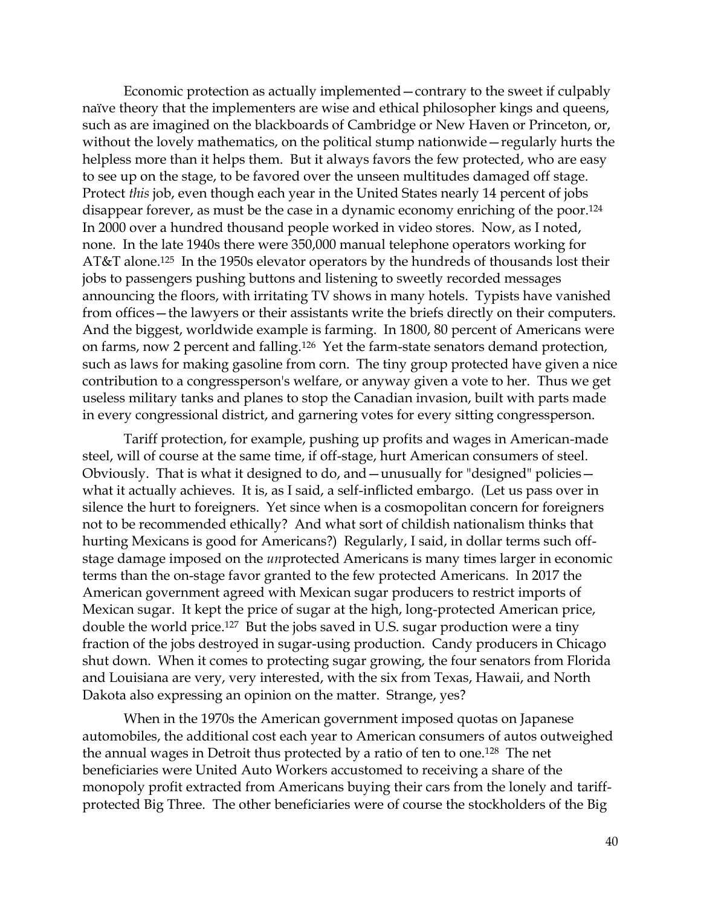Economic protection as actually implemented—contrary to the sweet if culpably naïve theory that the implementers are wise and ethical philosopher kings and queens, such as are imagined on the blackboards of Cambridge or New Haven or Princeton, or, without the lovely mathematics, on the political stump nationwide—regularly hurts the helpless more than it helps them. But it always favors the few protected, who are easy to see up on the stage, to be favored over the unseen multitudes damaged off stage. Protect *this* job, even though each year in the United States nearly 14 percent of jobs disappear forever, as must be the case in a dynamic economy enriching of the poor.[124] In 2000 over a hundred thousand people worked in video stores. Now, as I noted, none. In the late 1940s there were 350,000 manual telephone operators working for AT&T alone.[125] In the 1950s elevator operators by the hundreds of thousands lost their jobs to passengers pushing buttons and listening to sweetly recorded messages announcing the floors, with irritating TV shows in many hotels. Typists have vanished from offices—the lawyers or their assistants write the briefs directly on their computers. And the biggest, worldwide example is farming. In 1800, 80 percent of Americans were on farms, now 2 percent and falling.[126] Yet the farm-state senators demand protection, such as laws for making gasoline from corn. The tiny group protected have given a nice contribution to a congressperson's welfare, or anyway given a vote to her. Thus we get useless military tanks and planes to stop the Canadian invasion, built with parts made in every congressional district, and garnering votes for every sitting congressperson.

Tariff protection, for example, pushing up profits and wages in American-made steel, will of course at the same time, if off-stage, hurt American consumers of steel. Obviously. That is what it designed to do, and—unusually for "designed" policies—what it actually achieves. It is, as I said, a self-inflicted embargo. (Let us pass over in silence the hurt to foreigners. Yet since when is a cosmopolitan concern for foreigners not to be recommended ethically? And what sort of childish nationalism thinks that hurting Mexicans is good for Americans?) Regularly, I said, in dollar terms such off-stage damage imposed on the *un*protected Americans is many times larger in economic terms than the on-stage favor granted to the few protected Americans. In 2017 the American government agreed with Mexican sugar producers to restrict imports of Mexican sugar. It kept the price of sugar at the high, long-protected American price, double the world price.[127] But the jobs saved in U.S. sugar production were a tiny fraction of the jobs destroyed in sugar-using production. Candy producers in Chicago shut down. When it comes to protecting sugar growing, the four senators from Florida and Louisiana are very, very interested, with the six from Texas, Hawaii, and North Dakota also expressing an opinion on the matter. Strange, yes?

When in the 1970s the American government imposed quotas on Japanese automobiles, the additional cost each year to American consumers of autos outweighed the annual wages in Detroit thus protected by a ratio of ten to one.[128] The net beneficiaries were United Auto Workers accustomed to receiving a share of the monopoly profit extracted from Americans buying their cars from the lonely and tariff-protected Big Three. The other beneficiaries were of course the stockholders of the Big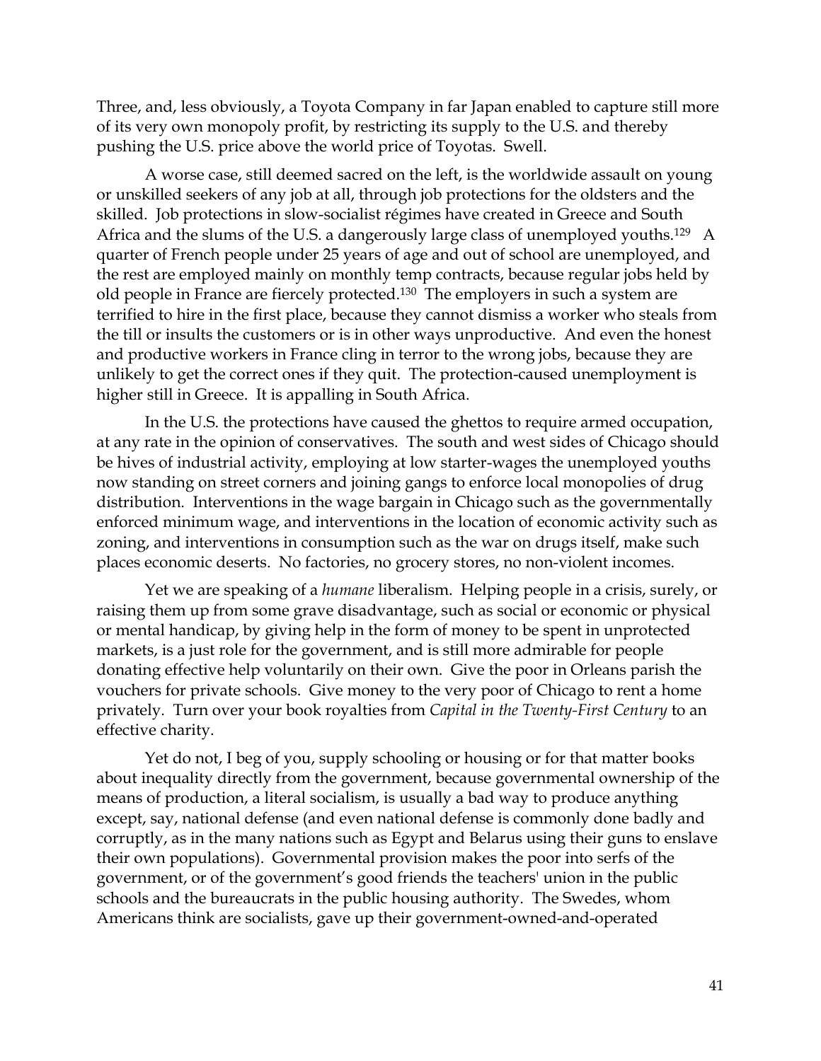Three, and, less obviously, a Toyota Company in far Japan enabled to capture still more of its very own monopoly profit, by restricting its supply to the U.S. and thereby pushing the U.S. price above the world price of Toyotas. Swell.

A worse case, still deemed sacred on the left, is the worldwide assault on young or unskilled seekers of any job at all, through job protections for the oldsters and the skilled. Job protections in slow-socialist régimes have created in Greece and South Africa and the slums of the U.S. a dangerously large class of unemployed youths.[129] A quarter of French people under 25 years of age and out of school are unemployed, and the rest are employed mainly on monthly temp contracts, because regular jobs held by old people in France are fiercely protected.[130] The employers in such a system are terrified to hire in the first place, because they cannot dismiss a worker who steals from the till or insults the customers or is in other ways unproductive. And even the honest and productive workers in France cling in terror to the wrong jobs, because they are unlikely to get the correct ones if they quit. The protection-caused unemployment is higher still in Greece. It is appalling in South Africa.

In the U.S. the protections have caused the ghettos to require armed occupation, at any rate in the opinion of conservatives. The south and west sides of Chicago should be hives of industrial activity, employing at low starter-wages the unemployed youths now standing on street corners and joining gangs to enforce local monopolies of drug distribution. Interventions in the wage bargain in Chicago such as the governmentally enforced minimum wage, and interventions in the location of economic activity such as zoning, and interventions in consumption such as the war on drugs itself, make such places economic deserts. No factories, no grocery stores, no non-violent incomes.

Yet we are speaking of a *humane* liberalism. Helping people in a crisis, surely, or raising them up from some grave disadvantage, such as social or economic or physical or mental handicap, by giving help in the form of money to be spent in unprotected markets, is a just role for the government, and is still more admirable for people donating effective help voluntarily on their own. Give the poor in Orleans parish the vouchers for private schools. Give money to the very poor of Chicago to rent a home privately. Turn over your book royalties from *Capital in the Twenty-First Century* to an effective charity.

Yet do not, I beg of you, supply schooling or housing or for that matter books about inequality directly from the government, because governmental ownership of the means of production, a literal socialism, is usually a bad way to produce anything except, say, national defense (and even national defense is commonly done badly and corruptly, as in the many nations such as Egypt and Belarus using their guns to enslave their own populations). Governmental provision makes the poor into serfs of the government, or of the government's good friends the teachers' union in the public schools and the bureaucrats in the public housing authority. The Swedes, whom Americans think are socialists, gave up their government-owned-and-operated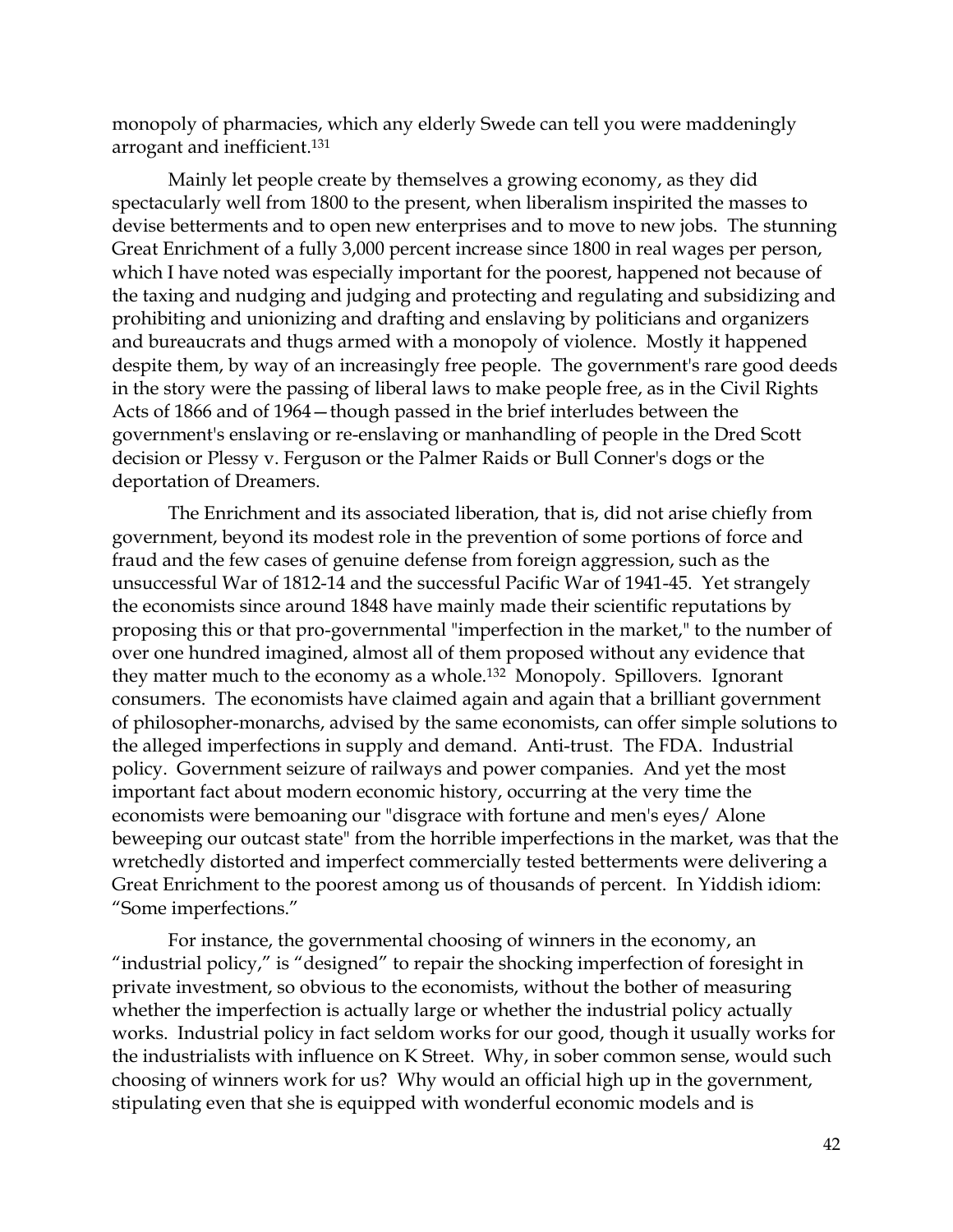monopoly of pharmacies, which any elderly Swede can tell you were maddeningly arrogant and inefficient.[131]

Mainly let people create by themselves a growing economy, as they did spectacularly well from 1800 to the present, when liberalism inspirited the masses to devise betterments and to open new enterprises and to move to new jobs. The stunning Great Enrichment of a fully 3,000 percent increase since 1800 in real wages per person, which I have noted was especially important for the poorest, happened not because of the taxing and nudging and judging and protecting and regulating and subsidizing and prohibiting and unionizing and drafting and enslaving by politicians and organizers and bureaucrats and thugs armed with a monopoly of violence. Mostly it happened despite them, by way of an increasingly free people. The government's rare good deeds in the story were the passing of liberal laws to make people free, as in the Civil Rights Acts of 1866 and of 1964—though passed in the brief interludes between the government's enslaving or re-enslaving or manhandling of people in the Dred Scott decision or Plessy v. Ferguson or the Palmer Raids or Bull Conner's dogs or the deportation of Dreamers.

The Enrichment and its associated liberation, that is, did not arise chiefly from government, beyond its modest role in the prevention of some portions of force and fraud and the few cases of genuine defense from foreign aggression, such as the unsuccessful War of 1812-14 and the successful Pacific War of 1941-45. Yet strangely the economists since around 1848 have mainly made their scientific reputations by proposing this or that pro-governmental "imperfection in the market," to the number of over one hundred imagined, almost all of them proposed without any evidence that they matter much to the economy as a whole.[132] Monopoly. Spillovers. Ignorant consumers. The economists have claimed again and again that a brilliant government of philosopher-monarchs, advised by the same economists, can offer simple solutions to the alleged imperfections in supply and demand. Anti-trust. The FDA. Industrial policy. Government seizure of railways and power companies. And yet the most important fact about modern economic history, occurring at the very time the economists were bemoaning our "disgrace with fortune and men's eyes/ Alone beweeping our outcast state" from the horrible imperfections in the market, was that the wretchedly distorted and imperfect commercially tested betterments were delivering a Great Enrichment to the poorest among us of thousands of percent. In Yiddish idiom: "Some imperfections."

For instance, the governmental choosing of winners in the economy, an "industrial policy," is "designed" to repair the shocking imperfection of foresight in private investment, so obvious to the economists, without the bother of measuring whether the imperfection is actually large or whether the industrial policy actually works. Industrial policy in fact seldom works for our good, though it usually works for the industrialists with influence on K Street. Why, in sober common sense, would such choosing of winners work for us? Why would an official high up in the government, stipulating even that she is equipped with wonderful economic models and is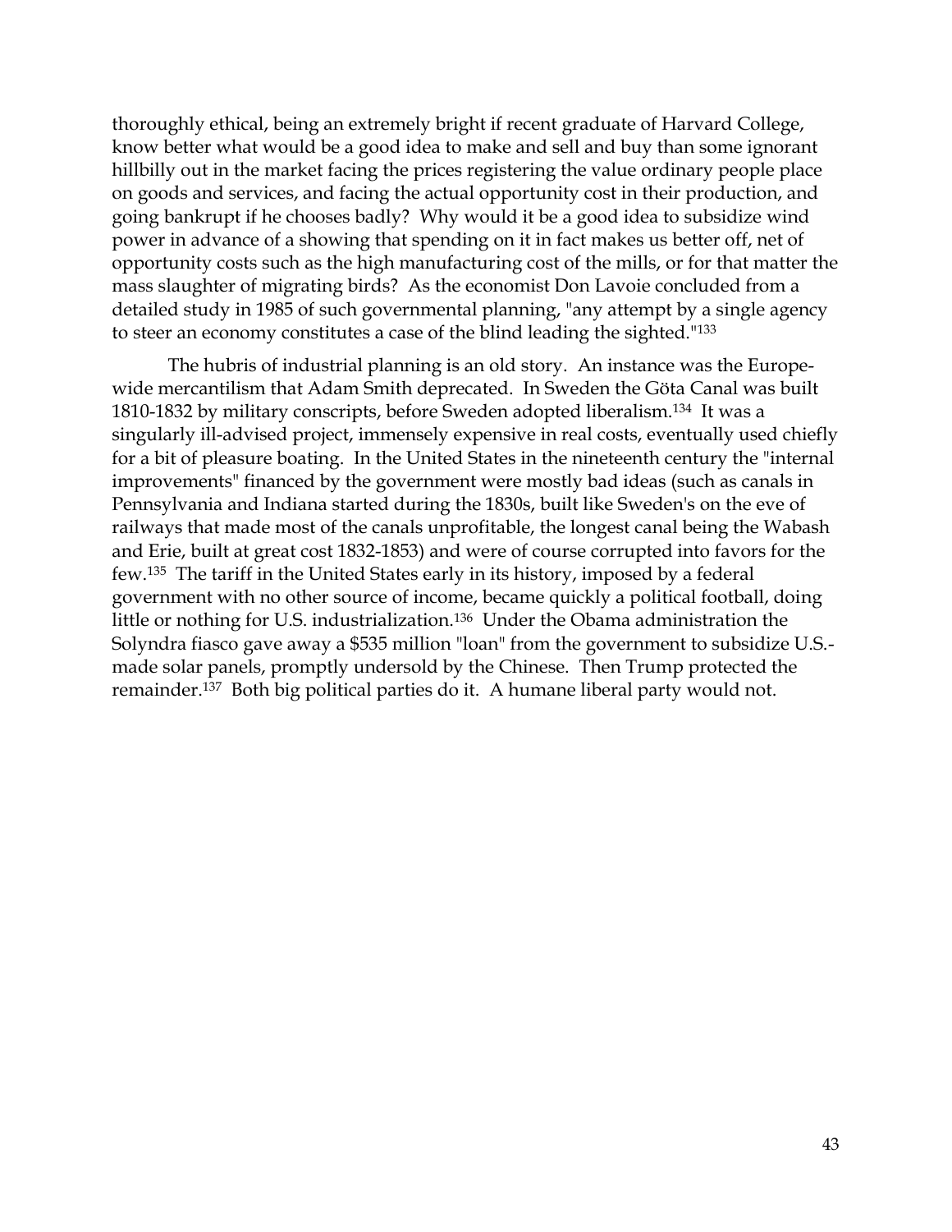thoroughly ethical, being an extremely bright if recent graduate of Harvard College, know better what would be a good idea to make and sell and buy than some ignorant hillbilly out in the market facing the prices registering the value ordinary people place on goods and services, and facing the actual opportunity cost in their production, and going bankrupt if he chooses badly? Why would it be a good idea to subsidize wind power in advance of a showing that spending on it in fact makes us better off, net of opportunity costs such as the high manufacturing cost of the mills, or for that matter the mass slaughter of migrating birds? As the economist Don Lavoie concluded from a detailed study in 1985 of such governmental planning, "any attempt by a single agency to steer an economy constitutes a case of the blind leading the sighted."[133]

The hubris of industrial planning is an old story. An instance was the Europe-wide mercantilism that Adam Smith deprecated. In Sweden the Göta Canal was built 1810-1832 by military conscripts, before Sweden adopted liberalism.[134] It was a singularly ill-advised project, immensely expensive in real costs, eventually used chiefly for a bit of pleasure boating. In the United States in the nineteenth century the "internal improvements" financed by the government were mostly bad ideas (such as canals in Pennsylvania and Indiana started during the 1830s, built like Sweden's on the eve of railways that made most of the canals unprofitable, the longest canal being the Wabash and Erie, built at great cost 1832-1853) and were of course corrupted into favors for the few.[135] The tariff in the United States early in its history, imposed by a federal government with no other source of income, became quickly a political football, doing little or nothing for U.S. industrialization.[136] Under the Obama administration the Solyndra fiasco gave away a $535 million "loan" from the government to subsidize U.S.-made solar panels, promptly undersold by the Chinese. Then Trump protected the remainder.[137] Both big political parties do it. A humane liberal party would not.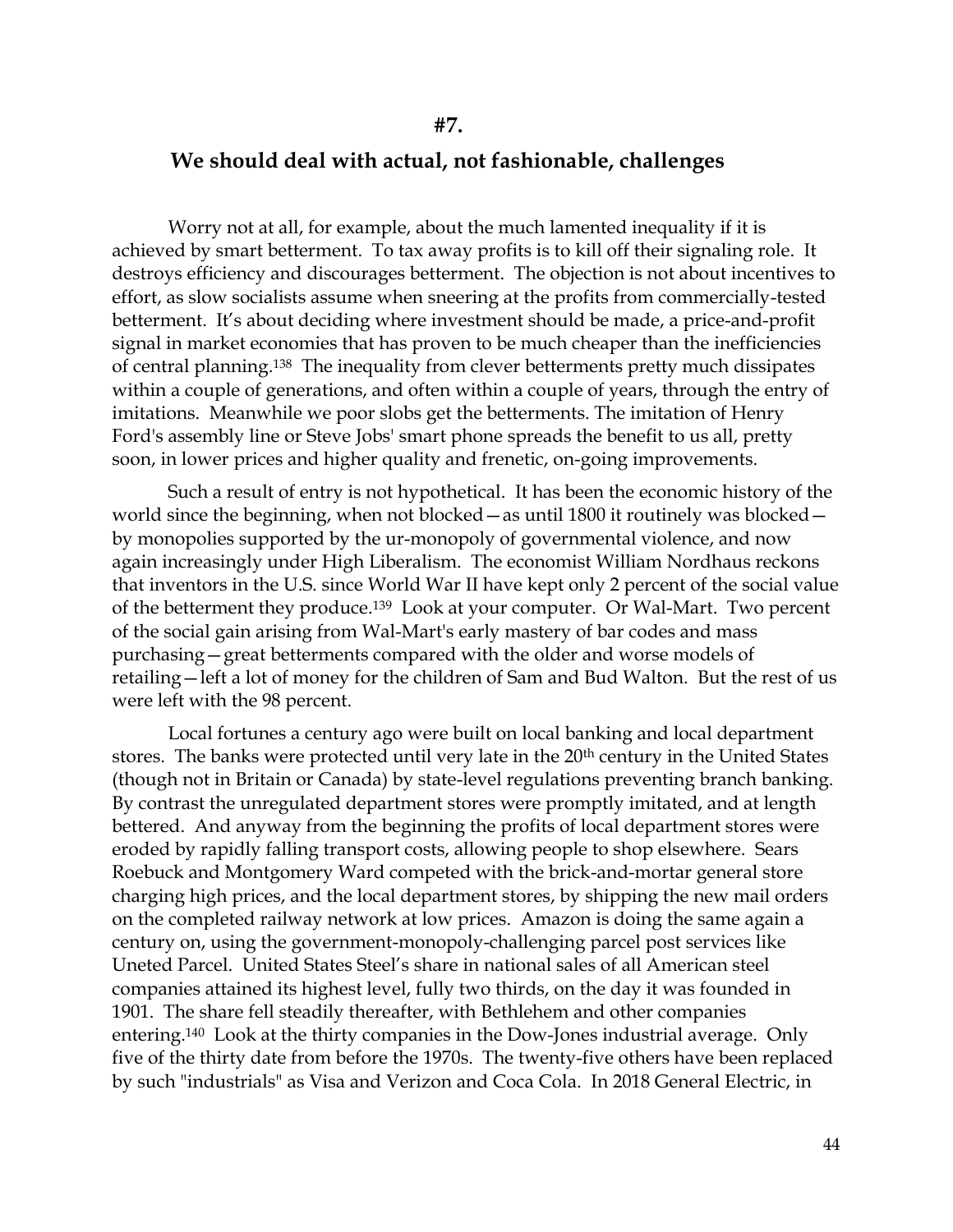## #7.

## We should deal with actual, not fashionable, challenges

Worry not at all, for example, about the much lamented inequality if it is achieved by smart betterment. To tax away profits is to kill off their signaling role. It destroys efficiency and discourages betterment. The objection is not about incentives to effort, as slow socialists assume when sneering at the profits from commercially-tested betterment. It's about deciding where investment should be made, a price-and-profit signal in market economies that has proven to be much cheaper than the inefficiencies of central planning.[138] The inequality from clever betterments pretty much dissipates within a couple of generations, and often within a couple of years, through the entry of imitations. Meanwhile we poor slobs get the betterments. The imitation of Henry Ford's assembly line or Steve Jobs' smart phone spreads the benefit to us all, pretty soon, in lower prices and higher quality and frenetic, on-going improvements.

Such a result of entry is not hypothetical. It has been the economic history of the world since the beginning, when not blocked—as until 1800 it routinely was blocked—by monopolies supported by the ur-monopoly of governmental violence, and now again increasingly under High Liberalism. The economist William Nordhaus reckons that inventors in the U.S. since World War II have kept only 2 percent of the social value of the betterment they produce.[139] Look at your computer. Or Wal-Mart. Two percent of the social gain arising from Wal-Mart's early mastery of bar codes and mass purchasing—great betterments compared with the older and worse models of retailing—left a lot of money for the children of Sam and Bud Walton. But the rest of us were left with the 98 percent.

Local fortunes a century ago were built on local banking and local department stores. The banks were protected until very late in the 20th century in the United States (though not in Britain or Canada) by state-level regulations preventing branch banking. By contrast the unregulated department stores were promptly imitated, and at length bettered. And anyway from the beginning the profits of local department stores were eroded by rapidly falling transport costs, allowing people to shop elsewhere. Sears Roebuck and Montgomery Ward competed with the brick-and-mortar general store charging high prices, and the local department stores, by shipping the new mail orders on the completed railway network at low prices. Amazon is doing the same again a century on, using the government-monopoly-challenging parcel post services like Uneted Parcel. United States Steel's share in national sales of all American steel companies attained its highest level, fully two thirds, on the day it was founded in 1901. The share fell steadily thereafter, with Bethlehem and other companies entering.[140] Look at the thirty companies in the Dow-Jones industrial average. Only five of the thirty date from before the 1970s. The twenty-five others have been replaced by such "industrials" as Visa and Verizon and Coca Cola. In 2018 General Electric, in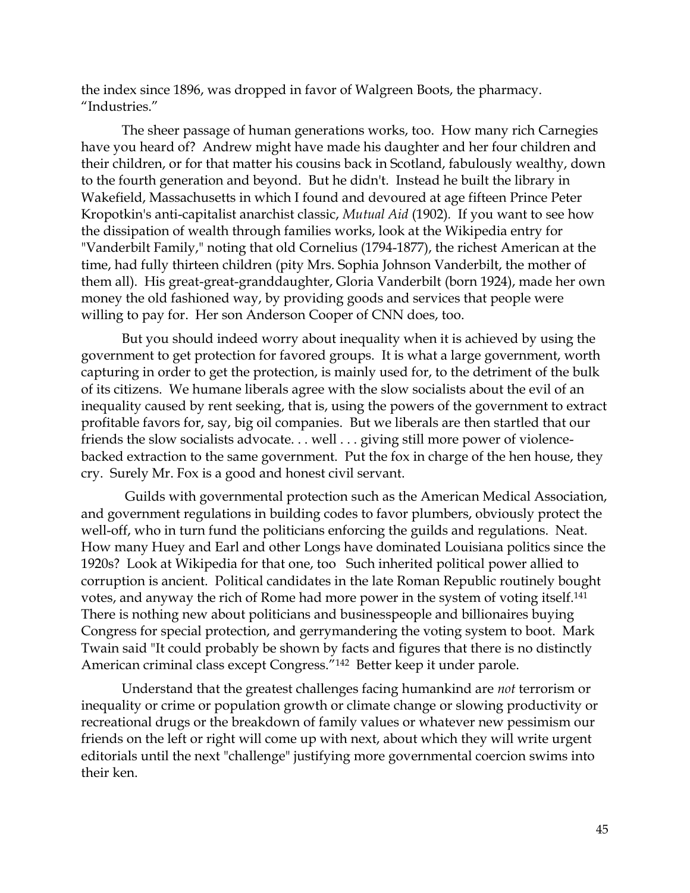the index since 1896, was dropped in favor of Walgreen Boots, the pharmacy. "Industries."

The sheer passage of human generations works, too. How many rich Carnegies have you heard of? Andrew might have made his daughter and her four children and their children, or for that matter his cousins back in Scotland, fabulously wealthy, down to the fourth generation and beyond. But he didn't. Instead he built the library in Wakefield, Massachusetts in which I found and devoured at age fifteen Prince Peter Kropotkin's anti-capitalist anarchist classic, *Mutual Aid* (1902). If you want to see how the dissipation of wealth through families works, look at the Wikipedia entry for "Vanderbilt Family," noting that old Cornelius (1794-1877), the richest American at the time, had fully thirteen children (pity Mrs. Sophia Johnson Vanderbilt, the mother of them all). His great-great-granddaughter, Gloria Vanderbilt (born 1924), made her own money the old fashioned way, by providing goods and services that people were willing to pay for. Her son Anderson Cooper of CNN does, too.

But you should indeed worry about inequality when it is achieved by using the government to get protection for favored groups. It is what a large government, worth capturing in order to get the protection, is mainly used for, to the detriment of the bulk of its citizens. We humane liberals agree with the slow socialists about the evil of an inequality caused by rent seeking, that is, using the powers of the government to extract profitable favors for, say, big oil companies. But we liberals are then startled that our friends the slow socialists advocate. . . well . . . giving still more power of violence-backed extraction to the same government. Put the fox in charge of the hen house, they cry. Surely Mr. Fox is a good and honest civil servant.

Guilds with governmental protection such as the American Medical Association, and government regulations in building codes to favor plumbers, obviously protect the well-off, who in turn fund the politicians enforcing the guilds and regulations. Neat. How many Huey and Earl and other Longs have dominated Louisiana politics since the 1920s? Look at Wikipedia for that one, too Such inherited political power allied to corruption is ancient. Political candidates in the late Roman Republic routinely bought votes, and anyway the rich of Rome had more power in the system of voting itself.[141] There is nothing new about politicians and businesspeople and billionaires buying Congress for special protection, and gerrymandering the voting system to boot. Mark Twain said "It could probably be shown by facts and figures that there is no distinctly American criminal class except Congress."[142] Better keep it under parole.

Understand that the greatest challenges facing humankind are *not* terrorism or inequality or crime or population growth or climate change or slowing productivity or recreational drugs or the breakdown of family values or whatever new pessimism our friends on the left or right will come up with next, about which they will write urgent editorials until the next "challenge" justifying more governmental coercion swims into their ken.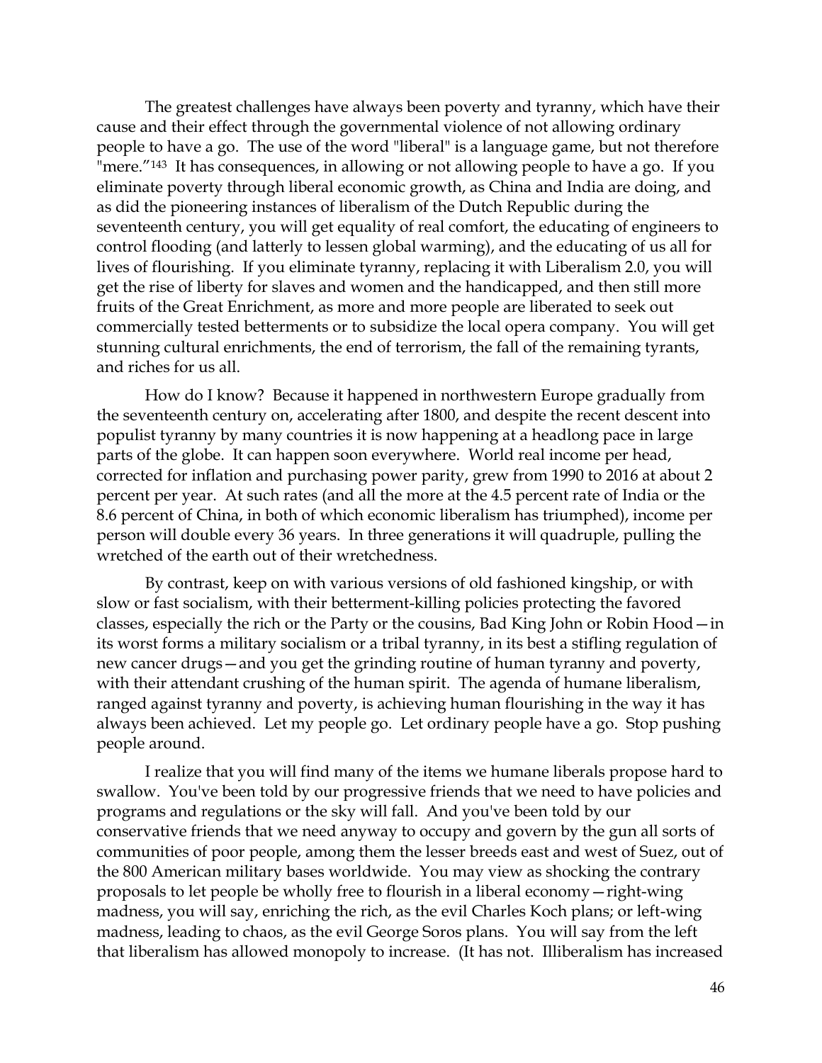The greatest challenges have always been poverty and tyranny, which have their cause and their effect through the governmental violence of not allowing ordinary people to have a go. The use of the word "liberal" is a language game, but not therefore "mere."[143] It has consequences, in allowing or not allowing people to have a go. If you eliminate poverty through liberal economic growth, as China and India are doing, and as did the pioneering instances of liberalism of the Dutch Republic during the seventeenth century, you will get equality of real comfort, the educating of engineers to control flooding (and latterly to lessen global warming), and the educating of us all for lives of flourishing. If you eliminate tyranny, replacing it with Liberalism 2.0, you will get the rise of liberty for slaves and women and the handicapped, and then still more fruits of the Great Enrichment, as more and more people are liberated to seek out commercially tested betterments or to subsidize the local opera company. You will get stunning cultural enrichments, the end of terrorism, the fall of the remaining tyrants, and riches for us all.

How do I know? Because it happened in northwestern Europe gradually from the seventeenth century on, accelerating after 1800, and despite the recent descent into populist tyranny by many countries it is now happening at a headlong pace in large parts of the globe. It can happen soon everywhere. World real income per head, corrected for inflation and purchasing power parity, grew from 1990 to 2016 at about 2 percent per year. At such rates (and all the more at the 4.5 percent rate of India or the 8.6 percent of China, in both of which economic liberalism has triumphed), income per person will double every 36 years. In three generations it will quadruple, pulling the wretched of the earth out of their wretchedness.

By contrast, keep on with various versions of old fashioned kingship, or with slow or fast socialism, with their betterment-killing policies protecting the favored classes, especially the rich or the Party or the cousins, Bad King John or Robin Hood—in its worst forms a military socialism or a tribal tyranny, in its best a stifling regulation of new cancer drugs—and you get the grinding routine of human tyranny and poverty, with their attendant crushing of the human spirit. The agenda of humane liberalism, ranged against tyranny and poverty, is achieving human flourishing in the way it has always been achieved. Let my people go. Let ordinary people have a go. Stop pushing people around.

I realize that you will find many of the items we humane liberals propose hard to swallow. You've been told by our progressive friends that we need to have policies and programs and regulations or the sky will fall. And you've been told by our conservative friends that we need anyway to occupy and govern by the gun all sorts of communities of poor people, among them the lesser breeds east and west of Suez, out of the 800 American military bases worldwide. You may view as shocking the contrary proposals to let people be wholly free to flourish in a liberal economy—right-wing madness, you will say, enriching the rich, as the evil Charles Koch plans; or left-wing madness, leading to chaos, as the evil George Soros plans. You will say from the left that liberalism has allowed monopoly to increase. (It has not. Illiberalism has increased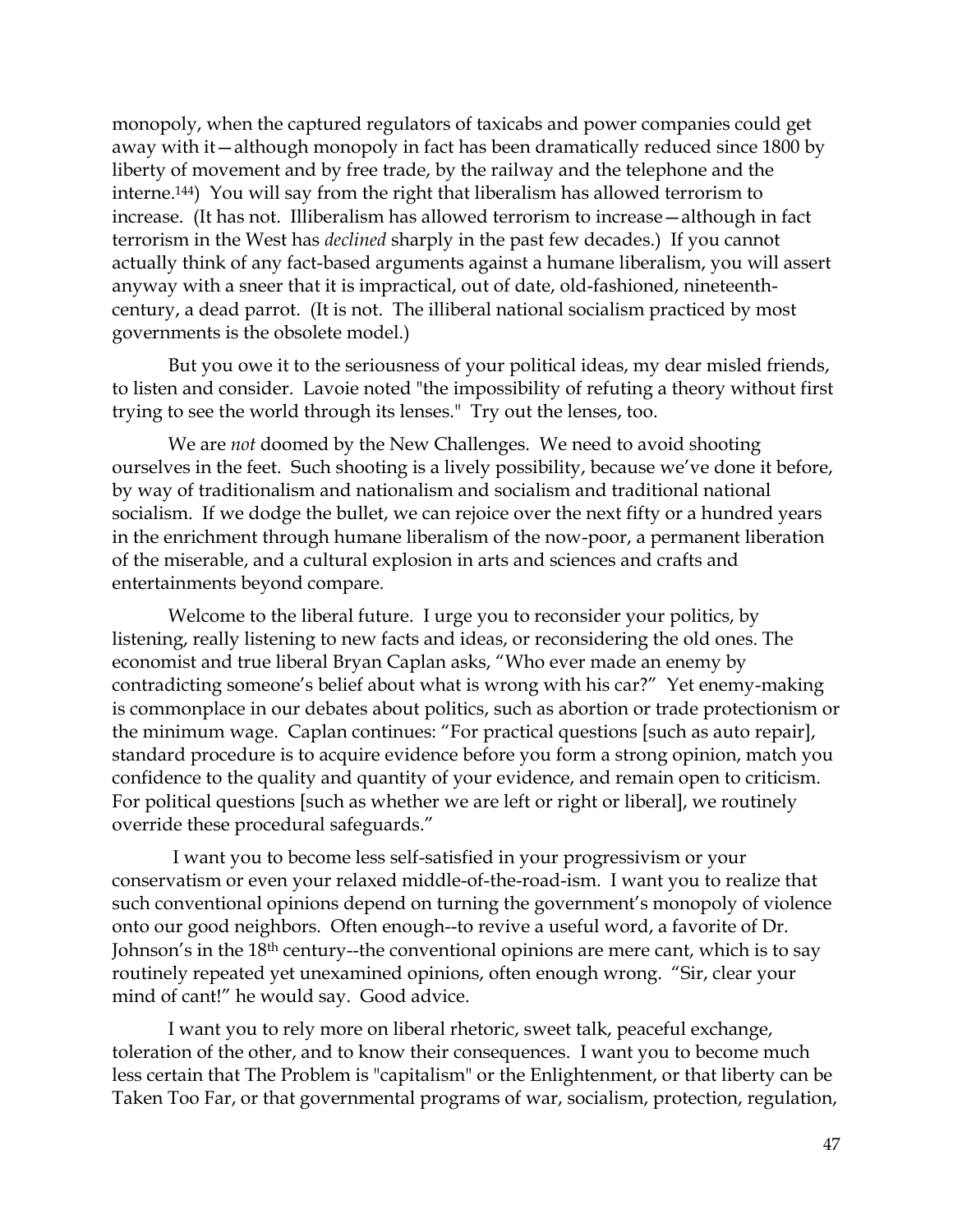monopoly, when the captured regulators of taxicabs and power companies could get away with it—although monopoly in fact has been dramatically reduced since 1800 by liberty of movement and by free trade, by the railway and the telephone and the interne.[144]) You will say from the right that liberalism has allowed terrorism to increase. (It has not. Illiberalism has allowed terrorism to increase—although in fact terrorism in the West has *declined* sharply in the past few decades.) If you cannot actually think of any fact-based arguments against a humane liberalism, you will assert anyway with a sneer that it is impractical, out of date, old-fashioned, nineteenth-century, a dead parrot. (It is not. The illiberal national socialism practiced by most governments is the obsolete model.)

But you owe it to the seriousness of your political ideas, my dear misled friends, to listen and consider. Lavoie noted "the impossibility of refuting a theory without first trying to see the world through its lenses." Try out the lenses, too.

We are *not* doomed by the New Challenges. We need to avoid shooting ourselves in the feet. Such shooting is a lively possibility, because we've done it before, by way of traditionalism and nationalism and socialism and traditional national socialism. If we dodge the bullet, we can rejoice over the next fifty or a hundred years in the enrichment through humane liberalism of the now-poor, a permanent liberation of the miserable, and a cultural explosion in arts and sciences and crafts and entertainments beyond compare.

Welcome to the liberal future. I urge you to reconsider your politics, by listening, really listening to new facts and ideas, or reconsidering the old ones. The economist and true liberal Bryan Caplan asks, "Who ever made an enemy by contradicting someone's belief about what is wrong with his car?" Yet enemy-making is commonplace in our debates about politics, such as abortion or trade protectionism or the minimum wage. Caplan continues: "For practical questions [such as auto repair], standard procedure is to acquire evidence before you form a strong opinion, match you confidence to the quality and quantity of your evidence, and remain open to criticism. For political questions [such as whether we are left or right or liberal], we routinely override these procedural safeguards."

I want you to become less self-satisfied in your progressivism or your conservatism or even your relaxed middle-of-the-road-ism. I want you to realize that such conventional opinions depend on turning the government's monopoly of violence onto our good neighbors. Often enough--to revive a useful word, a favorite of Dr. Johnson's in the 18th century--the conventional opinions are mere cant, which is to say routinely repeated yet unexamined opinions, often enough wrong. "Sir, clear your mind of cant!" he would say. Good advice.

I want you to rely more on liberal rhetoric, sweet talk, peaceful exchange, toleration of the other, and to know their consequences. I want you to become much less certain that The Problem is "capitalism" or the Enlightenment, or that liberty can be Taken Too Far, or that governmental programs of war, socialism, protection, regulation,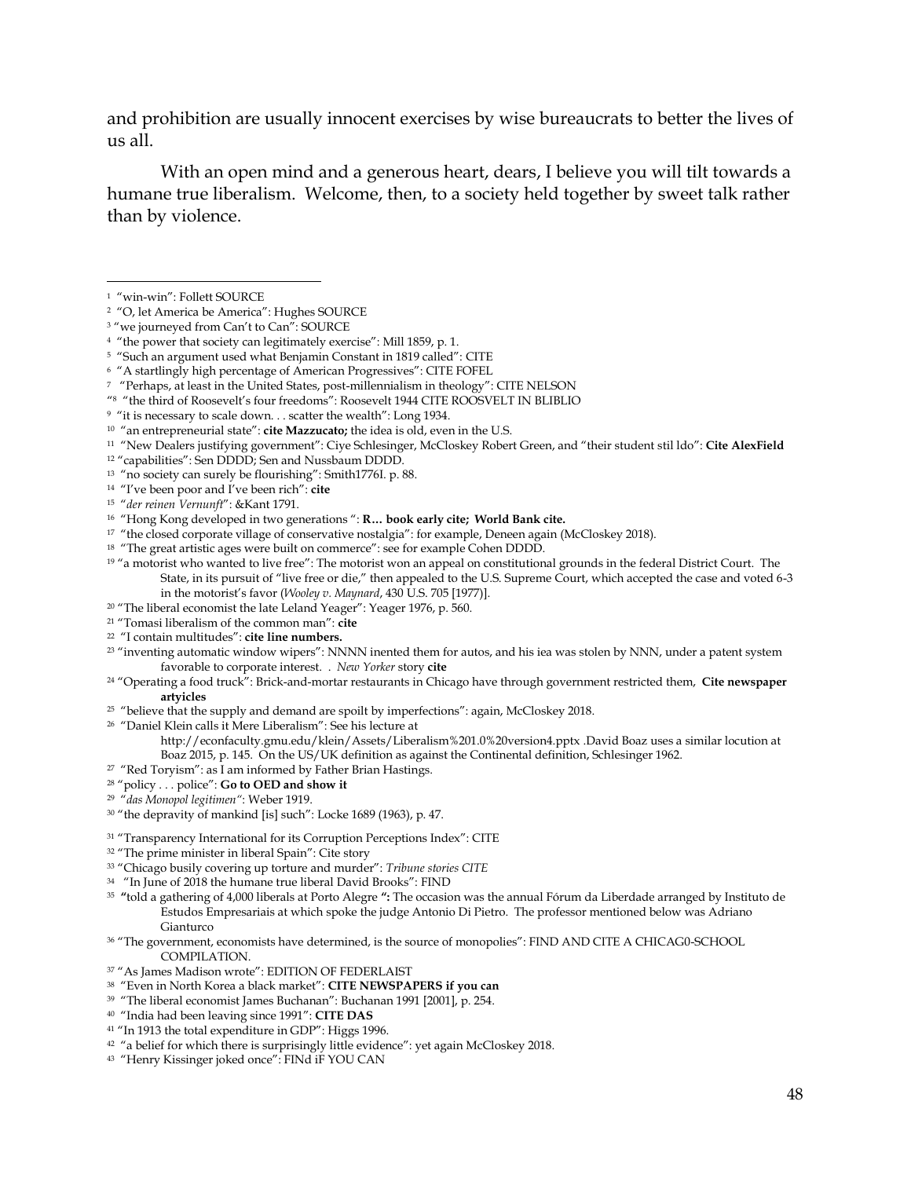and prohibition are usually innocent exercises by wise bureaucrats to better the lives of us all.

With an open mind and a generous heart, dears, I believe you will tilt towards a humane true liberalism. Welcome, then, to a society held together by sweet talk rather than by violence.

---

[1] "win-win": Follett SOURCE

[2] "O, let America be America": Hughes SOURCE

[3] "we journeyed from Can't to Can": SOURCE

[4] "the power that society can legitimately exercise": Mill 1859, p. 1.

[5] "Such an argument used what Benjamin Constant in 1819 called": CITE

[6] "A startlingly high percentage of American Progressives": CITE FOFEL

[7] "Perhaps, at least in the United States, post-millennialism in theology": CITE NELSON

"[8] "the third of Roosevelt's four freedoms": Roosevelt 1944 CITE ROOSVELT IN BLIBLIO

[9] "it is necessary to scale down. . . scatter the wealth": Long 1934.

[10] "an entrepreneurial state": **cite Mazzucato;** the idea is old, even in the U.S.

[11] "New Dealers justifying government": Ciye Schlesinger, McCloskey Robert Green, and "their student stil ldo": **Cite AlexField**

[12] "capabilities": Sen DDDD; Sen and Nussbaum DDDD.

[13] "no society can surely be flourishing": Smith1776I. p. 88.

[14] "I've been poor and I've been rich": **cite**

[15] "*der reinen Vernunft*": &Kant 1791.

[16] "Hong Kong developed in two generations ": **R… book early cite; World Bank cite.**

[17] "the closed corporate village of conservative nostalgia": for example, Deneen again (McCloskey 2018).

[18] "The great artistic ages were built on commerce": see for example Cohen DDDD.

[19] "a motorist who wanted to live free": The motorist won an appeal on constitutional grounds in the federal District Court. The State, in its pursuit of "live free or die," then appealed to the U.S. Supreme Court, which accepted the case and voted 6-3 in the motorist's favor (*Wooley v. Maynard*, 430 U.S. 705 [1977)].

[20] "The liberal economist the late Leland Yeager": Yeager 1976, p. 560.

[21] "Tomasi liberalism of the common man": **cite**

[22] "I contain multitudes": **cite line numbers.**

[23] "inventing automatic window wipers": NNNN inented them for autos, and his iea was stolen by NNN, under a patent system favorable to corporate interest. . *New Yorker* story **cite**

[24] "Operating a food truck": Brick-and-mortar restaurants in Chicago have through government restricted them, **Cite newspaper artyicles**

[25] "believe that the supply and demand are spoilt by imperfections": again, McCloskey 2018.

[26] "Daniel Klein calls it Mere Liberalism": See his lecture at http://econfaculty.gmu.edu/klein/Assets/Liberalism%201.0%20version4.pptx .David Boaz uses a similar locution at Boaz 2015, p. 145. On the US/UK definition as against the Continental definition, Schlesinger 1962.

[27] "Red Toryism": as I am informed by Father Brian Hastings.

[28] "policy . . . police": **Go to OED and show it**

[29] "*das Monopol legitimen"*: Weber 1919.

[30] "the depravity of mankind [is] such": Locke 1689 (1963), p. 47.

[31] "Transparency International for its Corruption Perceptions Index": CITE

[32] "The prime minister in liberal Spain": Cite story

[33] "Chicago busily covering up torture and murder": *Tribune stories CITE*

[34] "In June of 2018 the humane true liberal David Brooks": FIND

[35] **"**told a gathering of 4,000 liberals at Porto Alegre **":** The occasion was the annual Fórum da Liberdade arranged by Instituto de Estudos Empresariais at which spoke the judge Antonio Di Pietro. The professor mentioned below was Adriano Gianturco

[36] "The government, economists have determined, is the source of monopolies": FIND AND CITE A CHICAG0-SCHOOL COMPILATION.

[37] "As James Madison wrote": EDITION OF FEDERLAIST

[38] "Even in North Korea a black market": **CITE NEWSPAPERS if you can**

[39] "The liberal economist James Buchanan": Buchanan 1991 [2001], p. 254.

[40] "India had been leaving since 1991": **CITE DAS**

[41] "In 1913 the total expenditure in GDP": Higgs 1996.

[42] "a belief for which there is surprisingly little evidence": yet again McCloskey 2018.

[43] "Henry Kissinger joked once": FINd iF YOU CAN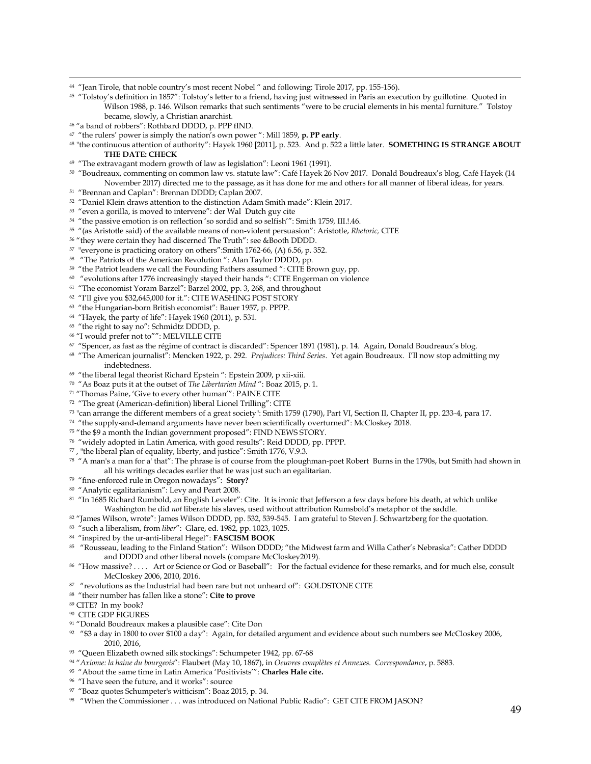[44] "Jean Tirole, that noble country's most recent Nobel " and following: Tirole 2017, pp. 155-156).

[45] "Tolstoy's definition in 1857": Tolstoy's letter to a friend, having just witnessed in Paris an execution by guillotine. Quoted in Wilson 1988, p. 146. Wilson remarks that such sentiments "were to be crucial elements in his mental furniture." Tolstoy became, slowly, a Christian anarchist.

[46] "a band of robbers": Rothbard DDDD, p. PPP fIND.

[47] "the rulers' power is simply the nation's own power ": Mill 1859, **p. PP early**.

[48] "the continuous attention of authority": Hayek 1960 [2011], p. 523. And p. 522 a little later. **SOMETHING IS STRANGE ABOUT THE DATE: CHECK**

[49] "The extravagant modern growth of law as legislation": Leoni 1961 (1991).

[50] "Boudreaux, commenting on common law vs. statute law": Café Hayek 26 Nov 2017. Donald Boudreaux's blog, Café Hayek (14 November 2017) directed me to the passage, as it has done for me and others for all manner of liberal ideas, for years.

[51] "Brennan and Caplan": Brennan DDDD; Caplan 2007.

[52] "Daniel Klein draws attention to the distinction Adam Smith made": Klein 2017.

[53] "even a gorilla, is moved to intervene": der Wal Dutch guy cite

[54] "the passive emotion is on reflection 'so sordid and so selfish'": Smith 1759, III.!.46.

[55] "(as Aristotle said) of the available means of non-violent persuasion": Aristotle, *Rhetoric,* CITE

[56] "they were certain they had discerned The Truth": see &Booth DDDD.

[57] "everyone is practicing oratory on others":Smith 1762-66, (A) 6.56, p. 352.

[58] "The Patriots of the American Revolution ": Alan Taylor DDDD, pp.

[59] "the Patriot leaders we call the Founding Fathers assumed ": CITE Brown guy, pp.

[60] "evolutions after 1776 increasingly stayed their hands ": CITE Engerman on violence

[61] "The economist Yoram Barzel": Barzel 2002, pp. 3, 268, and throughout

[62] "I'll give you $32,645,000 for it.": CITE WASHING POST STORY

[63] "the Hungarian-born British economist": Bauer 1957, p. PPPP.

[64] "Hayek, the party of life": Hayek 1960 (2011), p. 531.

[65] "the right to say no": Schmidtz DDDD, p.

[66] "I would prefer not to"": MELVILLE CITE

[67] "Spencer, as fast as the régime of contract is discarded": Spencer 1891 (1981), p. 14. Again, Donald Boudreaux's blog.

[68] "The American journalist": Mencken 1922, p. 292. *Prejudices: Third Series*. Yet again Boudreaux. I'll now stop admitting my indebtedness.

[69] "the liberal legal theorist Richard Epstein ": Epstein 2009, p xii-xiii.

[70] "As Boaz puts it at the outset of *The Libertarian Mind* ": Boaz 2015, p. 1.

[71] "Thomas Paine, 'Give to every other human'": PAINE CITE

[72] "The great (American-definition) liberal Lionel Trilling": CITE

[73] "can arrange the different members of a great society": Smith 1759 (1790), Part VI, Section II, Chapter II, pp. 233-4, para 17.

[74] "the supply-and-demand arguments have never been scientifically overturned": McCloskey 2018.

[75] "the $9 a month the Indian government proposed": FIND NEWS STORY.

[76] "widely adopted in Latin America, with good results": Reid DDDD, pp. PPPP.

[77] , "the liberal plan of equality, liberty, and justice": Smith 1776, V.9.3.

[78] "A man's a man for a' that": The phrase is of course from the ploughman-poet Robert Burns in the 1790s, but Smith had shown in all his writings decades earlier that he was just such an egalitarian.

[79] "fine-enforced rule in Oregon nowadays": **Story?**

[80] "Analytic egalitarianism": Levy and Peart 2008.

[81] "In 1685 Richard Rumbold, an English Leveler": Cite. It is ironic that Jefferson a few days before his death, at which unlike Washington he did *not* liberate his slaves, used without attribution Rumsbold's metaphor of the saddle.

[82] "James Wilson, wrote": James Wilson DDDD, pp. 532, 539-545. I am grateful to Steven J. Schwartzberg for the quotation.

[83] "such a liberalism, from *liber*": Glare, ed. 1982, pp. 1023, 1025.

[84] "inspired by the ur-anti-liberal Hegel": **FASCISM BOOK**

[85] "Rousseau, leading to the Finland Station": Wilson DDDD; "the Midwest farm and Willa Cather's Nebraska": Cather DDDD and DDDD and other liberal novels (compare McCloskey2019).

[86] "How massive? . . . . Art or Science or God or Baseball": For the factual evidence for these remarks, and for much else, consult McCloskey 2006, 2010, 2016.

[87] "revolutions as the Industrial had been rare but not unheard of": GOLDSTONE CITE

[88] "their number has fallen like a stone": **Cite to prove**

[89] CITE? In my book?

[90] CITE GDP FIGURES

[91] "Donald Boudreaux makes a plausible case": Cite Don

[92] "$3 a day in 1800 to over $100 a day": Again, for detailed argument and evidence about such numbers see McCloskey 2006, 2010, 2016,

[93] "Queen Elizabeth owned silk stockings": Schumpeter 1942, pp. 67-68

[94] "*Axiome: la haine du bourgeois*": Flaubert (May 10, 1867), in *Oeuvres complètes et Annexes. Correspondance*, p. 5883.

[95] "About the same time in Latin America 'Positivists'": **Charles Hale cite.**

[96] "I have seen the future, and it works": source

[97] "Boaz quotes Schumpeter's witticism": Boaz 2015, p. 34.

[98] "When the Commissioner . . . was introduced on National Public Radio": GET CITE FROM JASON?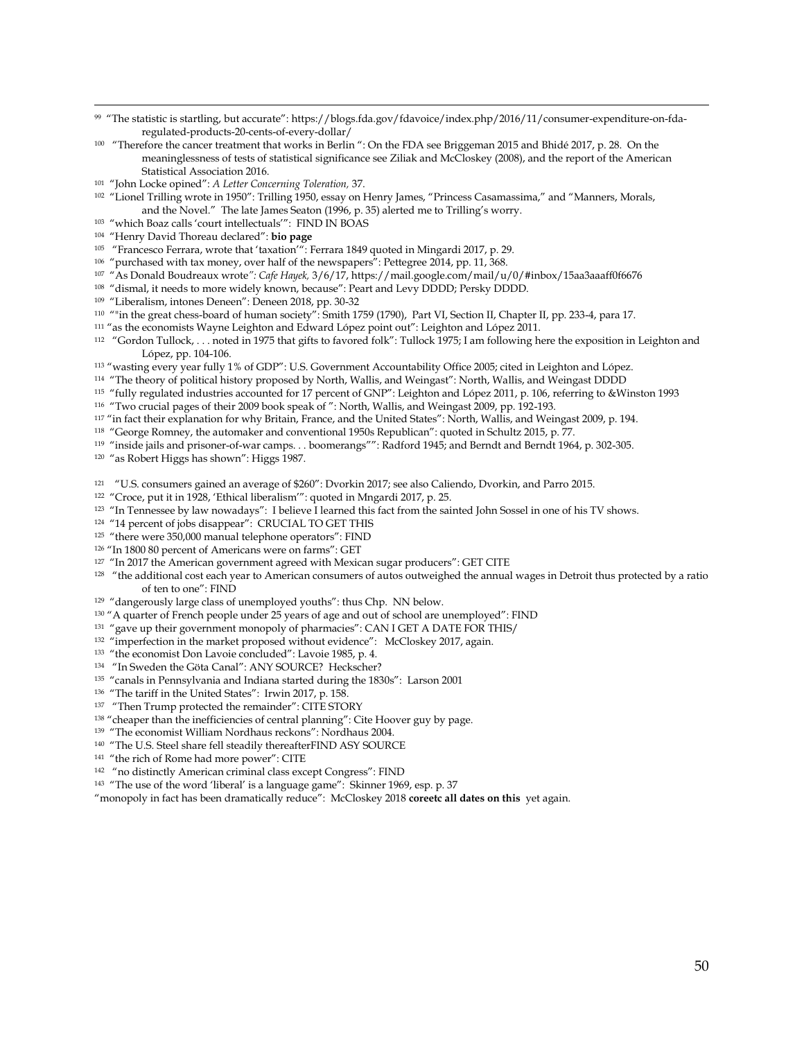99 "The statistic is startling, but accurate": https://blogs.fda.gov/fdavoice/index.php/2016/11/consumer-expenditure-on-fda-regulated-products-20-cents-of-every-dollar/

100 "Therefore the cancer treatment that works in Berlin ": On the FDA see Briggeman 2015 and Bhidé 2017, p. 28. On the meaninglessness of tests of statistical significance see Ziliak and McCloskey (2008), and the report of the American Statistical Association 2016.

101 "John Locke opined": *A Letter Concerning Toleration,* 37.

102 "Lionel Trilling wrote in 1950": Trilling 1950, essay on Henry James, "Princess Casamassima," and "Manners, Morals, and the Novel." The late James Seaton (1996, p. 35) alerted me to Trilling's worry.

103 "which Boaz calls 'court intellectuals'": FIND IN BOAS

104 "Henry David Thoreau declared": **bio page**

105 "Francesco Ferrara, wrote that 'taxation'": Ferrara 1849 quoted in Mingardi 2017, p. 29.

106 "purchased with tax money, over half of the newspapers": Pettegree 2014, pp. 11, 368.

107 "As Donald Boudreaux wrote*": Cafe Hayek,* 3/6/17, https://mail.google.com/mail/u/0/#inbox/15aa3aaaff0f6676

108 "dismal, it needs to more widely known, because": Peart and Levy DDDD; Persky DDDD.

109 "Liberalism, intones Deneen": Deneen 2018, pp. 30-32

110 ""in the great chess-board of human society": Smith 1759 (1790), Part VI, Section II, Chapter II, pp. 233-4, para 17.

111 "as the economists Wayne Leighton and Edward López point out": Leighton and López 2011.

112 "Gordon Tullock, . . . noted in 1975 that gifts to favored folk": Tullock 1975; I am following here the exposition in Leighton and López, pp. 104-106.

113 "wasting every year fully 1% of GDP": U.S. Government Accountability Office 2005; cited in Leighton and López.

114 "The theory of political history proposed by North, Wallis, and Weingast": North, Wallis, and Weingast DDDD

115 "fully regulated industries accounted for 17 percent of GNP": Leighton and López 2011, p. 106, referring to &Winston 1993

116 "Two crucial pages of their 2009 book speak of ": North, Wallis, and Weingast 2009, pp. 192-193.

117 "in fact their explanation for why Britain, France, and the United States": North, Wallis, and Weingast 2009, p. 194.

118 "George Romney, the automaker and conventional 1950s Republican": quoted in Schultz 2015, p. 77.

119 "inside jails and prisoner-of-war camps. . . boomerangs"": Radford 1945; and Berndt and Berndt 1964, p. 302-305.

120 "as Robert Higgs has shown": Higgs 1987.

121 "U.S. consumers gained an average of $260": Dvorkin 2017; see also Caliendo, Dvorkin, and Parro 2015.

122 "Croce, put it in 1928, 'Ethical liberalism'": quoted in Mngardi 2017, p. 25.

123 "In Tennessee by law nowadays": I believe I learned this fact from the sainted John Sossel in one of his TV shows.

124 "14 percent of jobs disappear": CRUCIAL TO GET THIS

125 "there were 350,000 manual telephone operators": FIND

126 "In 1800 80 percent of Americans were on farms": GET

127 "In 2017 the American government agreed with Mexican sugar producers": GET CITE

128 "the additional cost each year to American consumers of autos outweighed the annual wages in Detroit thus protected by a ratio of ten to one": FIND

129 "dangerously large class of unemployed youths": thus Chp. NN below.

130 "A quarter of French people under 25 years of age and out of school are unemployed": FIND

131 "gave up their government monopoly of pharmacies": CAN I GET A DATE FOR THIS/

132 "imperfection in the market proposed without evidence": McCloskey 2017, again.

133 "the economist Don Lavoie concluded": Lavoie 1985, p. 4.

134 "In Sweden the Göta Canal": ANY SOURCE? Heckscher?

135 "canals in Pennsylvania and Indiana started during the 1830s": Larson 2001

136 "The tariff in the United States": Irwin 2017, p. 158.

137 "Then Trump protected the remainder": CITE STORY

138 "cheaper than the inefficiencies of central planning": Cite Hoover guy by page.

139 "The economist William Nordhaus reckons": Nordhaus 2004.

140 "The U.S. Steel share fell steadily thereafterFIND ASY SOURCE

141 "the rich of Rome had more power": CITE

142 "no distinctly American criminal class except Congress": FIND

143 "The use of the word 'liberal' is a language game": Skinner 1969, esp. p. 37

"monopoly in fact has been dramatically reduce": McCloskey 2018 **coreetc all dates on this** yet again.